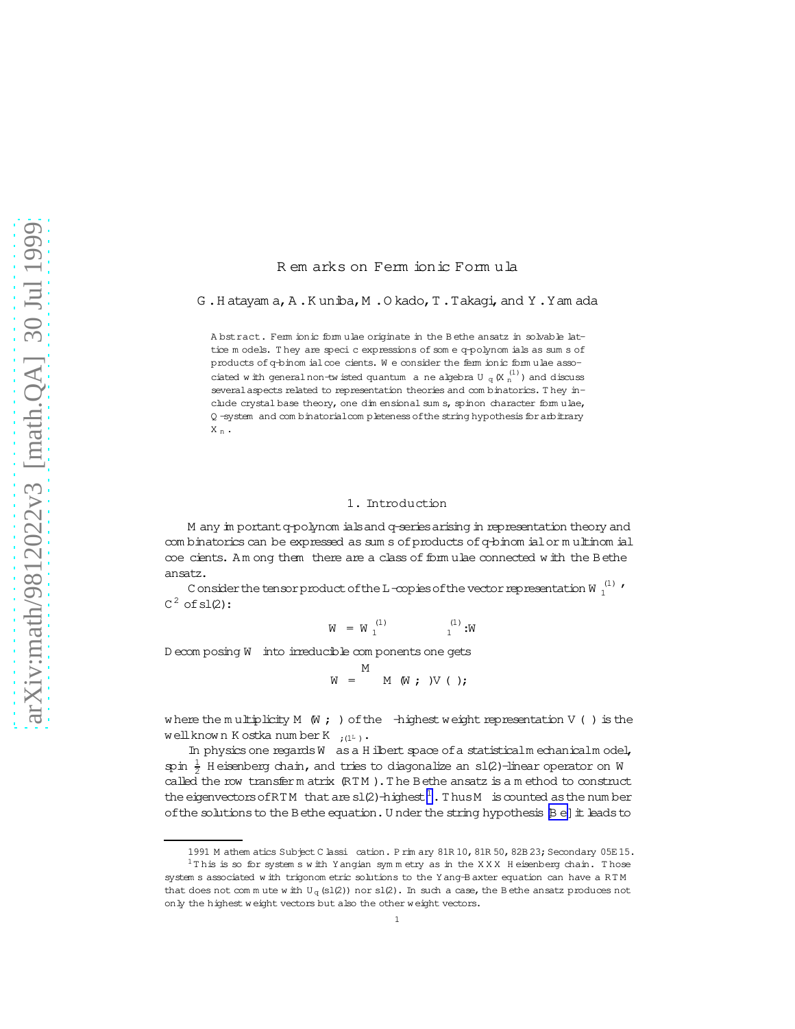# Remarks on Fermionic Formula

G. Hatayama, A. Kuniba, M. Okado, T. Takagi, and Y. Yamada

**Abstract.** Fermionic formulae originate in the Bethe ansatz in solvable lattice models. They are specific expressions of some q-polynomials as sums of products of q-binomial coefficients. We consider the fermionic formulae associated with general non-twisted quantum affine algebra $U_q(X_n^{(1)})$ and discuss several aspects related to representation theories and combinatorics. They include crystal base theory, one dimensional sums, spinon character formulae, Q-system and combinatorial completeness of the string hypothesis for arbitrary $X_n$.

## 1. Introduction

Many important q-polynomials and q-series arising in representation theory and combinatorics can be expressed as sums of products of q-binomial or multinomial coefficients. Among them there are a class of formulae connected with the Bethe ansatz.

Consider the tensor product of the L-copies of the vector representation $W_1^{(1)} \simeq \mathbb{C}^2$ of sl(2):

$$W = W_1^{(1)} \otimes \cdots \otimes W_1^{(1)}.$$

Decomposing $W$ into irreducible components one gets

$$W = \bigoplus_{\lambda} M(W,\lambda)V(\lambda),$$

where the multiplicity $M(W,\lambda)$ of the $\lambda$-highest weight representation $V(\lambda)$ is the well known Kostka number $K_{\lambda,(1^L)}$.

In physics one regards $W$ as a Hilbert space of a statistical mechanical model, spin $\frac{1}{2}$ Heisenberg chain, and tries to diagonalize an sl(2)-linear operator on $W$ called the row transfer matrix (RTM). The Bethe ansatz is a method to construct the eigenvectors of RTM that are sl(2)-highest[1]. Thus $M$ is counted as the number of the solutions to the Bethe equation. Under the string hypothesis [Be] it leads to

1991 Mathematics Subject Classification. Primary 81R10, 81R50, 82B23; Secondary 05E15.

[1] This is so for systems with Yangian symmetry as in the XXX Heisenberg chain. Those systems associated with trigonometric solutions to the Yang-Baxter equation can have a RTM that does not commute with $U_q(sl(2))$ nor sl(2). In such a case, the Bethe ansatz produces not only the highest weight vectors but also the other weight vectors.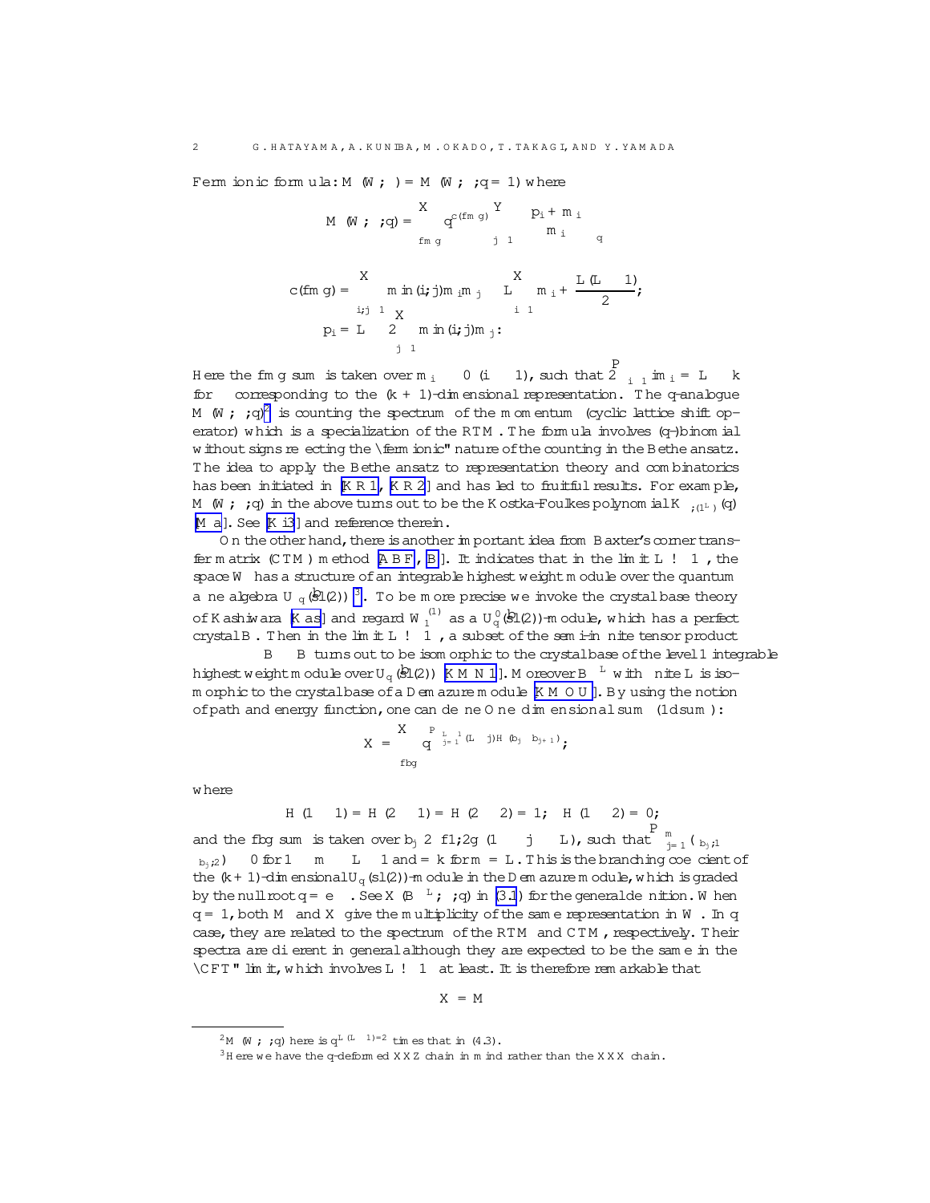Fermionic formula: $M(W;\lambda) = M(W;\lambda;q=1)$ where

$$M(W;\lambda;q) = \sum_{\{m\}} q^{c(\{m\})} \prod_{j\ge 1} \begin{bmatrix} p_i + m_i \\ m_i \end{bmatrix}_q$$

$$c(\{m\}) = \sum_{i,j\ge 1} \min(i,j) m_i m_j - L\sum_{i\ge 1} m_i + \frac{L(L-1)}{2};$$

$$p_i = L - 2\sum_{j\ge 1} \min(i,j) m_j:$$

Here the $\{m\}$ sum is taken over $m_i \ge 0$ $(i\ge 1)$, such that $2\sum_{i\ge 1} i m_i = L - k$ for $\lambda$ corresponding to the $(k+1)$-dimensional representation. The $q$-analogue $M(W;\lambda;q)$[2] is counting the spectrum of the momentum (cyclic lattice shift operator) which is a specialization of the RTM. The formula involves ($q$-)binomial without signs reflecting the "fermionic" nature of the counting in the Bethe ansatz. The idea to apply the Bethe ansatz to representation theory and combinatorics has been initiated in [KR1, KR2] and has led to fruitful results. For example, $M(W;\lambda;q)$ in the above turns out to be the Kostka-Foulkes polynomial $K_{\lambda(1^L)}(q)$ [Ma]. See [Ki3] and reference therein.

On the other hand, there is another important idea from Baxter's corner transfer matrix (CTM) method [ABF, B]. It indicates that in the limit $L\to\infty$, the space $W$ has a structure of an integrable highest weight module over the quantum affine algebra $U_q(\widehat{sl}(2))$[3]. To be more precise we invoke the crystal base theory of Kashiwara [Kas] and regard $W_1^{(1)}$ as a $U_q'(\widehat{sl}(2))$-module, which has a perfect crystal $B$. Then in the limit $L\to\infty$, a subset of the semi-infinite tensor product $\cdots\otimes B\otimes B$ turns out to be isomorphic to the crystal base of the level 1 integrable highest weight module over $U_q(\widehat{sl}(2))$ [KMN1]. Moreover $B^{\otimes L}$ with finite $L$ is isomorphic to the crystal base of a Demazure module [KMOU]. By using the notion of path and energy function, one can define One dimensional sum (1dsum):

$$X = \sum_{\{b\}} q^{\sum_{j=1}^{L-1}(L-j)H(b_j\otimes b_{j+1})};$$

where

$$H(1\otimes 1) = H(2\otimes 1) = H(2\otimes 2) = 1; \quad H(1\otimes 2) = 0;$$

and the $\{b\}$ sum is taken over $b_j\in\{1,2\}$ $(1\le j\le L)$, such that $\sum_{j=1}^{m}(\delta_{b_j,1}-\delta_{b_j,2}) \ge 0$ for $1\le m\le L-1$ and $=k$ for $m=L$. This is the branching coefficient of the $(k+1)$-dimensional $U_q(sl(2))$-module in the Demazure module, which is graded by the null root $q=e^{-\delta}$. See $X(B^{\otimes L};\lambda;q)$ in (3.1) for the general definition. When $q=1$, both $M$ and $X$ give the multiplicity of the same representation in $W$. In $q$ case, they are related to the spectrum of the RTM and CTM, respectively. Their spectra are different in general although they are expected to be the same in the "CFT" limit, which involves $L\to\infty$ at least. It is therefore remarkable that

$$X = M$$

[2] $M(W;\lambda;q)$ here is $q^{L(L-1)/2}$ times that in (4.3).

[3] Here we have the $q$-deformed XXZ chain in mind rather than the XXX chain.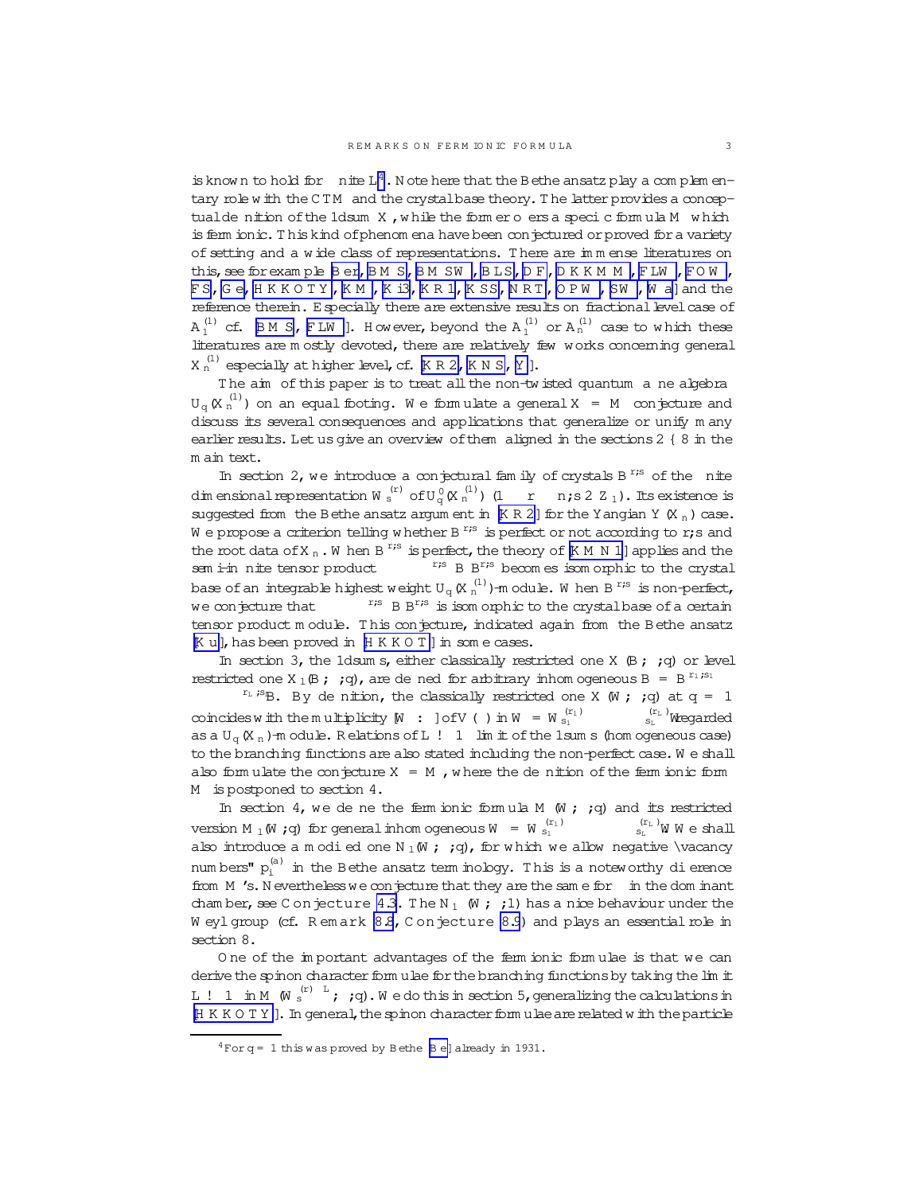is known to hold for finite $L$[4]. Note here that the Bethe ansatz play a complementary role with the CTM and the crystal base theory. The latter provides a conceptual definition of the 1dsum $X$, while the former offers a specific formula $M$ which is fermionic. This kind of phenomena have been conjectured or proved for a variety of setting and a wide class of representations. There are immense literatures on this, see for example [Ber, BMS, BMSW, BLS, DF, DKKMM, FLW, FOW, FS, Ge, HKKOTY, KM, Ki3, KR1, KSS, NRT, OPW, SW, Wa] and the reference therein. Especially there are extensive results on fractional level case of $A_1^{(1)}$ cf. [BMS, FLW]. However, beyond the $A_1^{(1)}$ or $A_n^{(1)}$ case to which these literatures are mostly devoted, there are relatively few works concerning general $X_n^{(1)}$ especially at higher level, cf. [KR2, KNS, Y].

The aim of this paper is to treat all the non-twisted quantum affine algebra $U_q(X_n^{(1)})$ on an equal footing. We formulate a general $X = M$ conjecture and discuss its several consequences and applications that generalize or unify many earlier results. Let us give an overview of them aligned in the sections 2 – 8 in the main text.

In section 2, we introduce a conjectural family of crystals $B^{r,s}$ of the finite dimensional representation $W_s^{(r)}$ of $U_q'(X_n^{(1)})$ $(1 \le r \le n; s \in \mathbb{Z}_{\ge 1})$. Its existence is suggested from the Bethe ansatz argument in [KR2] for the Yangian $Y(X_n)$ case. We propose a criterion telling whether $B^{r,s}$ is perfect or not according to $r, s$ and the root data of $X_n$. When $B^{r,s}$ is perfect, the theory of [KMN1] applies and the semi-infinite tensor product $\cdots \otimes B^{r,s} \otimes B^{r,s}$ becomes isomorphic to the crystal base of an integrable highest weight $U_q(X_n^{(1)})$-module. When $B^{r,s}$ is non-perfect, we conjecture that $\cdots \otimes B^{r,s} \otimes B^{r,s}$ is isomorphic to the crystal base of a certain tensor product module. This conjecture, indicated again from the Bethe ansatz [Ku], has been proved in [HKKOT] in some cases.

In section 3, the 1dsums, either classically restricted one $X(B, \lambda, q)$ or level restricted one $X_l(B, \lambda, q)$, are defined for arbitrary inhomogeneous $B = B^{r_1,s_1} \otimes \cdots \otimes B^{r_L,s_L}$. By definition, the classically restricted one $X(W, \lambda, q)$ at $q = 1$ coincides with the multiplicity $[W : V(\lambda)]$ of $V(\lambda)$ in $W = W_{s_1}^{(r_1)} \otimes \cdots \otimes W_{s_L}^{(r_L)}$ regarded as a $U_q(X_n)$-module. Relations of $L \to \infty$ limit of the 1sums (homogeneous case) to the branching functions are also stated including the non-perfect case. We shall also formulate the conjecture $X = M$, where the definition of the fermionic form $M$ is postponed to section 4.

In section 4, we define the fermionic formula $M(W, \lambda, q)$ and its restricted version $M_l(W, \lambda, q)$ for general inhomogeneous $W = W_{s_1}^{(r_1)} \otimes \cdots \otimes W_{s_L}^{(r_L)}$. We shall also introduce a modified one $N_l(W, \lambda, q)$, for which we allow negative "vacancy numbers" $p_i^{(a)}$ in the Bethe ansatz terminology. This is a noteworthy difference from $M$'s. Nevertheless we conjecture that they are the same for $\lambda$ in the dominant chamber, see Conjecture 4.3. The $N_1(W, \lambda, 1)$ has a nice behaviour under the Weyl group (cf. Remark 8.8, Conjecture 8.9) and plays an essential role in section 8.

One of the important advantages of the fermionic formulae is that we can derive the spinon character formulae for the branching functions by taking the limit $L \to \infty$ in $M(W_s^{(r)\otimes L}, \lambda, q)$. We do this in section 5, generalizing the calculations in [HKKOTY]. In general, the spinon character formulae are related with the particle

---

[4] For $q = 1$ this was proved by Bethe [Be] already in 1931.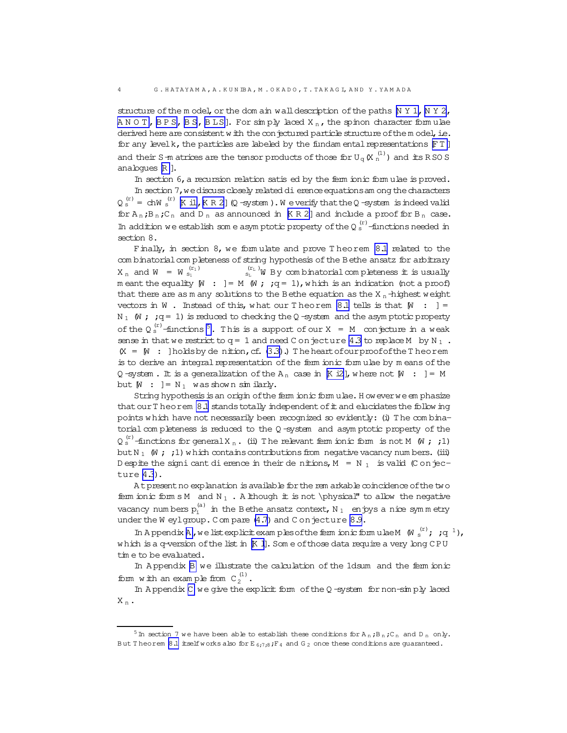structure of the model, or the domain wall description of the paths [NY1, NY2, ANOT, BPS, BS, BLS]. For simply laced $X_n$, the spinon character formulae derived here are consistent with the conjectured particle structure of the model, i.e. for any level $k$, the particles are labeled by the fundamental representations [FT] and their S-matrices are the tensor products of those for $U_q(X_n^{(1)})$ and its RSOS analogues [R].

In section 6, a recursion relation satisfied by the fermionic formulae is proved.

In section 7, we discuss closely related difference equations among the characters $Q_s^{(r)} = \mathrm{ch}\, W_s^{(r)}$ [Ki1, KR2] (Q-system). We verify that the Q-system is indeed valid for $A_n, B_n, C_n$ and $D_n$ as announced in [KR2] and include a proof for $B_n$ case. In addition we establish some asymptotic property of the $Q_s^{(r)}$-functions needed in section 8.

Finally, in section 8, we formulate and prove Theorem 8.1 related to the combinatorial completeness of string hypothesis of the Bethe ansatz for arbitrary $X_n$ and $W = W_{s_1}^{(r_1)} \otimes \cdots \otimes W_{s_L}^{(r_L)}$. By combinatorial completeness it is usually meant the equality $[W : \lambda] = M(W, \lambda; q=1)$, which is an indication (not a proof) that there are as many solutions to the Bethe equation as the $X_n$-highest weight vectors in $W$. Instead of this, what our Theorem 8.1 tells is that $[W : \lambda] = N_1(W, \lambda; q=1)$ is reduced to checking the Q-system and the asymptotic property of the $Q_s^{(r)}$-functions[5]. This is a support of our $X = M$ conjecture in a weak sense in that we restrict to $q = 1$ and need Conjecture 4.3 to replace $M$ by $N_1$. ($X = [W : \lambda]$ holds by definition, cf. (3.3).) The heart of our proof of the Theorem is to derive an integral representation of the fermionic formulae by means of the Q-system. It is a generalization of the $A_n$ case in [Ki2], where not $[W : \lambda] = M$ but $[W : \lambda] = N_1$ was shown similarly.

String hypothesis is an origin of the fermionic formulae. However we emphasize that our Theorem 8.1 stands totally independent of it and elucidates the following points which have not necessarily been recognized so evidently: (i) The combinatorial completeness is reduced to the Q-system and asymptotic property of the $Q_s^{(r)}$-functions for general $X_n$. (ii) The relevant fermionic form is not $M(W, \lambda; 1)$ but $N_1(W, \lambda; 1)$ which contains contributions from negative vacancy numbers. (iii) Despite the significant difference in their definitions, $M = N_1$ is valid (Conjecture 4.3).

At present no explanation is available for the remarkable coincidence of the two fermionic forms $M$ and $N_1$. Although it is not "physical" to allow the negative vacancy numbers $p_i^{(a)}$ in the Bethe ansatz context, $N_1$ enjoys a nice symmetry under the Weyl group. Compare (4.7) and Conjecture 8.9.

In Appendix A, we list explicit examples of the fermionic formulae $M(W_s^{(r)}, \lambda; q^{-1})$, which is a q-version of the list in [Kl]. Some of those data require a very long CPU time to be evaluated.

In Appendix B we illustrate the calculation of the 1dsum and the fermionic form with an example from $C_2^{(1)}$.

In Appendix C we give the explicit form of the Q-system for non-simply laced $X_n$.

---

[5] In section 7 we have been able to establish these conditions for $A_n, B_n, C_n$ and $D_n$ only. But Theorem 8.1 itself works also for $E_{6,7,8}, F_4$ and $G_2$ once these conditions are guaranteed.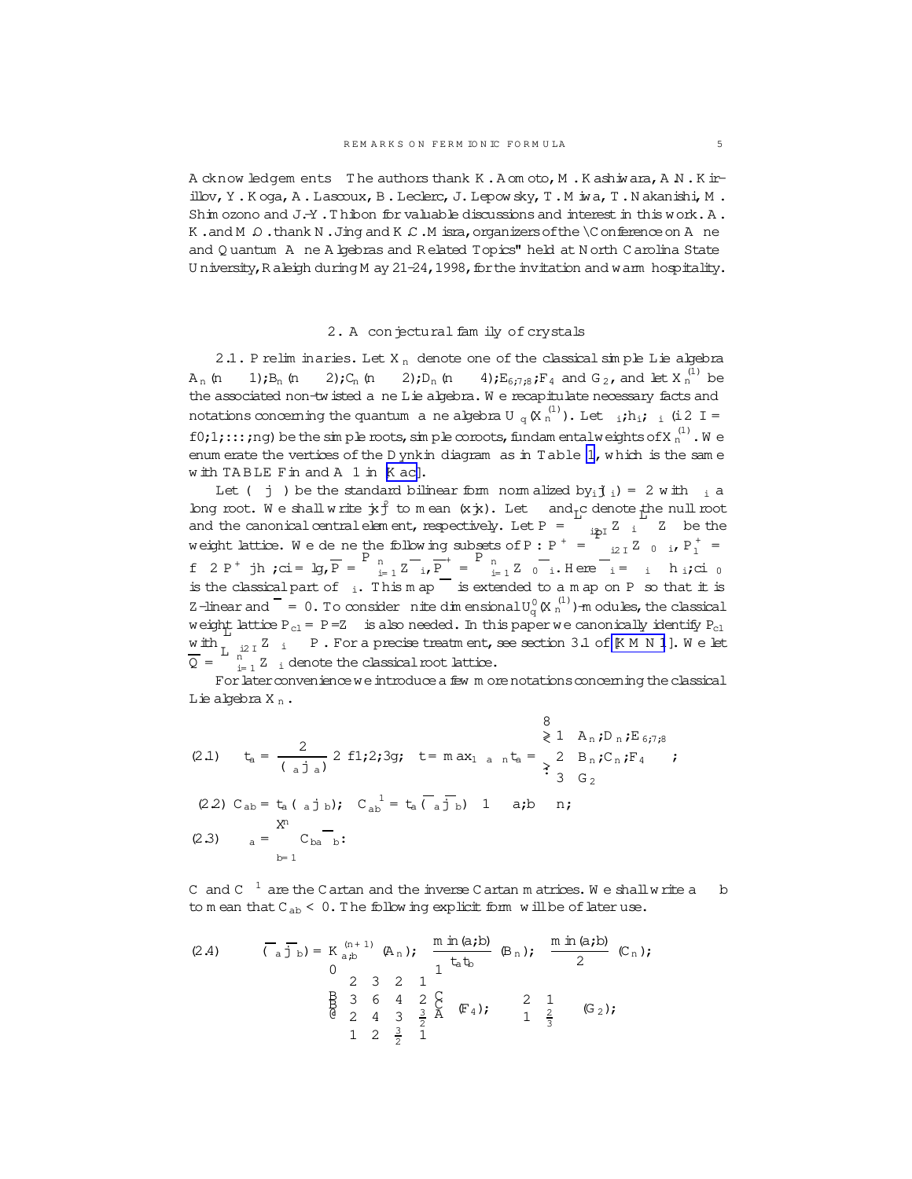**Acknowledgements** The authors thank K. Aomoto, M. Kashiwara, A. N. Kirillov, Y. Koga, A. Lascoux, B. Leclerc, J. Lepowsky, T. Miwa, T. Nakanishi, M. Shimozono and J.-Y. Thibon for valuable discussions and interest in this work. A. K. and M. O. thank N. Jing and K. C. Misra, organizers of the "Conference on Affine and Quantum Affine Algebras and Related Topics" held at North Carolina State University, Raleigh during May 21–24, 1998, for the invitation and warm hospitality.

## 2. A conjectural family of crystals

2.1. Preliminaries. Let $X_n$ denote one of the classical simple Lie algebra $A_n$ $(n \geq 1)$; $B_n$ $(n \geq 2)$; $C_n$ $(n \geq 2)$; $D_n$ $(n \geq 4)$; $E_{6,7,8}$; $F_4$ and $G_2$, and let $X_n^{(1)}$ be the associated non-twisted affine Lie algebra. We recapitulate necessary facts and notations concerning the quantum affine algebra $U_q(X_n^{(1)})$. Let $\alpha_i, h_i, \Lambda_i$ $(i \in I = \{0, 1, \ldots, n\})$ be the simple roots, simple coroots, fundamental weights of $X_n^{(1)}$. We enumerate the vertices of the Dynkin diagram as in Table 1, which is the same with TABLE Fin and Aff1 in [Kac].

Let $(\cdot|\cdot)$ be the standard bilinear form normalized by $(\alpha_i|\alpha_i) = 2$ with $\alpha_i$ a long root. We shall write $|x|^2$ to mean $(x|x)$. Let $\delta$ and $c$ denote the null root and the canonical central element, respectively. Let $P = \bigoplus_{i \in I} \mathbb{Z}\Lambda_i \oplus \mathbb{Z}\delta$ be the weight lattice. We define the following subsets of $P$: $P^+ = \bigoplus_{i \in I} \mathbb{Z}_{\geq 0}\Lambda_i$, $P_l^+ = \{\lambda \in P^+ \mid \langle h, \lambda \rangle = l\}$, $\overline{P} = \bigoplus_{i=1}^n \mathbb{Z}\overline{\Lambda}_i$, $\overline{P}^+ = \bigoplus_{i=1}^n \mathbb{Z}_{\geq 0}\overline{\Lambda}_i$. Here $\overline{\Lambda}_i = \Lambda_i - \langle h_i, c \rangle \Lambda_0$ is the classical part of $\Lambda_i$. This map $\overline{\phantom{x}}$ is extended to a map on $P$ so that it is $\mathbb{Z}$-linear and $\overline{\delta} = 0$. To consider finite dimensional $U_q'(X_n^{(1)})$-modules, the classical weight lattice $P_{cl} = P/\mathbb{Z}\delta$ is also needed. In this paper we canonically identify $P_{cl}$ with $\bigoplus_{i \in I} \mathbb{Z}\Lambda_i \subset P$. For a precise treatment, see section 3.1 of [KMN1]. We let $\overline{Q} = \bigoplus_{i=1}^n \mathbb{Z}\overline{\alpha}_i$ denote the classical root lattice.

For later convenience we introduce a few more notations concerning the classical Lie algebra $X_n$.

$$
(2.1) \quad t_a = \frac{2}{(\alpha_a|\alpha_a)} \in \{1, 2, 3\}; \quad t = \max_{1 \leq a \leq n} t_a = \begin{cases} 1 & A_n, D_n, E_{6,7,8} \\ 2 & B_n, C_n, F_4 \\ 3 & G_2 \end{cases};
$$

$$
(2.2) \quad C_{ab} = t_a(\alpha_a|\alpha_b); \quad C_{ab}^{-1} = t_a(\overline{\Lambda}_a|\overline{\Lambda}_b) \quad 1 \leq a, b \leq n;
$$

$$
(2.3) \quad \alpha_a = \sum_{b=1}^n C_{ba}\overline{\Lambda}_b.
$$

$C$ and $C^{-1}$ are the Cartan and the inverse Cartan matrices. We shall write $a \sim b$ to mean that $C_{ab} < 0$. The following explicit form will be of later use.

$$
(2.4) \quad (\overline{\Lambda}_a|\overline{\Lambda}_b) = K_{a,b}^{(n+1)} \ (A_n); \quad \frac{\min(a,b)}{t_a t_b} \ (B_n); \quad \frac{\min(a,b)}{2} \ (C_n);
$$

$$
\begin{pmatrix} 2 & 3 & 2 & 1 \\ 3 & 6 & 4 & 2 \\ 2 & 4 & 3 & \frac{3}{2} \\ 1 & 2 & \frac{3}{2} & 1 \end{pmatrix} (F_4); \qquad \begin{pmatrix} 2 & 1 \\ 1 & \frac{2}{3} \end{pmatrix} (G_2);
$$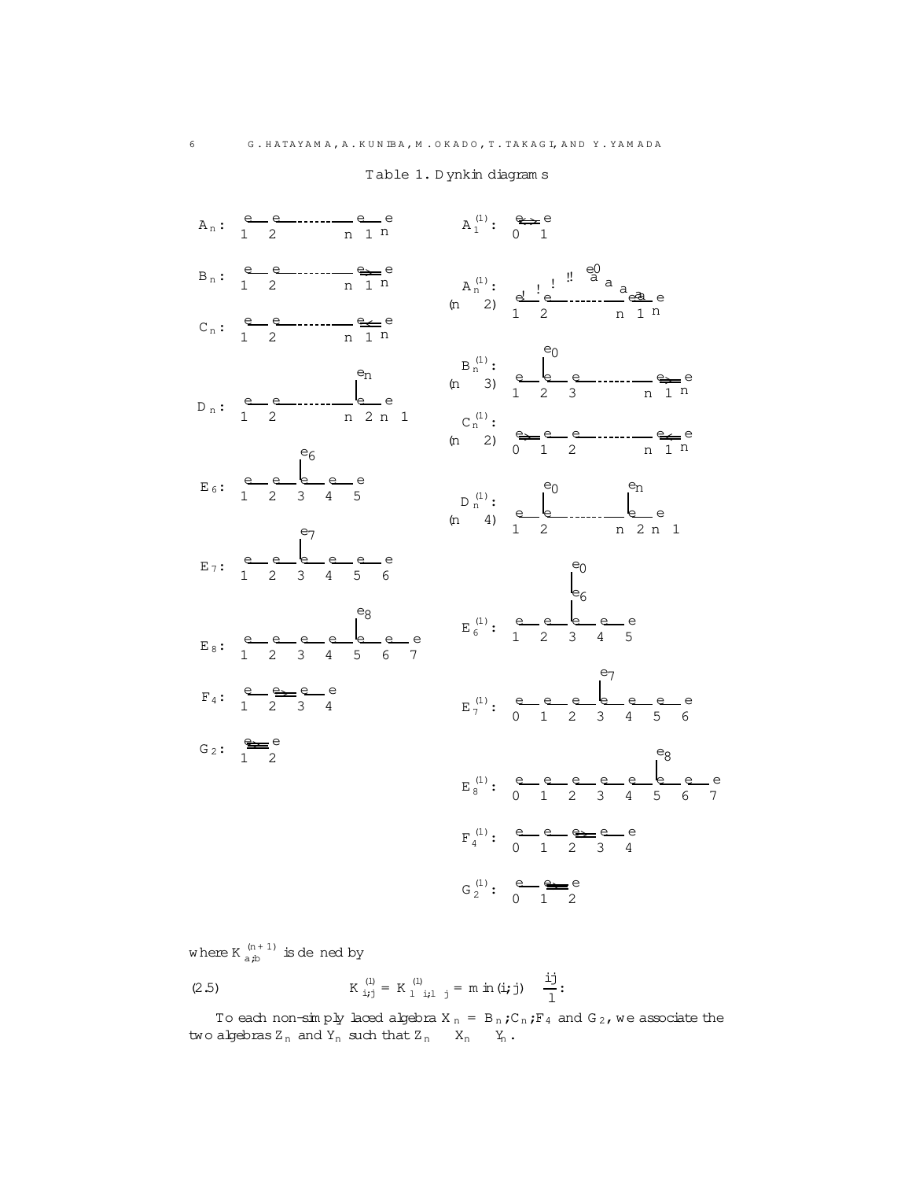Table 1. Dynkin diagrams

$A_n$: nodes $1, 2, \ldots, n-1, n$

$B_n$: nodes $1, 2, \ldots, n-1, n$ (double bond $n-1 \Rightarrow n$)

$C_n$: nodes $1, 2, \ldots, n-1, n$ (double bond $n-1 \Leftarrow n$)

$D_n$: nodes $1, 2, \ldots, n-2, n-1$, with $n$ attached to $n-2$

$E_6$: nodes $1, 2, 3, 4, 5$, with $6$ attached to $3$

$E_7$: nodes $1, 2, 3, 4, 5, 6$, with $7$ attached to $3$

$E_8$: nodes $1, 2, 3, 4, 5, 6, 7$, with $8$ attached to $5$

$F_4$: nodes $1, 2, 3, 4$ (double bond $2 \Rightarrow 3$)

$G_2$: nodes $1, 2$ (triple bond $1 \Rrightarrow 2$)

$A_1^{(1)}$: nodes $0, 1$ (bond $0 \Leftrightarrow 1$)

$A_n^{(1)}$ $(n \geq 2)$: nodes $1, 2, \ldots, n-1, n$, with $0$ attached to $1$ and $n$

$B_n^{(1)}$ $(n \geq 3)$: nodes $1, 2, 3, \ldots, n-1, n$ (double bond $n-1 \Rightarrow n$), with $0$ attached to $2$

$C_n^{(1)}$ $(n \geq 2)$: nodes $0, 1, 2, \ldots, n-1, n$ (double bonds $0 \Rightarrow 1$ and $n-1 \Leftarrow n$)

$D_n^{(1)}$ $(n \geq 4)$: nodes $1, 2, \ldots, n-2, n-1$, with $0$ attached to $2$ and $n$ attached to $n-2$

$E_6^{(1)}$: nodes $1, 2, 3, 4, 5$, with $6$ attached to $3$ and $0$ attached to $6$

$E_7^{(1)}$: nodes $0, 1, 2, 3, 4, 5, 6$, with $7$ attached to $3$

$E_8^{(1)}$: nodes $0, 1, 2, 3, 4, 5, 6, 7$, with $8$ attached to $5$

$F_4^{(1)}$: nodes $0, 1, 2, 3, 4$ (double bond $2 \Rightarrow 3$)

$G_2^{(1)}$: nodes $0, 1, 2$ (triple bond $1 \Rrightarrow 2$)

where $K_{a,b}^{(n+1)}$ is defined by

$$K_{i,j}^{(l)} = K_{l-i,l-j}^{(l)} = \min(i,j) - \frac{ij}{l}. \tag{2.5}$$

To each non-simply laced algebra $X_n = B_n, C_n, F_4$ and $G_2$, we associate the two algebras $Z_n$ and $Y_n$ such that $Z_n \subset X_n \subset Y_n$.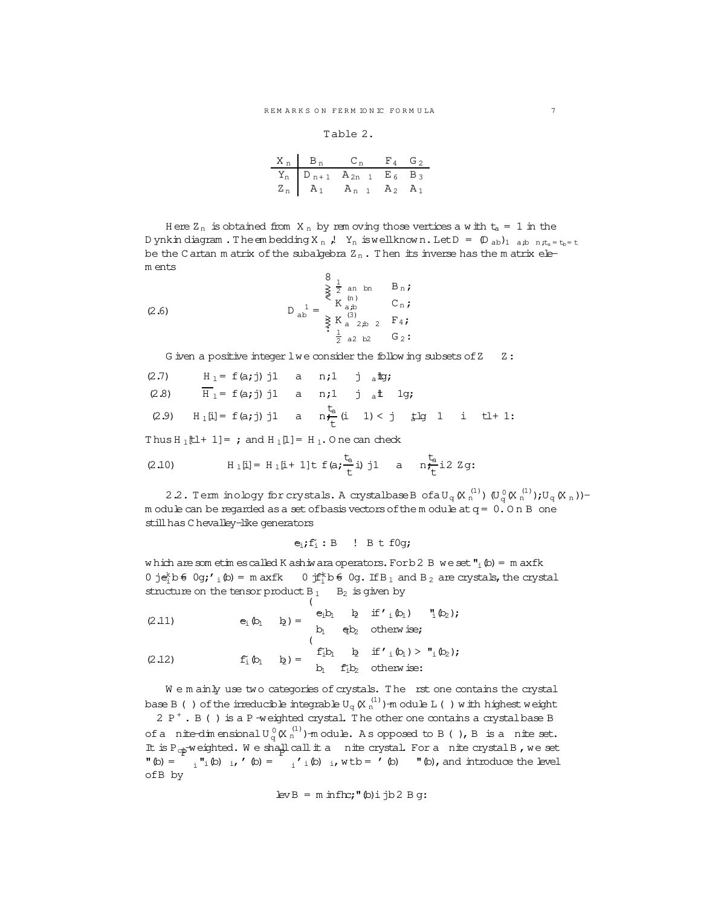Table 2.

| $X_n$ | $B_n$ | $C_n$ | $F_4$ | $G_2$ |
|---|---|---|---|---|
| $Y_n$ | $D_{n+1}$ | $A_{2n-1}$ | $E_6$ | $B_3$ |
| $Z_n$ | $A_1$ | $A_{n-1}$ | $A_2$ | $A_1$ |

Here $Z_n$ is obtained from $X_n$ by removing those vertices $a$ with $t_a = 1$ in the Dynkin diagram. The embedding $X_n \hookrightarrow Y_n$ is well known. Let $D = (D_{ab})_{1 \le a,b \le n; t_a = t_b = t}$ be the Cartan matrix of the subalgebra $Z_n$. Then its inverse has the matrix elements

$$
(2.6) \qquad D^{-1}_{ab} = \begin{cases} \frac{1}{2}\delta_{an}\delta_{bn} & B_n; \\ K^{(n)}_{a,b} & C_n; \\ K^{(3)}_{a-2,b-2} & F_4; \\ \frac{1}{2}\delta_{a2}\delta_{b2} & G_2. \end{cases}
$$

Given a positive integer $l$ we consider the following subsets of $\mathbb{Z} \times \mathbb{Z}$:

$$
(2.7) \qquad H_l = \{(a,j) \mid 1 \le a \le n, 1 \le j \le t_a l\},
$$

$$
(2.8) \qquad \overline{H}_l = \{(a,j) \mid 1 \le a \le n, 1 \le j \le t_a l - 1\},
$$

$$
(2.9) \qquad H_l[i] = \{(a,j) \mid 1 \le a \le n, \frac{t_a}{t}(i-1) < j \le t_a l\} \quad 1 \le i \le tl+1.
$$

Thus $H_l[tl+1] = \emptyset$ and $H_l[1] = H_l$. One can check

$$
(2.10) \qquad H_l[i] = H_l[i+1] \sqcup \{(a, \frac{t_a}{t} i) \mid 1 \le a \le n, \frac{t_a}{t} i \in \mathbb{Z}\}.
$$

2.2. **Terminology for crystals.** A crystal base $B$ of a $U_q(X_n^{(1)})$ $(U'_q(X_n^{(1)}); U_q(X_n))$-module can be regarded as a set of basis vectors of the module at $q = 0$. On $B$ one still has Chevalley-like generators

$$
\tilde{e}_i, \tilde{f}_i : B \longrightarrow B \sqcup \{0\},
$$

which are sometimes called Kashiwara operators. For $b \in B$ we set $\varepsilon_i(b) = \max\{k \ge 0 \mid \tilde{e}_i^k b \ne 0\}$, $\varphi_i(b) = \max\{k \ge 0 \mid \tilde{f}_i^k b \ne 0\}$. If $B_1$ and $B_2$ are crystals, the crystal structure on the tensor product $B_1 \otimes B_2$ is given by

$$
(2.11) \qquad \tilde{e}_i(b_1 \otimes b_2) = \begin{cases} \tilde{e}_i b_1 \otimes b_2 & \text{if } \varphi_i(b_1) \ge \varepsilon_i(b_2), \\ b_1 \otimes \tilde{e}_i b_2 & \text{otherwise}, \end{cases}
$$

$$
(2.12) \qquad \tilde{f}_i(b_1 \otimes b_2) = \begin{cases} \tilde{f}_i b_1 \otimes b_2 & \text{if } \varphi_i(b_1) > \varepsilon_i(b_2), \\ b_1 \otimes \tilde{f}_i b_2 & \text{otherwise}. \end{cases}
$$

We mainly use two categories of crystals. The first one contains the crystal base $B(\lambda)$ of the irreducible integrable $U_q(X_n^{(1)})$-module $L(\lambda)$ with highest weight $\lambda \in P^+$. $B(\lambda)$ is a $P$-weighted crystal. The other one contains a crystal base $B$ of a finite-dimensional $U'_q(X_n^{(1)})$-module. As opposed to $B(\lambda)$, $B$ is a finite set. It is $P_{cl}$-weighted. We shall call it a finite crystal. For a finite crystal $B$, we set $\varepsilon(b) = \sum_i \varepsilon_i(b)\Lambda_i$, $\varphi(b) = \sum_i \varphi_i(b)\Lambda_i$, $\mathrm{wt}\, b = \varphi(b) - \varepsilon(b)$, and introduce the level of $B$ by

$$
\mathrm{lev}\, B = \min\{\langle c, \varepsilon(b)\rangle \mid b \in B\}.
$$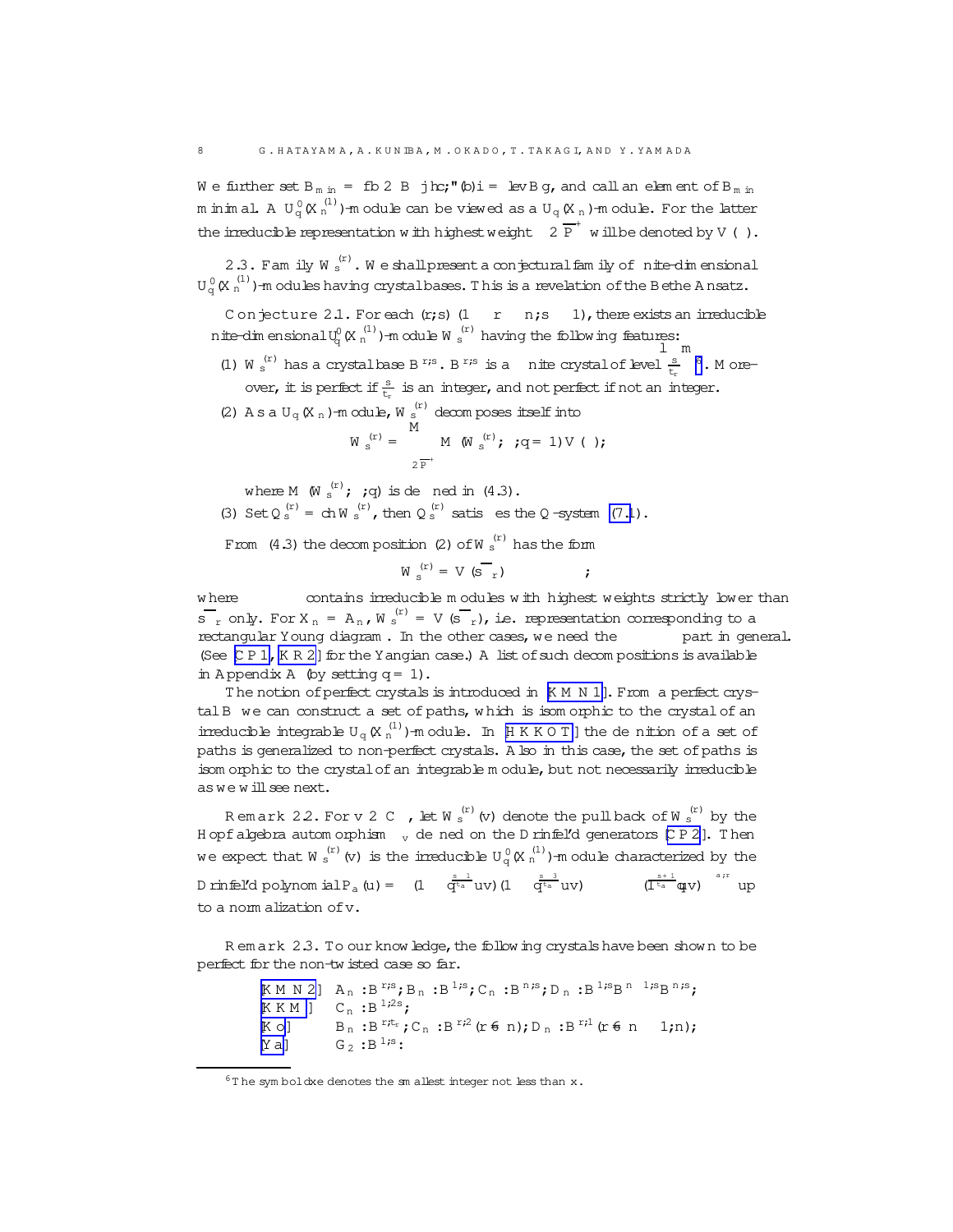We further set $B_{\min} = \{b \in B \mid \langle c, \varepsilon(b)\rangle = \operatorname{lev} B\}$, and call an element of $B_{\min}$ minimal. A $U_q^0(X_n^{(1)})$-module can be viewed as a $U_q(X_n)$-module. For the latter the irreducible representation with highest weight $\lambda \in \overline{P}^+$ will be denoted by $V(\lambda)$.

2.3. **Family $W_s^{(r)}$.** We shall present a conjectural family of finite-dimensional $U_q^0(X_n^{(1)})$-modules having crystal bases. This is a revelation of the Bethe Ansatz.

**Conjecture 2.1.** For each $(r,s)$ $(1 \le r \le n, s \ge 1)$, there exists an irreducible finite-dimensional $U_q^0(X_n^{(1)})$-module $W_s^{(r)}$ having the following features:

(1) $W_s^{(r)}$ has a crystal base $B^{r,s}$. $B^{r,s}$ is a finite crystal of level $\lceil \frac{s}{t_r} \rceil$ [6]. Moreover, it is perfect if $\frac{s}{t_r}$ is an integer, and not perfect if not an integer.

(2) As a $U_q(X_n)$-module, $W_s^{(r)}$ decomposes itself into

$$W_s^{(r)} = \bigoplus_{\lambda \in \overline{P}^+} M(W_s^{(r)}, \lambda, q=1) V(\lambda),$$

where $M(W_s^{(r)}, \lambda, q)$ is defined in (4.3).

(3) Set $Q_s^{(r)} = \operatorname{ch} W_s^{(r)}$, then $Q_s^{(r)}$ satisfies the $Q$-system (7.1).

From (4.3) the decomposition (2) of $W_s^{(r)}$ has the form

$$W_s^{(r)} = V(s\overline{\Lambda}_r) \oplus \cdots,$$

where $\cdots$ contains irreducible modules with highest weights strictly lower than $s\overline{\Lambda}_r$ only. For $X_n = A_n$, $W_s^{(r)} = V(s\overline{\Lambda}_r)$, i.e. representation corresponding to a rectangular Young diagram. In the other cases, we need the $\cdots$ part in general. (See [CP1, KR2] for the Yangian case.) A list of such decompositions is available in Appendix A (by setting $q = 1$).

The notion of perfect crystals is introduced in [KMN1]. From a perfect crystal $B$ we can construct a set of paths, which is isomorphic to the crystal of an irreducible integrable $U_q(X_n^{(1)})$-module. In [HKKOT] the definition of a set of paths is generalized to non-perfect crystals. Also in this case, the set of paths is isomorphic to the crystal of an integrable module, but not necessarily irreducible as we will see next.

**Remark 2.2.** For $v \in \mathbb{C}^\times$, let $W_s^{(r)}(v)$ denote the pullback of $W_s^{(r)}$ by the Hopf algebra automorphism $\tau_v$ defined on the Drinfel'd generators [CP2]. Then we expect that $W_s^{(r)}(v)$ is the irreducible $U_q^0(X_n^{(1)})$-module characterized by the Drinfel'd polynomial $P_a(u) = \left((1 - q_{t_a}^{\frac{s-1}{}}uv)(1 - q_{t_a}^{\frac{s-3}{}}uv)\cdots(1 - q_{t_a}^{\frac{-s+1}{}}uv)\right)^{\delta_{a,r}}$ up to a normalization of $v$.

**Remark 2.3.** To our knowledge, the following crystals have been shown to be perfect for the non-twisted case so far.

| | |
|---|---|
| [KMN2] | $A_n : B^{r,s}; B_n : B^{1,s}; C_n : B^{n,s}; D_n : B^{1,s} B^{n-1,s} B^{n,s};$ |
| [KKM] | $C_n : B^{1,2s};$ |
| [Ko] | $B_n : B^{r,t_r}; C_n : B^{r,2} (r \ne n); D_n : B^{r,1} (r \ne n-1, n);$ |
| [Ya] | $G_2 : B^{1,s}.$ |

[6] The symbol $\lceil x \rceil$ denotes the smallest integer not less than $x$.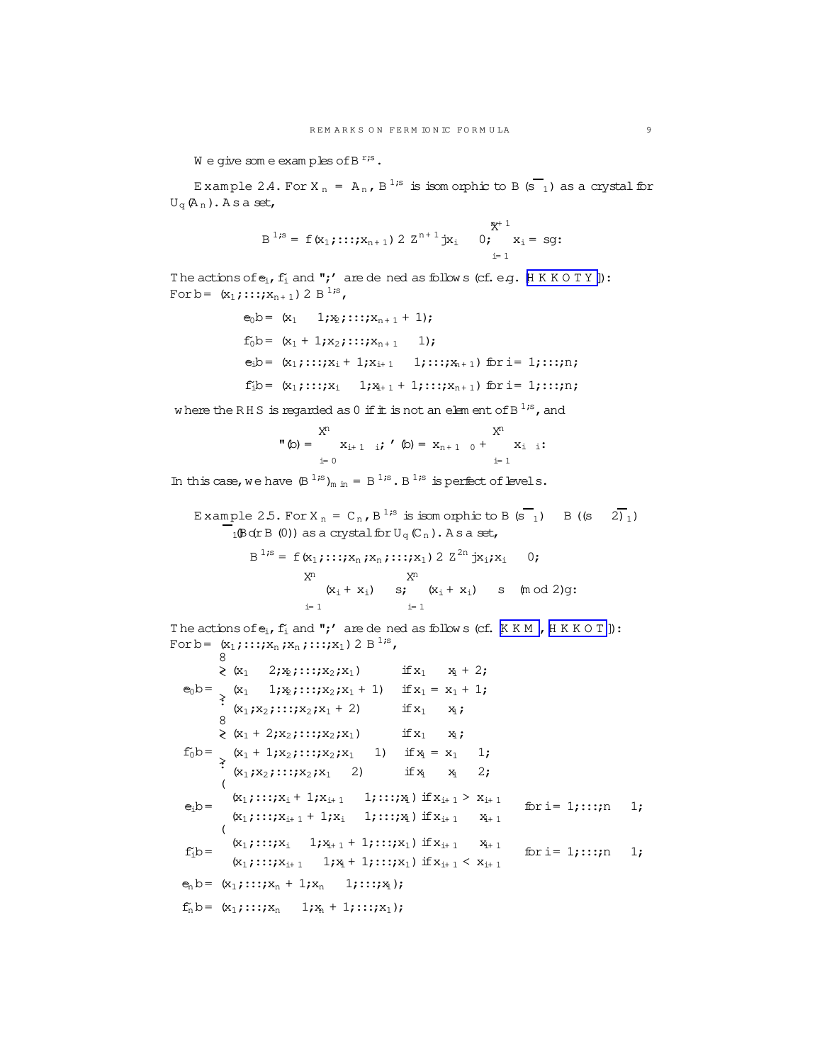We give some examples of $B^{r,s}$.

Example 2.4. For $X_n = A_n$, $B^{1,s}$ is isomorphic to $B(s\overline{\varpi}_1)$ as a crystal for $U_q(A_n)$. As a set,

$$B^{1,s} = \{(x_1,\dots,x_{n+1}) \in \mathbb{Z}^{n+1} \mid x_i \geq 0, \sum_{i=1}^{n+1} x_i = s\}.$$

The actions of $\tilde{e}_i$, $\tilde{f}_i$ and $\varepsilon, \varphi$ are defined as follows (cf. e.g. [HKKOTY]): For $b = (x_1,\dots,x_{n+1}) \in B^{1,s}$,

$$\tilde{e}_0 b = (x_1 - 1, x_2, \dots, x_{n+1} + 1);$$

$$\tilde{f}_0 b = (x_1 + 1, x_2, \dots, x_{n+1} - 1);$$

$$\tilde{e}_i b = (x_1, \dots, x_i + 1, x_{i+1} - 1, \dots, x_{n+1}) \text{ for } i = 1,\dots,n;$$

$$\tilde{f}_i b = (x_1, \dots, x_i - 1, x_{i+1} + 1, \dots, x_{n+1}) \text{ for } i = 1,\dots,n;$$

where the RHS is regarded as 0 if it is not an element of $B^{1,s}$, and

$$\varepsilon(b) = \sum_{i=0}^{n} x_{i+1}\Lambda_i, \quad \varphi(b) = x_{n+1}\Lambda_0 + \sum_{i=1}^{n} x_i\Lambda_i.$$

In this case, we have $(B^{1,s})_{\min} = B^{1,s}$. $B^{1,s}$ is perfect of level $s$.

Example 2.5. For $X_n = C_n$, $B^{1,s}$ is isomorphic to $B(s\overline{\varpi}_1) \oplus B((s-2)\overline{\varpi}_1) \oplus \cdots \oplus B(\overline{\varpi}_1)$ (or $B(0)$) as a crystal for $U_q(C_n)$. As a set,

$$B^{1,s} = \{(x_1,\dots,x_n,\bar{x}_n,\dots,\bar{x}_1) \in \mathbb{Z}^{2n} \mid x_i, \bar{x}_i \geq 0,$$
$$\sum_{i=1}^{n}(x_i + \bar{x}_i) \leq s, \quad \sum_{i=1}^{n}(x_i + \bar{x}_i) \equiv s \pmod 2\}.$$

The actions of $\tilde{e}_i$, $\tilde{f}_i$ and $\varepsilon, \varphi$ are defined as follows (cf. [KKM], [HKKOT]): For $b = (x_1,\dots,x_n,\bar{x}_n,\dots,\bar{x}_1) \in B^{1,s}$,

$$\tilde{e}_0 b = \begin{cases} (x_1 - 2, x_2, \dots, \bar{x}_2, \bar{x}_1) & \text{if } x_1 \geq \bar{x}_1 + 2; \\ (x_1 - 1, x_2, \dots, \bar{x}_2, \bar{x}_1 + 1) & \text{if } x_1 = \bar{x}_1 + 1; \\ (x_1, x_2, \dots, \bar{x}_2, \bar{x}_1 + 2) & \text{if } x_1 \leq \bar{x}_1; \end{cases}$$

$$\tilde{f}_0 b = \begin{cases} (x_1 + 2, x_2, \dots, \bar{x}_2, \bar{x}_1) & \text{if } x_1 \geq \bar{x}_1; \\ (x_1 + 1, x_2, \dots, \bar{x}_2, \bar{x}_1 - 1) & \text{if } \bar{x}_1 = x_1 + 1; \\ (x_1, x_2, \dots, \bar{x}_2, \bar{x}_1 - 2) & \text{if } \bar{x}_1 \geq x_1 + 2; \end{cases}$$

$$\tilde{e}_i b = \begin{cases} (x_1, \dots, x_i + 1, x_{i+1} - 1, \dots, \bar{x}_1) & \text{if } x_{i+1} > \bar{x}_{i+1} \\ (x_1, \dots, \bar{x}_{i+1} + 1, \bar{x}_i - 1, \dots, \bar{x}_1) & \text{if } x_{i+1} \leq \bar{x}_{i+1} \end{cases} \quad \text{for } i = 1,\dots,n-1;$$

$$\tilde{f}_i b = \begin{cases} (x_1, \dots, x_i - 1, x_{i+1} + 1, \dots, \bar{x}_1) & \text{if } x_{i+1} \geq \bar{x}_{i+1} \\ (x_1, \dots, \bar{x}_{i+1} - 1, \bar{x}_i + 1, \dots, \bar{x}_1) & \text{if } x_{i+1} < \bar{x}_{i+1} \end{cases} \quad \text{for } i = 1,\dots,n-1;$$

$$\tilde{e}_n b = (x_1, \dots, x_n + 1, \bar{x}_n - 1, \dots, \bar{x}_1);$$

$$\tilde{f}_n b = (x_1, \dots, x_n - 1, \bar{x}_n + 1, \dots, \bar{x}_1);$$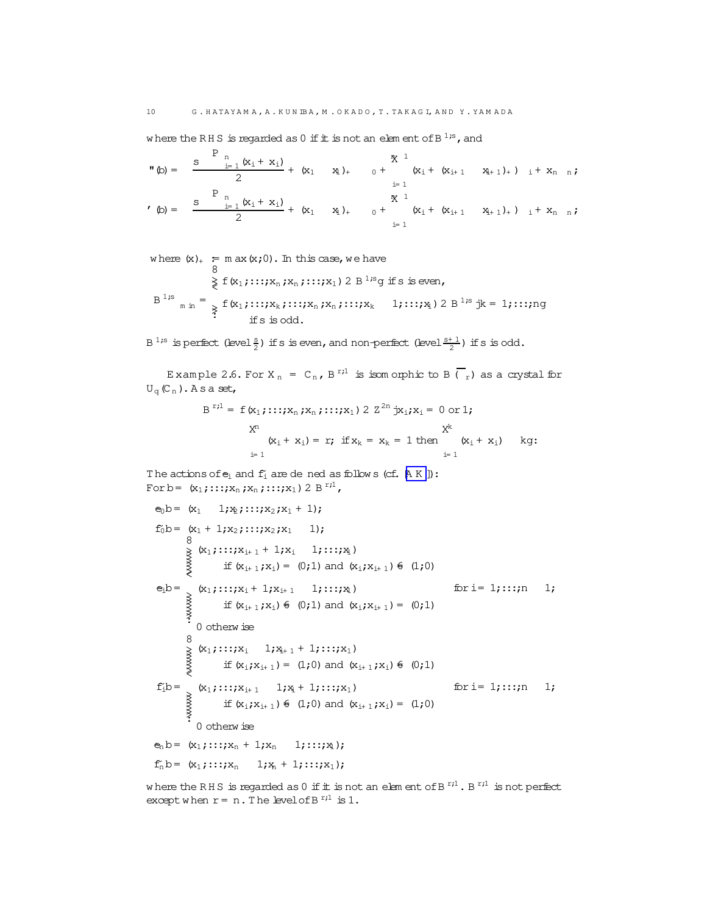where the RHS is regarded as 0 if it is not an element of $B^{1,s}$, and

$$\varepsilon(b) = \frac{s - \sum_{i=1}^{n}(x_i + \bar{x}_i)}{2} + (x_1 - \bar{x}_1)_+ \Lambda_0 + \sum_{i=1}^{n-1}(\bar{x}_i + (x_{i+1} - \bar{x}_{i+1})_+)\Lambda_i + \bar{x}_n \Lambda_n,$$

$$\varphi(b) = \frac{s - \sum_{i=1}^{n}(x_i + \bar{x}_i)}{2} + (\bar{x}_1 - x_1)_+ \Lambda_0 + \sum_{i=1}^{n-1}(x_i + (\bar{x}_{i+1} - x_{i+1})_+)\Lambda_i + x_n \Lambda_n,$$

where $(x)_+ := \max(x, 0)$. In this case, we have

$$B^{1,s}_{\min} = \begin{cases} \{(x_1, \ldots, x_n, \bar{x}_n, \ldots, \bar{x}_1) \in B^{1,s}\} & \text{if } s \text{ is even,} \\ \{(x_1, \ldots, x_k, \ldots, x_n, \bar{x}_n, \ldots, \bar{x}_k - 1, \ldots, \bar{x}_1) \in B^{1,s} \mid k = 1, \ldots, n\} & \\ \quad \text{if } s \text{ is odd.} & \end{cases}$$

$B^{1,s}$ is perfect (level $\frac{s}{2}$) if $s$ is even, and non-perfect (level $\frac{s+1}{2}$) if $s$ is odd.

**Example 2.6.** For $X_n = C_n$, $B^{r,1}$ is isomorphic to $B(\overline{\Lambda}_r)$ as a crystal for $U_q(C_n)$. As a set,

$$B^{r,1} = \{(x_1, \ldots, x_n, \bar{x}_n, \ldots, \bar{x}_1) \in \mathbb{Z}^{2n} \mid x_i, \bar{x}_i = 0 \text{ or } 1;$$
$$\sum_{i=1}^{n}(x_i + \bar{x}_i) = r; \text{ if } x_k = \bar{x}_k = 1 \text{ then } \sum_{i=1}^{k}(x_i + \bar{x}_i) \le k\}.$$

The actions of $\tilde{e}_i$ and $\tilde{f}_i$ are defined as follows (cf. [AK]):
For $b = (x_1, \ldots, x_n, \bar{x}_n, \ldots, \bar{x}_1) \in B^{r,1}$,

$$\tilde{e}_0 b = (x_1 - 1, x_2, \ldots, \bar{x}_2, \bar{x}_1 + 1);$$

$$\tilde{f}_0 b = (x_1 + 1, x_2, \ldots, \bar{x}_2, \bar{x}_1 - 1);$$

$$\tilde{e}_i b = \begin{cases} (x_1, \ldots, x_{i+1} + 1, x_i - 1, \ldots, \bar{x}_1) & \\ \quad \text{if } (x_{i+1}, x_i) = (0, 1) \text{ and } (\bar{x}_i, \bar{x}_{i+1}) \ne (1, 0) & \\ (x_1, \ldots, \bar{x}_i + 1, \bar{x}_{i+1} - 1, \ldots, \bar{x}_1) & \text{for } i = 1, \ldots, n-1; \\ \quad \text{if } (x_{i+1}, x_i) \ne (0, 1) \text{ and } (\bar{x}_i, \bar{x}_{i+1}) = (0, 1) & \\ 0 \text{ otherwise} & \end{cases}$$

$$\tilde{f}_i b = \begin{cases} (x_1, \ldots, x_i - 1, x_{i+1} + 1, \ldots, \bar{x}_1) & \\ \quad \text{if } (x_i, x_{i+1}) = (1, 0) \text{ and } (\bar{x}_{i+1}, \bar{x}_i) \ne (0, 1) & \\ (x_1, \ldots, \bar{x}_{i+1} - 1, \bar{x}_i + 1, \ldots, \bar{x}_1) & \text{for } i = 1, \ldots, n-1; \\ \quad \text{if } (x_i, x_{i+1}) \ne (1, 0) \text{ and } (\bar{x}_{i+1}, \bar{x}_i) = (1, 0) & \\ 0 \text{ otherwise} & \end{cases}$$

$$\tilde{e}_n b = (x_1, \ldots, x_n + 1, \bar{x}_n - 1, \ldots, \bar{x}_1);$$

$$\tilde{f}_n b = (x_1, \ldots, x_n - 1, \bar{x}_n + 1, \ldots, \bar{x}_1);$$

where the RHS is regarded as 0 if it is not an element of $B^{r,1}$. $B^{r,1}$ is not perfect except when $r = n$. The level of $B^{r,1}$ is 1.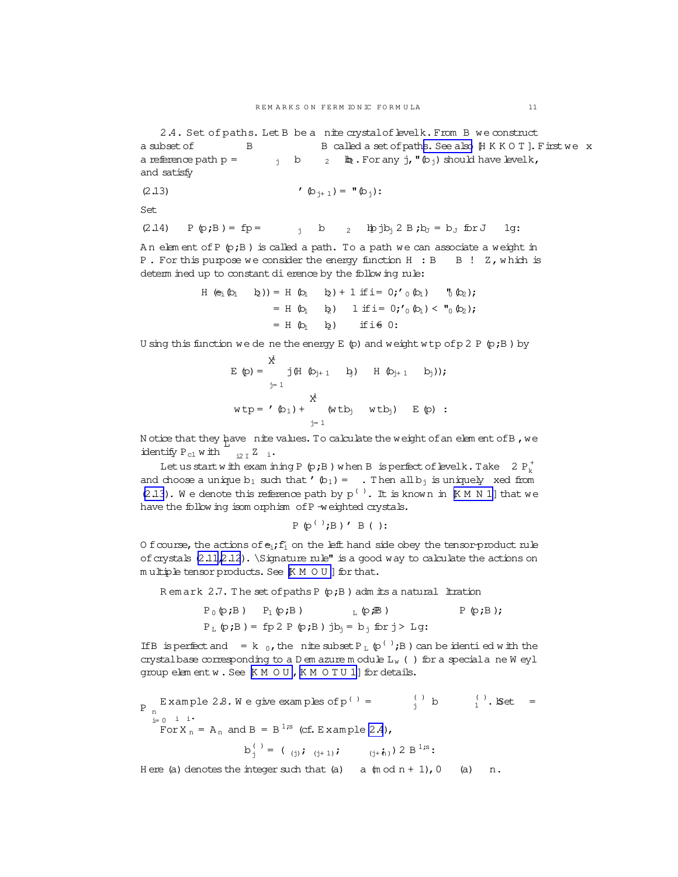**2.4. Set of paths.** Let $B$ be a finite crystal of level $k$. From $B$ we construct a subset of $\cdots \otimes B \otimes \cdots \otimes B$ called a set of paths. See also [HKKOT]. First we fix a reference path $p = \cdots \otimes b_j \otimes \cdots \otimes b_2 \otimes b_1$. For any $j$, $\varepsilon(b_j)$ should have level $k$, and satisfy

$$\varphi(b_{j+1}) = \varepsilon(b_j). \tag{2.13}$$

Set

$$P(p;B) = \{p = \cdots \otimes b_j \otimes \cdots \otimes b_2 \otimes b_1 \mid b_j \in B, b_J = b_J \text{ for } J \gg 1\}. \tag{2.14}$$

An element of $P(p;B)$ is called a path. To a path we can associate a weight in $P$. For this purpose we consider the energy function $H : B \otimes B \to \mathbb{Z}$, which is determined up to constant difference by the following rule:

$$\begin{aligned}
H(\tilde{e}_i(b_1 \otimes b_2)) &= H(b_1 \otimes b_2) + 1 \text{ if } i = 0, \varphi_0(b_1) \geq \varepsilon_0(b_2), \\
&= H(b_1 \otimes b_2) - 1 \text{ if } i = 0, \varphi_0(b_1) < \varepsilon_0(b_2), \\
&= H(b_1 \otimes b_2) \quad \text{ if } i \neq 0.
\end{aligned}$$

Using this function we define the energy $E(p)$ and weight $\mathrm{wt}\, p$ of $p \in P(p;B)$ by

$$E(p) = \sum_{j=1}^{\infty} j(H(b_{j+1} \otimes b_j) - H(b_{j+1} \otimes b_j));$$

$$\mathrm{wt}\, p = \varphi(b_1) + \sum_{j=1}^{\infty} (\mathrm{wt}\, b_j - \mathrm{wt}\, b_j) - E(p)\delta.$$

Notice that they have finite values. To calculate the weight of an element of $B$, we identify $P_{cl}$ with $\bigoplus_{i \in I} \mathbb{Z}\Lambda_i$.

Let us start with examining $P(p;B)$ when $B$ is perfect of level $k$. Take $\lambda \in P_k^+$ and choose a unique $b_1$ such that $\varphi(b_1) = \lambda$. Then all $b_j$ is uniquely fixed from (2.13). We denote this reference path by $p^{(\lambda)}$. It is known in [KMN1] that we have the following isomorphism of $P$-weighted crystals.

$$P(p^{(\lambda)};B) \simeq B(\lambda).$$

Of course, the actions of $\tilde{e}_i, \tilde{f}_i$ on the left hand side obey the tensor-product rule of crystals (2.11, 2.12). "Signature rule" is a good way to calculate the actions on multiple tensor products. See [KMOU] for that.

*Remark* 2.7. The set of paths $P(p;B)$ admits a natural filtration

$$P_0(p;B) \subset P_1(p;B) \subset \cdots \subset P_L(p;B) \subset \cdots \subset P(p;B);$$
$$P_L(p;B) = \{p \in P(p;B) \mid b_j = b_j \text{ for } j > L\}.$$

If $B$ is perfect and $\lambda = k\Lambda_0$, the finite subset $P_L(p^{(\lambda)};B)$ can be identified with the crystal base corresponding to a Demazure module $L_w(\lambda)$ for a special affine Weyl group element $w$. See [KMOU], [KMOTU1] for details.

*Example* 2.8. We give examples of $p^{(\lambda)} = \cdots \otimes b_j^{(\lambda)} \otimes \cdots \otimes b_1^{(\lambda)}$. Set $\lambda = \sum_{i=0}^{n} \lambda_i \Lambda_i$.

For $X_n = A_n$ and $B = B^{1,s}$ (cf. Example 2.4),

$$b_j^{(\lambda)} = (\lambda_{(j)}, \lambda_{(j+1)}, \ldots, \lambda_{(j+n)}) \in B^{1,s}.$$

Here $(a)$ denotes the integer such that $(a) \equiv a \pmod{n+1}$, $0 \leq (a) \leq n$.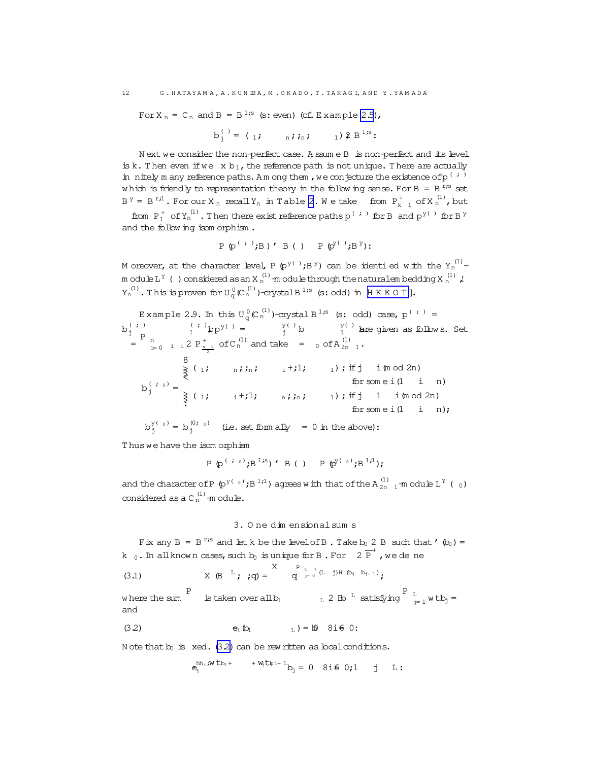For $X_n = C_n$ and $B = B^{1,s}$ ($s$: even) (cf. Example 2.5),

$$b_j^{(\lambda)} = (\lambda_1, \ldots, \lambda_n, \bar{\lambda}_n, \ldots, \bar{\lambda}_1) \in B^{1,s}.$$

Next we consider the non-perfect case. Assume $B$ is non-perfect and its level is $k$. Then even if we fix $b_1$, the reference path is not unique. There are actually infinitely many reference paths. Among them, we conjecture the existence of $\mathbf{p}^{(\lambda,\mu)}$ which is friendly to representation theory in the following sense. For $B = B^{r,s}$ set $B^\dagger = B^{r,1}$. For our $X_n$ recall $Y_n$ in Table 2. We take $\lambda$ from $P^+_{k-1}$ of $X_n^{(1)}$, but $\mu$ from $P^+_1$ of $Y_n^{(1)}$. Then there exist reference paths $\mathbf{p}^{(\lambda,\mu)}$ for $B$ and $\mathbf{p}^{\dagger(\mu)}$ for $B^\dagger$ and the following isomorphism.

$$\mathcal{P}(\mathbf{p}^{(\lambda,\mu)}, B) \simeq B(\lambda) \otimes \mathcal{P}(\mathbf{p}^{\dagger(\mu)}, B^\dagger).$$

Moreover, at the character level, $\mathcal{P}(\mathbf{p}^{\dagger(\mu)}, B^\dagger)$ can be identified with the $Y_n^{(1)}$-module $L^Y(\mu)$ considered as an $X_n^{(1)}$-module through the natural embedding $X_n^{(1)} \hookrightarrow Y_n^{(1)}$. This is proven for $U_q^0(C_n^{(1)})$-crystal $B^{1,s}$ ($s$: odd) in [HKKOT].

Example 2.9. In this $U_q^0(C_n^{(1)})$-crystal $B^{1,s}$ ($s$: odd) case, $\mathbf{p}^{(\lambda,\mu)} = \cdots \otimes b_j^{(\lambda,\mu)} \otimes \cdots \otimes b_1^{(\lambda,\mu)}$, $\mathbf{p}^{\dagger(\mu)} = \cdots \otimes b_j^{\dagger(\mu)} \otimes \cdots \otimes b_1^{\dagger(\mu)}$ are given as follows. Set $\lambda = \sum_{i=0}^{n} \lambda_i \Lambda_i \in P^+_{\frac{s-1}{2}}$ of $C_n^{(1)}$ and take $\mu = \Lambda_0$ of $A_{2n-1}^{(1)}$.

$$b_j^{(\lambda,\Lambda_0)} = \begin{cases} (\lambda_1, \ldots, \lambda_n, \bar{\lambda}_n, \ldots, \bar{\lambda}_i + 1, \ldots, \bar{\lambda}_1); & \text{if } j \equiv i \ (\mathrm{mod}\ 2n) \\ & \text{for some } i\ (1 \le i \le n) \\ (\lambda_1, \ldots, \lambda_i + 1, \ldots, \lambda_n, \bar{\lambda}_n, \ldots, \bar{\lambda}_1); & \text{if } j \equiv 1 - i\ (\mathrm{mod}\ 2n) \\ & \text{for some } i\ (1 \le i \le n); \end{cases}$$

$$b_j^{\dagger(\Lambda_0)} = b_j^{(0,\Lambda_0)} \quad \text{(i.e. set formally } \lambda = 0 \text{ in the above)}.$$

Thus we have the isomorphism

$$\mathcal{P}(\mathbf{p}^{(\lambda,\Lambda_0)}, B^{1,s}) \simeq B(\lambda) \otimes \mathcal{P}(\mathbf{p}^{\dagger(\Lambda_0)}, B^{1,1}),$$

and the character of $\mathcal{P}(\mathbf{p}^{\dagger(\Lambda_0)}, B^{1,1})$ agrees with that of the $A_{2n-1}^{(1)}$-module $L^Y(\Lambda_0)$ considered as a $C_n^{(1)}$-module.

## 3. One dimensional sums

Fix any $B = B^{r,s}$ and let $k$ be the level of $B$. Take $b_0 \in B$ such that $\varphi(b_0) = k\Lambda_0$. In all known cases, such $b_0$ is unique for $B$. For $\lambda \in \overline{P}^+$, we define

$$X(B^{\otimes L}, \lambda; q) = \sum q^{\sum_{j=0}^{L-1}(L-j)H(b_j \otimes b_{j+1})}, \tag{3.1}$$

where the sum $\sum$ is taken over all $b_1 \otimes \cdots \otimes b_L \in B^{\otimes L}$ satisfying $\sum_{j=1}^{L} \mathrm{wt}\, b_j = \lambda$ and

$$\tilde{e}_i(b_1 \otimes \cdots \otimes b_L) = 0 \quad \forall i \neq 0. \tag{3.2}$$

Note that $b_0$ is fixed. (3.2) can be rewritten as local conditions.

$$\tilde{e}_i^{\langle h_i, \mathrm{wt}\, b_1 + \cdots + \mathrm{wt}\, b_{j-1} \rangle + 1} b_j = 0 \quad \forall i \neq 0, 1 \le j \le L.$$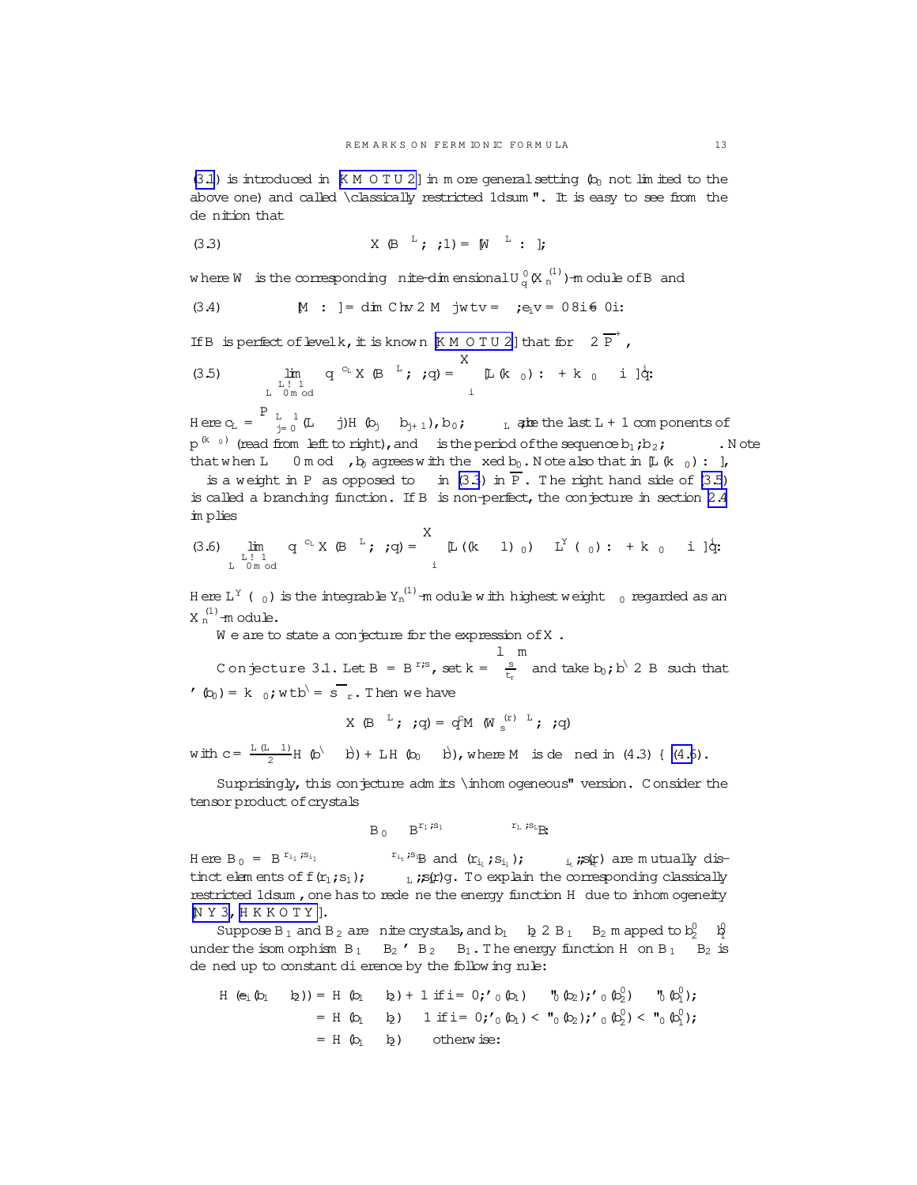(3.1) is introduced in [KMOTU2] in more general setting ($b_0$ not limited to the above one) and called "classically restricted 1dsum". It is easy to see from the definition that

$$X(B^{\otimes L}, \lambda, 1) = [W^{\otimes L} : \lambda], \tag{3.3}$$

where $W$ is the corresponding finite-dimensional $U'_q(X_n^{(1)})$-module of $B$ and

$$[M : \lambda] = \dim \mathbb{C}\{v \in M \mid \mathrm{wt}\, v = \lambda, e_i v = 0\ \forall i \neq 0\}. \tag{3.4}$$

If $B$ is perfect of level $k$, it is known [KMOTU2] that for $\lambda \in \overline{P}^+$,

$$\lim_{\substack{L \to \infty \\ L \equiv 0 \bmod \nu}} q^{-c_L} X(B^{\otimes L}, \lambda; q) = \sum_i [L(k\Lambda_0) : \lambda + k\Lambda_0 - i\delta] q^i. \tag{3.5}$$

Here $c_L = \sum_{j=0}^{L-1} (L-j) H(b_j \otimes b_{j+1}), b_0 \otimes \cdots \otimes b_L$ are the last $L+1$ components of $\mathbf{p}^{(k\Lambda_0)}$ (read from left to right), and $\nu$ is the period of the sequence $b_1, b_2, \ldots$. Note that when $L \equiv 0 \bmod \nu$, $b_0$ agrees with the fixed $b_0$. Note also that in $[L(k\Lambda_0) : \cdots]$, $\lambda$ is a weight in $P$ as opposed to $\lambda$ in (3.3) in $\overline{P}$. The right hand side of (3.5) is called a branching function. If $B$ is non-perfect, the conjecture in section 2.4 implies

$$\lim_{\substack{L \to \infty \\ L \equiv 0 \bmod \nu}} q^{-c_L} X(B^{\otimes L}, \lambda; q) = \sum_i [L((k-1)\Lambda_0) \otimes L^Y(\Lambda_0) : \lambda + k\Lambda_0 - i\delta] q^i. \tag{3.6}$$

Here $L^Y(\Lambda_0)$ is the integrable $Y_n^{(1)}$-module with highest weight $\Lambda_0$ regarded as an $X_n^{(1)}$-module.

We are to state a conjecture for the expression of $X$.

**Conjecture 3.1.** Let $B = B^{r,s}$, set $k = \left\lceil \frac{s}{t_r} \right\rceil$ and take $b_0, b^\natural \in B$ such that $\varphi(b_0) = k\Lambda_0$, $\mathrm{wt}\, b^\natural = s\overline{\omega}_r$. Then we have

$$X(B^{\otimes L}, \lambda; q) = q^c M(W_s^{(r)\otimes L}, \lambda; q)$$

with $c = \frac{L(L-1)}{2} H(b^\natural \otimes b^\natural) + LH(b_0 \otimes b^\natural)$, where $M$ is defined in (4.3) – (4.6).

Surprisingly, this conjecture admits "inhomogeneous" version. Consider the tensor product of crystals

$$B_0 \otimes B^{r_1,s_1} \otimes \cdots \otimes B^{r_L,s_L}.$$

Here $B_0 = B^{r_{i_1},s_{i_1}} \otimes \cdots \otimes B^{r_{i_t},s_{i_t}}$ and $(r_{i_1}, s_{i_1}), \ldots, (r_{i_t}, s_{i_t})$ are mutually distinct elements of $\{(r_1,s_1), \ldots, (r_L,s_L)\}$. To explain the corresponding classically restricted 1dsum, one has to redefine the energy function $H$ due to inhomogeneity [NY3, HKKOTY].

Suppose $B_1$ and $B_2$ are finite crystals, and $b_1 \otimes b_2 \in B_1 \otimes B_2$ mapped to $b_2^0 \otimes b_1^0$ under the isomorphism $B_1 \otimes B_2 \simeq B_2 \otimes B_1$. The energy function $H$ on $B_1 \otimes B_2$ is defined up to constant difference by the following rule:

$$\begin{aligned}
H(\tilde{e}_i(b_1 \otimes b_2)) &= H(b_1 \otimes b_2) + 1 \text{ if } i = 0, \varphi_0(b_1) \geq \varepsilon_0(b_2), \varphi_0(b_2^0) \geq \varepsilon_0(b_1^0); \\
&= H(b_1 \otimes b_2) - 1 \text{ if } i = 0, \varphi_0(b_1) < \varepsilon_0(b_2), \varphi_0(b_2^0) < \varepsilon_0(b_1^0); \\
&= H(b_1 \otimes b_2) \quad \text{ otherwise:}
\end{aligned}$$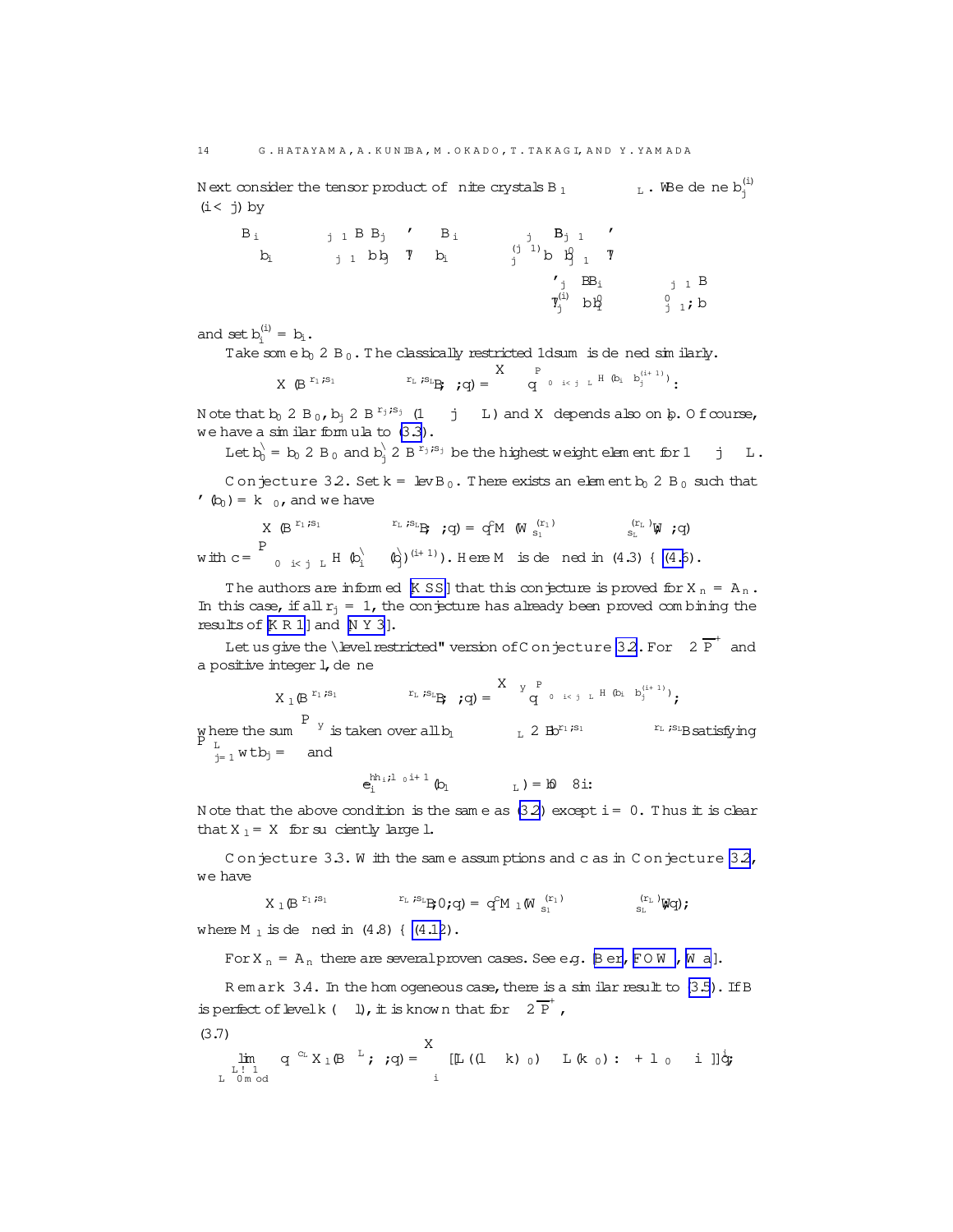Next consider the tensor product of finite crystals $B_1 \otimes \cdots \otimes B_L$. We define $b_j^{(i)}$ $(i<j)$ by

$$
\begin{aligned}
B_i \otimes \cdots \otimes B_{j-1} \otimes B_j &\simeq B_i \otimes \cdots \otimes B_j \otimes B_{j-1} \simeq \cdots\\
b_i \otimes \cdots \otimes b_{j-1} \otimes b_j &\mapsto b_i \otimes \cdots \otimes b_j^{(j-1)} \otimes b'_{j-1} \mapsto \cdots\\
&\simeq B_j \otimes B_i \otimes \cdots \otimes B_{j-1} \otimes B\\
&\mapsto b_j^{(i)} \otimes b'_i \otimes \cdots \otimes b'_{j-1}, b
\end{aligned}
$$

and set $b_i^{(i)} = b_i$.

Take some $b_0 \in B_0$. The classically restricted 1dsum is defined similarly.

$$
X(B^{r_1,s_1} \otimes \cdots \otimes B^{r_L,s_L}, \lambda; q) = \sum q^{\sum_{0 \le i < j \le L} H(b_i \otimes b_j^{(i+1)})}.
$$

Note that $b_0 \in B_0$, $b_j \in B^{r_j,s_j}$ $(1 \le j \le L)$ and $X$ depends also on $b_0$. Of course, we have a similar formula to (3.3).

Let $b_0^\natural = b_0 \in B_0$ and $b_j^\natural \in B^{r_j,s_j}$ be the highest weight element for $1 \le j \le L$.

**Conjecture 3.2.** Set $k = \operatorname{lev} B_0$. There exists an element $b_0 \in B_0$ such that $\varphi(b_0) = k\Lambda_0$, and we have

$$
X(B^{r_1,s_1} \otimes \cdots \otimes B^{r_L,s_L}, \lambda; q) = q^c M(W_{s_1}^{(r_1)} \otimes \cdots \otimes W_{s_L}^{(r_L)}, \lambda; q)
$$

with $c = \sum_{0 \le i < j \le L} H(b_i^\natural \otimes (b_j^\natural)^{(i+1)})$. Here $M$ is defined in (4.3) – (4.6).

The authors are informed [KSS] that this conjecture is proved for $X_n = A_n$. In this case, if all $r_j = 1$, the conjecture has already been proved combining the results of [KR1] and [NY3].

Let us give the "level restricted" version of Conjecture 3.2. For $\lambda \in \overline{P}^+$ and a positive integer $l$, define

$$
X_l(B^{r_1,s_1} \otimes \cdots \otimes B^{r_L,s_L}, \lambda; q) = \sum{}' q^{\sum_{0 \le i < j \le L} H(b_i \otimes b_j^{(i+1)})},
$$

where the sum $\sum'$ is taken over all $b_1 \otimes \cdots \otimes b_L \in B^{r_1,s_1} \otimes \cdots \otimes B^{r_L,s_L}$ satisfying $\sum_{j=1}^L \mathrm{wt}\, b_j = \lambda$ and

$$
\tilde{e}_i^{\langle h_i, l\Lambda_0 \rangle + 1}(b_1 \otimes \cdots \otimes b_L) = 0 \quad \forall i.
$$

Note that the above condition is the same as (3.2) except $i = 0$. Thus it is clear that $X_l = X$ for sufficiently large $l$.

**Conjecture 3.3.** With the same assumptions and $c$ as in Conjecture 3.2, we have

$$
X_l(B^{r_1,s_1} \otimes \cdots \otimes B^{r_L,s_L}, \lambda; q) = q^c M_l(W_{s_1}^{(r_1)} \otimes \cdots \otimes W_{s_L}^{(r_L)}, \lambda; q),
$$

where $M_l$ is defined in (4.8) – (4.12).

For $X_n = A_n$ there are several proven cases. See e.g. [Ber, FOW, Wa].

**Remark 3.4.** In the homogeneous case, there is a similar result to (3.5). If $B$ is perfect of level $k$ $(\ge l)$, it is known that for $\lambda \in \overline{P}^+$,

(3.7)

$$
\lim_{\substack{L \to \infty \\ L \equiv 0 \bmod \gamma}} q^{-c_L} X_l(B^{\otimes L}, \lambda; q) = \sum_i [[L((l-k)\Lambda_0) \otimes L(k\Lambda_0) : \lambda + l\Lambda_0 - i\delta]] q^i,
$$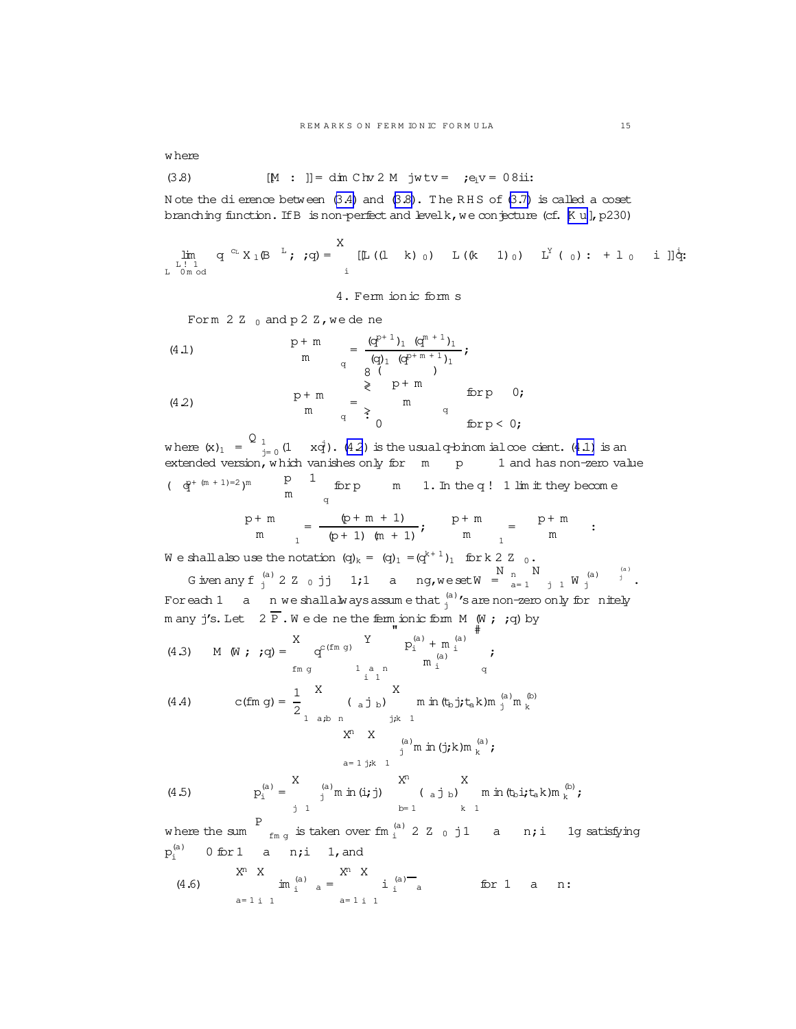where

$$[\![M:\mu]\!] = \dim \mathbb{C}\langle v \in M \mid \mathrm{wt}\, v = \mu;\ e_i v = 0\ \forall i\rangle. \tag{3.8}$$

Note the difference between (3.4) and (3.8). The RHS of (3.7) is called a coset branching function. If $B$ is non-perfect and level $k$, we conjecture (cf. [Ku], p230)

$$\lim_{\substack{L\to\infty \\ L \equiv 0 \bmod \ell}} q^{-c_L} X_\infty(B^{\otimes L}, \lambda; q) = \sum_i [\![L((\ell-k)\Lambda_0) \otimes L((k-1)\Lambda_0) \otimes L^Y(\Lambda_0) : \lambda + \ell\Lambda_0 - i\delta]\!]\, q^i.$$

## 4. Fermionic forms

For $m \in \mathbb{Z}_{\ge 0}$ and $p \in \mathbb{Z}$, we define

$$\left\{ \begin{matrix} p+m \\ m \end{matrix} \right\}_q = \frac{(q^{p+1})_\infty (q^{m+1})_\infty}{(q)_\infty (q^{p+m+1})_\infty}, \tag{4.1}$$

$$\begin{bmatrix} p+m \\ m \end{bmatrix}_q = \begin{cases} \left\{ \begin{matrix} p+m \\ m \end{matrix} \right\}_q & \text{for } p \ge 0, \\ 0 & \text{for } p < 0, \end{cases} \tag{4.2}$$

where $(x)_\infty = \prod_{j=0}^{\infty}(1 - xq^j)$. (4.2) is the usual $q$-binomial coefficient. (4.1) is an extended version, which vanishes only for $-m \le p \le -1$ and has non-zero value $(-q^{p+(m+1)/2})^m \begin{bmatrix} -p-1 \\ m \end{bmatrix}_q$ for $p \le -m-1$. In the $q \to 1$ limit they become

$$\left\{ \begin{matrix} p+m \\ m \end{matrix} \right\}_1 = \frac{\Gamma(p+m+1)}{\Gamma(p+1)\Gamma(m+1)}, \quad \begin{bmatrix} p+m \\ m \end{bmatrix}_1 = \binom{p+m}{m}.$$

We shall also use the notation $(q)_k = (q)_\infty / (q^{k+1})_\infty$ for $k \in \mathbb{Z}_{\ge 0}$.

Given any $\{\nu_j^{(a)} \in \mathbb{Z}_{\ge 0} \mid j \ge 1, 1 \le a \le n\}$, we set $W = \bigotimes_{a=1}^{n} \bigotimes_{j \ge 1} W_j^{(a)\otimes \nu_j^{(a)}}$. For each $1 \le a \le n$ we shall always assume that $\nu_j^{(a)}$'s are non-zero only for finitely many $j$'s. Let $\lambda \in \overline{P}$. We define the fermionic form $M(W, \lambda; q)$ by

$$M(W, \lambda; q) = \sum_{\{m\}} q^{c(\{m\})} \prod_{\substack{1\le a\le n \\ i \ge 1}} \begin{bmatrix} p_i^{(a)} + m_i^{(a)} \\ m_i^{(a)} \end{bmatrix}_q, \tag{4.3}$$

$$c(\{m\}) = \frac{1}{2} \sum_{1\le a,b\le n} (\alpha_a | \alpha_b) \sum_{j,k\ge 1} \min(t_b j, t_a k) m_j^{(a)} m_k^{(b)} - \sum_{a=1}^{n} \sum_{j,k\ge 1} \nu_j^{(a)} \min(j,k) m_k^{(a)}, \tag{4.4}$$

$$p_i^{(a)} = \sum_{j\ge 1} \nu_j^{(a)} \min(i,j) - \sum_{b=1}^{n} (\alpha_a | \alpha_b) \sum_{k \ge 1} \min(t_b i, t_a k) m_k^{(b)}, \tag{4.5}$$

where the sum $\sum_{\{m\}}$ is taken over $\{m_i^{(a)} \in \mathbb{Z}_{\ge 0} \mid 1 \le a \le n, i \ge 1\}$ satisfying $p_i^{(a)} \ge 0$ for $1 \le a \le n, i \ge 1$, and

$$\sum_{a=1}^{n} \sum_{i \ge 1} i m_i^{(a)} \alpha_a = \sum_{a=1}^{n} \sum_{i\ge 1} i \nu_i^{(a)} \overline{\Lambda_a} - \lambda \quad \text{for } 1 \le a \le n. \tag{4.6}$$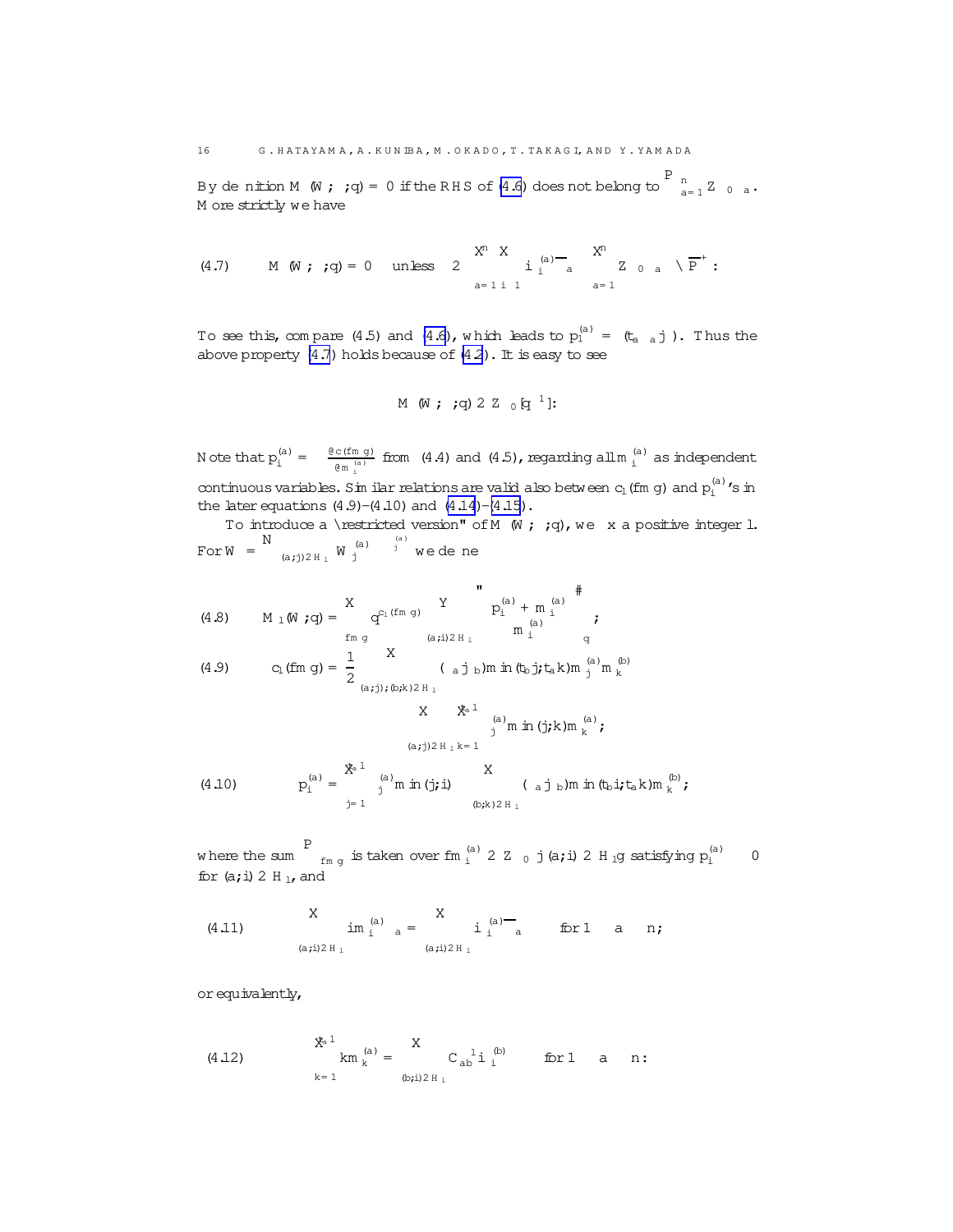By definition $M(W,\lambda;q) = 0$ if the RHS of (4.6) does not belong to $\sum_{a=1}^{n} \mathbb{Z}_{\geq 0}\Lambda_a$. More strictly we have

$$
(4.7) \qquad M(W,\lambda;q) = 0 \quad \text{unless} \quad \lambda \in \sum_{a=1}^{n}\sum_{i\geq 1} i\nu_i^{(a)}\overline{\Lambda}_a - \sum_{a=1}^{n}\mathbb{Z}_{\geq 0}\alpha_a \cap \overline{P}^+.
$$

To see this, compare (4.5) and (4.6), which leads to $p_\infty^{(a)} = (t_a\alpha_a|\lambda)$. Thus the above property (4.7) holds because of (4.2). It is easy to see

$$
M(W,\lambda;q) \in \mathbb{Z}_{\geq 0}[q^{-1}].
$$

Note that $p_i^{(a)} = -\frac{\partial c(\{m\})}{\partial m_i^{(a)}}$ from (4.4) and (4.5), regarding all $m_i^{(a)}$ as independent continuous variables. Similar relations are valid also between $c_l(\{m\})$ and $p_i^{(a)}$'s in the later equations (4.9)–(4.10) and (4.14)–(4.15).

To introduce a "restricted version" of $M(W,\lambda;q)$, we fix a positive integer $l$. For $W = \bigotimes_{(a,j)\in H_l} W_j^{(a)\otimes\nu_j^{(a)}}$ we define

$$
(4.8) \qquad M_l(W,\lambda;q) = \sum_{\{m\}} q^{c_l(\{m\})} \prod_{(a,i)\in H_l} \begin{bmatrix} p_i^{(a)} + m_i^{(a)} \\ m_i^{(a)} \end{bmatrix}_q,
$$

$$
(4.9) \qquad c_l(\{m\}) = \frac{1}{2}\sum_{(a,j),(b,k)\in H_l} (\alpha_a|\alpha_b)\min(t_b j, t_a k) m_j^{(a)} m_k^{(b)}
$$
$$
\qquad\qquad - \sum_{(a,j)\in H_l}\sum_{k=1}^{t_a l} \nu_j^{(a)}\min(j,k) m_k^{(a)},
$$

$$
(4.10) \qquad p_i^{(a)} = \sum_{j=1}^{t_a l} \nu_j^{(a)}\min(j,i) - \sum_{(b,k)\in H_l} (\alpha_a|\alpha_b)\min(t_b i, t_a k) m_k^{(b)},
$$

where the sum $\sum_{\{m\}}$ is taken over $\{m_i^{(a)} \in \mathbb{Z}_{\geq 0} \mid (a,i)\in H_l\}$ satisfying $p_i^{(a)} \geq 0$ for $(a,i)\in H_l$, and

$$
(4.11) \qquad \sum_{(a,i)\in H_l} i m_i^{(a)}\alpha_a = \sum_{(a,i)\in H_l} i\nu_i^{(a)}\overline{\Lambda}_a - \lambda \quad \text{for } 1 \leq a \leq n,
$$

or equivalently,

$$
(4.12) \qquad \sum_{k=1}^{t_a l} k m_k^{(a)} = \sum_{(b,i)\in H_l} C_{ab}^{-1} i \nu_i^{(b)} - \cdots \quad \text{for } 1 \leq a \leq n.
$$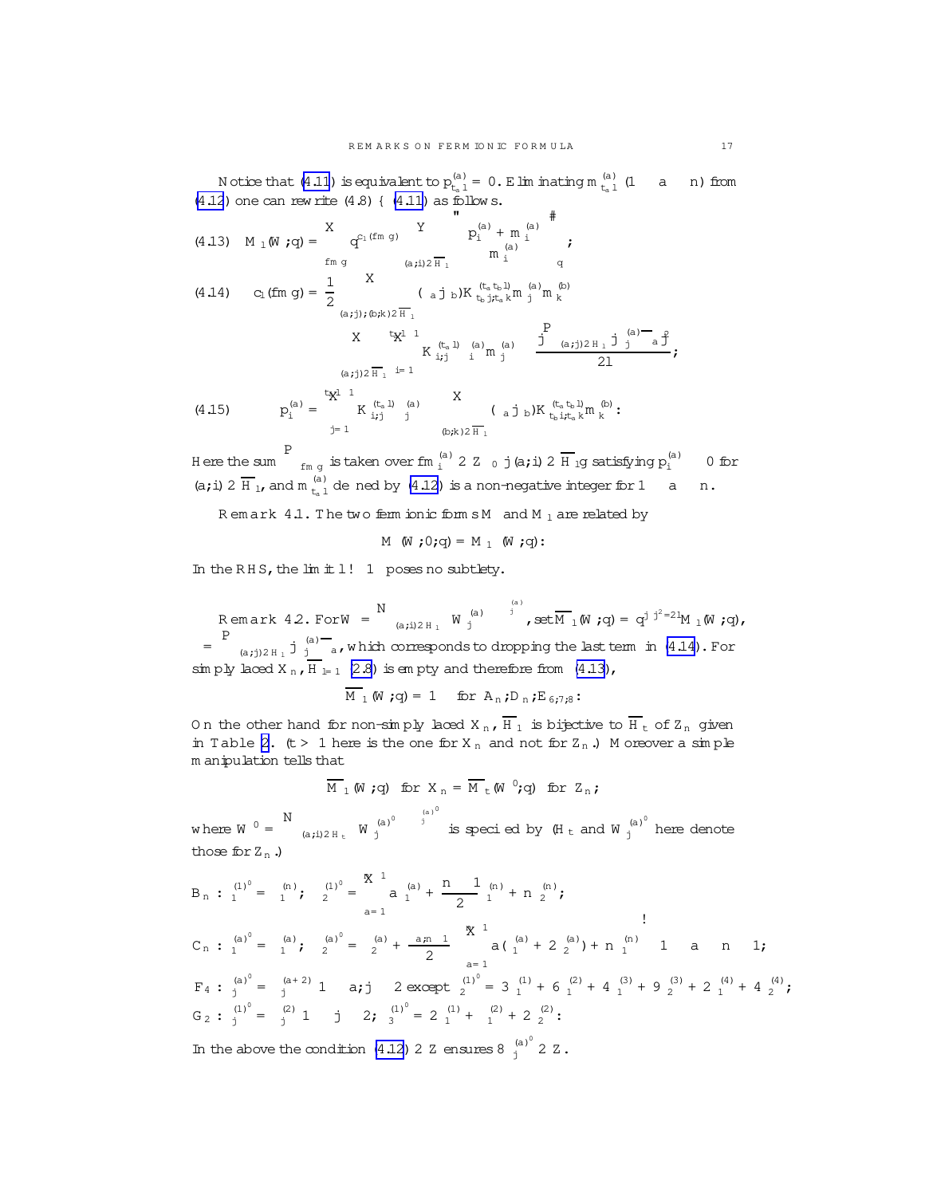Notice that (4.11) is equivalent to $p^{(a)}_{t_a 1} = 0$. Eliminating $m^{(a)}_{t_a 1}$ $(1 \le a \le n)$ from (4.12) one can rewrite (4.8) – (4.11) as follows.

$$
M_1(W;q) = \sum_{\{m\}} q^{c_1(\{m\})} \prod_{(a;i)\in \overline{H}_1} \begin{bmatrix} p^{(a)}_i + m^{(a)}_i \\ m^{(a)}_i \end{bmatrix}_q ; \tag{4.13}
$$

$$
\begin{aligned}
c_1(\{m\}) = {} & \frac{1}{2} \sum_{(a;j),(b;k)\in \overline{H}_1} (\alpha_a | \alpha_b) K^{(t_a t_b l)}_{t_b j; t_a k} m^{(a)}_j m^{(b)}_k \\
& - \sum_{(a;j)\in \overline{H}_1} \sum_{i=1}^{t_a l - 1} K^{(t_a l)}_{i;j} \nu^{(a)}_i m^{(a)}_j - \frac{\left| \sum_{(a;j)\in H_1} j \nu^{(a)}_j \overline{\alpha_a} \right|^2}{2l};
\end{aligned} \tag{4.14}
$$

$$
p^{(a)}_i = \sum_{j=1}^{t_a l - 1} K^{(t_a l)}_{i;j} \nu^{(a)}_j - \sum_{(b;k)\in \overline{H}_1} (\alpha_a | \alpha_b) K^{(t_a t_b l)}_{t_b i; t_a k} m^{(b)}_k : \tag{4.15}
$$

Here the sum $\sum_{\{m\}}$ is taken over $\{m^{(a)}_i \in \mathbb{Z}_{\ge 0} \mid (a;i) \in \overline{H}_1\}$ satisfying $p^{(a)}_i \ge 0$ for $(a;i) \in \overline{H}_1$, and $m^{(a)}_{t_a 1}$ defined by (4.12) is a non-negative integer for $1 \le a \le n$.

**Remark 4.1.** The two fermionic forms $M$ and $M_1$ are related by

$$
M(W;0;q) = M_1(W;q):
$$

In the RHS, the limit $l \to \infty$ poses no subtlety.

**Remark 4.2.** For $W = \bigotimes_{(a;i)\in H_1} W^{(a)\,\otimes \nu^{(a)}_j}_j$, set $\overline{M}_1(W;q) = q^{|\lambda|^2/2l} M_1(W;q)$, $\lambda = \sum_{(a;j)\in H_1} j \nu^{(a)}_j \overline{\alpha_a}$, which corresponds to dropping the last term in (4.14). For simply laced $X_n$, $\overline{H}_{l=1}$ (2.8) is empty and therefore from (4.13),

$$
\overline{M}_1(W;q) = 1 \quad \text{for } A_n; D_n; E_{6;7;8}:
$$

On the other hand for non-simply laced $X_n$, $\overline{H}_1$ is bijective to $\overline{H}_t$ of $Z_n$ given in Table 2. ($t > 1$ here is the one for $X_n$ and not for $Z_n$.) Moreover a simple manipulation tells that

$$
\overline{M}_1(W;q) \text{ for } X_n = \overline{M}_t(W';q) \text{ for } Z_n;
$$

where $W' = \bigotimes_{(a;i)\in H_t} W^{(a)\,\otimes \nu^{(a)\prime}_j}_j$ is specified by ($H_t$ and $W^{(a)}_j$ here denote those for $Z_n$.)

$B_n$ : $\nu^{(1)\prime}_1 = \nu^{(n)}_1$; $\nu^{(1)\prime}_2 = \sum_{a=1}^{n-1} a \nu^{(a)}_1 + \frac{n-1}{2} \nu^{(n)}_1 + n \nu^{(n)}_2$;

$C_n$ : $\nu^{(a)\prime}_1 = \nu^{(a)}_1$; $\nu^{(a)\prime}_2 = \nu^{(a)}_2 + \frac{\delta_{a;n-1}}{2} \left( \sum_{a=1}^{n-1} a(\nu^{(a)}_1 + 2\nu^{(a)}_2) + n\nu^{(n)}_1 \right)$ $\quad 1 \le a \le n-1$;

$F_4$ : $\nu^{(a)\prime}_j = \nu^{(a+2)}_j$ $\quad 1 \le a; j \le 2$ except $\nu^{(1)\prime}_2 = 3\nu^{(1)}_1 + 6\nu^{(2)}_1 + 4\nu^{(3)}_1 + 9\nu^{(3)}_2 + 2\nu^{(4)}_1 + 4\nu^{(4)}_2$;

$G_2$ : $\nu^{(1)\prime}_j = \nu^{(2)}_j$ $\quad 1 \le j \le 2$; $\nu^{(1)\prime}_3 = 2\nu^{(1)}_1 + \nu^{(2)}_1 + 2\nu^{(2)}_2$:

In the above the condition (4.12) $\in \mathbb{Z}$ ensures $\forall \nu^{(a)\prime}_j \in \mathbb{Z}$.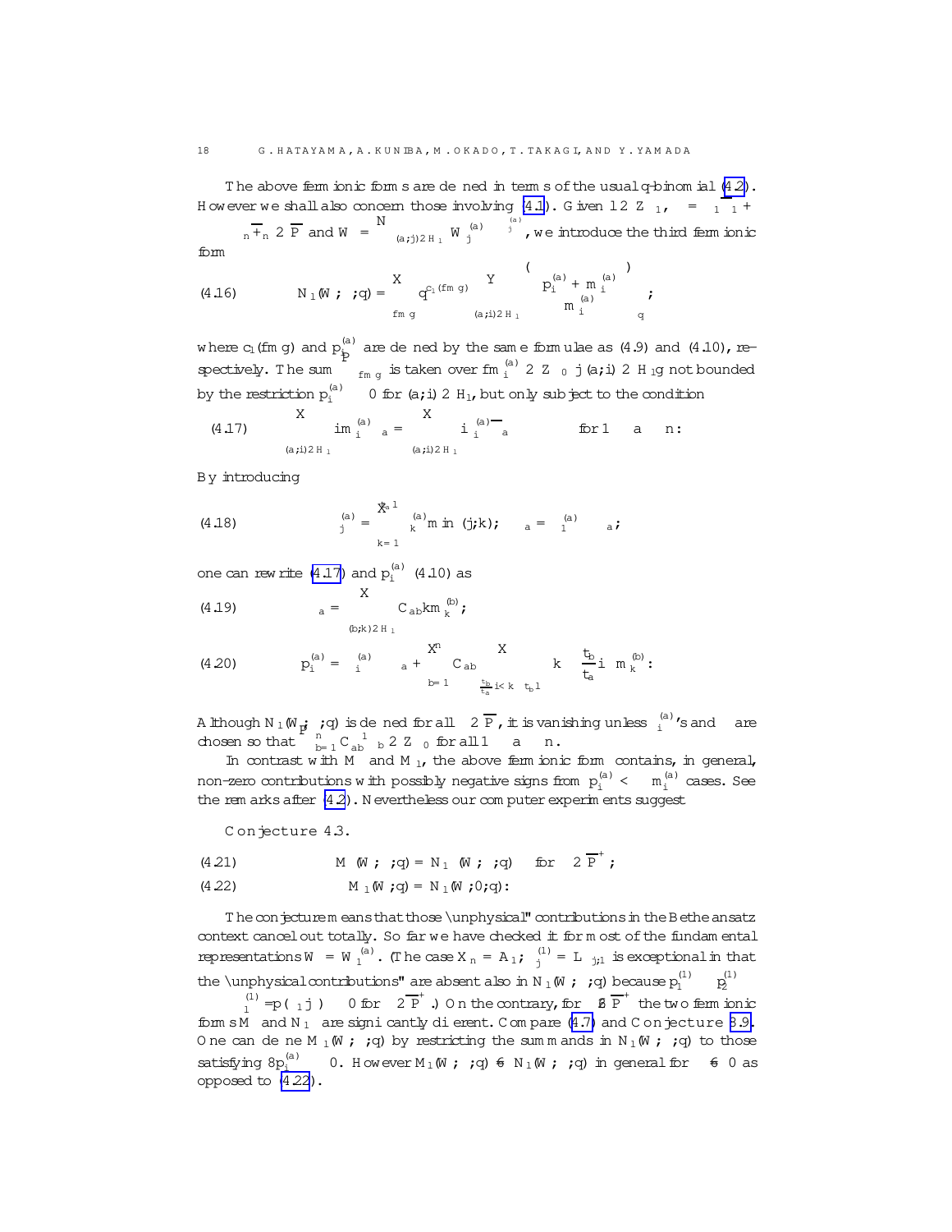The above fermionic forms are defined in terms of the usual $q$-binomial (4.2). However we shall also concern those involving (4.1). Given $l \in \mathbb{Z}_{\geq 1}$, $\lambda = \lambda_1 \overline{\Lambda}_1 + \cdots + \lambda_n \overline{\Lambda}_n \in \overline{P}$ and $W = \bigotimes_{(a,j) \in H_l} W_j^{(a)\, \otimes \nu_j^{(a)}}$, we introduce the third fermionic form

$$
N_l(W, \lambda; q) = \sum_{\{m\}} q^{c_l(\{m\})} \prod_{(a,i) \in H_l} \begin{Bmatrix} p_i^{(a)} + m_i^{(a)} \\ m_i^{(a)} \end{Bmatrix}_q, \tag{4.16}
$$

where $c_l(\{m\})$ and $p_i^{(a)}$ are defined by the same formulae as (4.9) and (4.10), respectively. The sum $\sum_{\{m\}}$ is taken over $\{m_i^{(a)} \in \mathbb{Z}_{\geq 0} \mid (a,i) \in H_l\}$ not bounded by the restriction $p_i^{(a)} \geq 0$ for $(a,i) \in H_l$, but only subject to the condition

$$
\sum_{(a,i) \in H_l} i m_i^{(a)} \alpha_a = \sum_{(a,i) \in H_l} i \nu_i^{(a)} \overline{\Lambda}_a - \lambda \quad \text{for } 1 \leq a \leq n. \tag{4.17}
$$

By introducing

$$
\mu_j^{(a)} = \sum_{k=1}^{t_a l} \nu_k^{(a)} \min(j,k), \quad \mu_a = \mu_1^{(a)} - \lambda_a, \tag{4.18}
$$

one can rewrite (4.17) and $p_i^{(a)}$ (4.10) as

$$
\mu_a = \sum_{(b,k) \in H_l} C_{ab} k m_k^{(b)}, \tag{4.19}
$$

$$
p_i^{(a)} = \mu_i^{(a)} - \mu_a + \sum_{b=1}^{n} C_{ab} \sum_{\frac{t_b}{t_a} i < k \leq t_b l} \left( k - \frac{t_b}{t_a} i \right) m_k^{(b)}. \tag{4.20}
$$

Although $N_l(W, \lambda; q)$ is defined for all $\lambda \in \overline{P}$, it is vanishing unless $\nu_i^{(a)}$'s and $\lambda$ are chosen so that $\sum_{b=1}^{n} C^{-1}_{ab} \mu_b \in \mathbb{Z}_{\geq 0}$ for all $1 \leq a \leq n$.

In contrast with $M$ and $M_l$, the above fermionic form contains, in general, non-zero contributions with possibly negative signs from $p_i^{(a)} < -m_i^{(a)}$ cases. See the remarks after (4.2). Nevertheless our computer experiments suggest

**Conjecture 4.3.**

$$
M(W, \lambda; q) = N_\infty(W, \lambda; q) \quad \text{for } \lambda \in \overline{P}^+, \tag{4.21}
$$

$$
M_l(W, q) = N_l(W, 0; q). \tag{4.22}
$$

The conjecture means that those "unphysical" contributions in the Bethe ansatz context cancel out totally. So far we have checked it for most of the fundamental representations $W = W_1^{(a)}$. (The case $X_n = A_1$, $\mu_j^{(1)} = L\,\delta_{j1}$ is exceptional in that the "unphysical contributions" are absent also in $N_l(W, \lambda; q)$ because $p_1^{(1)} \geq p_2^{(1)} \geq \cdots \geq p_l^{(1)} = p(\lambda_1 j) \geq 0$ for $\lambda \in \overline{P}^+$.) On the contrary, for $\lambda \notin \overline{P}^+$ the two fermionic forms $M$ and $N_\infty$ are significantly different. Compare (4.7) and Conjecture 3.9. One can define $M_l(W, \lambda; q)$ by restricting the summands in $N_l(W, \lambda; q)$ to those satisfying $\forall p_i^{(a)} \geq 0$. However $M_l(W, \lambda; q) \neq N_l(W, \lambda; q)$ in general for $\lambda \neq 0$ as opposed to (4.22).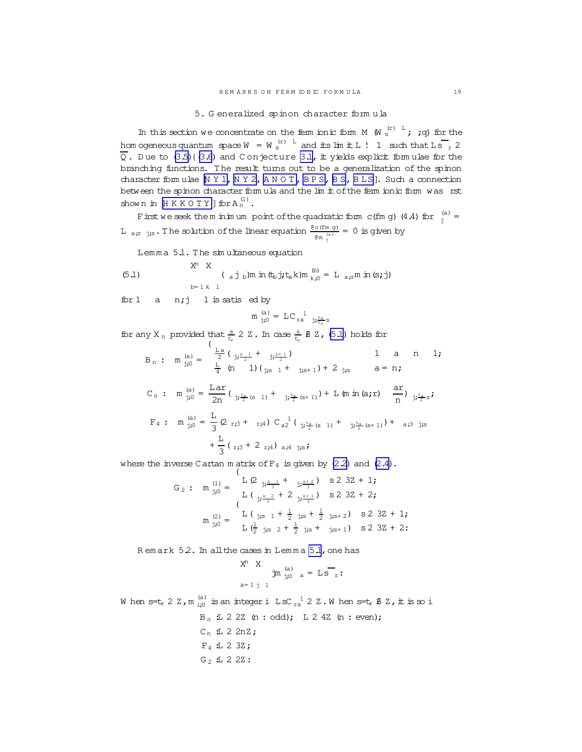## 5. Generalized spinon character formula

In this section we concentrate on the fermionic form $M(W_s^{(r)\otimes L},\lambda,q)$ for the homogeneous quantum space $W = W_s^{(r)\otimes L}$ and its limit $L\to\infty$ such that $L\overline{s}_r\in \mathbb{Q}$. Due to (3.5)–(3.6) and Conjecture 3.1, it yields explicit formulae for the branching functions. The result turns out to be a generalization of the spinon character formulae [NY1, NY2, ANOT, BPS, BS, BLS]. Such a connection between the spinon character formula and the limit of the fermionic form was first shown in [HKKOTY] for $A_n^{(1)}$.

First we seek the minimum point of the quadratic form $c(\{m\})$ (4.4) for $\nu_j^{(a)} = L\delta_{a,r}\delta_{j,s}$. The solution of the linear equation $\frac{\partial c(\{m\})}{\partial m_j^{(a)}} = 0$ is given by

**Lemma 5.1.** The simultaneous equation

$$
\sum_{b=1}^{n}\sum_{k\geq 1}(\alpha_a|\alpha_b)\min(t_b j, t_a k) m_{k,0}^{(b)} = L\delta_{a,r}\min(s,j) \tag{5.1}
$$

for $1\leq a\leq n, j\geq 1$ is satisfied by

$$
m_{j,0}^{(a)} = LC^{-1}_{ra}\delta_{j,\frac{t_a}{t_r}s}
$$

for any $X_n$ provided that $\frac{s}{t_r}\in\mathbb{Z}$. In case $\frac{s}{t_r}\notin\mathbb{Z}$, (5.1) holds for

$$
B_n:\quad m_{j,0}^{(a)} = \begin{cases} \frac{La}{2}(\delta_{j,\frac{s-1}{2}}+\delta_{j,\frac{s+1}{2}}) & 1\leq a\leq n-1;\\ \frac{L}{4}\left((n-1)(\delta_{j,s-1}+\delta_{j,s+1})+2\delta_{j,s}\right) & a=n;\end{cases}
$$

$$
C_n:\quad m_{j,0}^{(a)} = \frac{Lar}{2n}(\delta_{j,\frac{t_a}{2}(s-1)}+\delta_{j,\frac{t_a}{2}(s+1)}) + L(\min(a,r)-\frac{ar}{n})\delta_{j,\frac{t_a}{2}s};
$$

$$
\begin{aligned}
F_4:\quad m_{j,0}^{(a)} = {}& \frac{L}{3}(2\delta_{r,3}+\delta_{r,4})C^{-1}_{a2}(\delta_{j,\frac{t_a}{2}(s-1)}+\delta_{j,\frac{t_a}{2}(s+1)})+\delta_{a,3}\delta_{j,s}\\
&+\frac{L}{3}(\delta_{r,3}+2\delta_{r,4})\delta_{a,4}\delta_{j,s};
\end{aligned}
$$

where the inverse Cartan matrix of $F_4$ is given by (2.2) and (2.4).

$$
G_2:\quad m_{j,0}^{(1)} = \begin{cases} L(2\delta_{j,\frac{s-1}{3}}+\delta_{j,\frac{s+2}{3}}) & s\in 3\mathbb{Z}+1;\\ L(\delta_{j,\frac{s-2}{3}}+2\delta_{j,\frac{s+1}{3}}) & s\in 3\mathbb{Z}+2;\end{cases}
$$

$$
m_{j,0}^{(2)} = \begin{cases} L(\delta_{j,s-1}+\frac{1}{2}\delta_{j,s}+\frac{1}{2}\delta_{j,s+2}) & s\in 3\mathbb{Z}+1;\\ L(\frac{1}{2}\delta_{j,s-2}+\frac{1}{2}\delta_{j,s}+\delta_{j,s+1}) & s\in 3\mathbb{Z}+2.\end{cases}
$$

**Remark 5.2.** In all the cases in Lemma 5.1, one has

$$
\sum_{a=1}^{n}\sum_{j\geq 1} j m_{j,0}^{(a)}\alpha_a = L\overline{s}_r.
$$

When $s/t_r\in\mathbb{Z}$, $m_{i,0}^{(a)}$ is an integer iff $LsC^{-1}_{ra}\in\mathbb{Z}$. When $s/t_r\notin\mathbb{Z}$, it is so iff

$B_n$: $L\in 2\mathbb{Z}$ ($n$ : odd); $L\in 4\mathbb{Z}$ ($n$ : even);

$C_n$: $L\in 2n\mathbb{Z}$;

$F_4$: $L\in 3\mathbb{Z}$;

$G_2$: $L\in 2\mathbb{Z}$.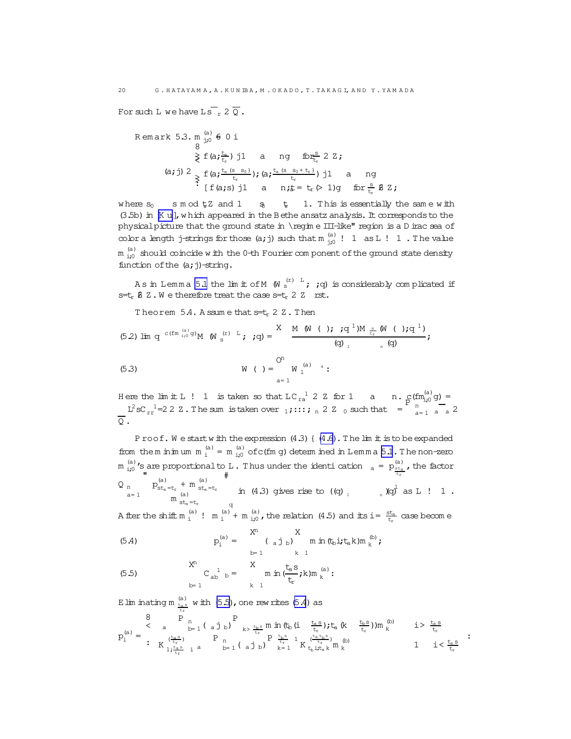For such $L$ we have $L\bar{s}_r \in \overline{Q}$.

**Remark 5.3.** $m^{(a)}_{j,0} \neq 0$ iff

$$(a,j) \in \begin{cases} \{(a, \frac{t_a}{t_r}) \mid 1 \le a \le n\} & \text{for } \frac{s}{t_r} \in \mathbb{Z}, \\ \{(a, \frac{t_a(s-s_0)}{t_r}), (a, \frac{t_a(s-s_0+t_r)}{t_r}) \mid 1 \le a \le n\} \\ \quad \sqcup \{(a,s) \mid 1 \le a \le n, t_a = t_r (>1)\} & \text{for } \frac{s}{t_r} \notin \mathbb{Z}, \end{cases}$$

where $s_0 \equiv s \bmod t_r\mathbb{Z}$ and $1 \le s_0 \le t_r - 1$. This is essentially the same with (3.5b) in [Ku], which appeared in the Bethe ansatz analysis. It corresponds to the physical picture that the ground state in "regime III-like" region is a Dirac sea of color $a$ length $j$-strings for those $(a,j)$ such that $m^{(a)}_{j,0} \to \infty$ as $L \to \infty$. The value $m^{(a)}_{i,0}$ should coincide with the 0-th Fourier component of the ground state density function of the $(a,j)$-string.

As in Lemma 5.1 the limit of $M(W^{(r)\otimes L}_s, \lambda, q)$ is considerably complicated if $s/t_r \notin \mathbb{Z}$. We therefore treat the case $s/t_r \in \mathbb{Z}$ first.

**Theorem 5.4.** Assume that $s/t_r \in \mathbb{Z}$. Then

$$\lim q^{-c(\{m^{(a)}_{i,0}\})} M(W^{(r)\otimes L}_s, \lambda, q) = \sum \frac{M(W(\nu), \lambda; q^{-1}) M_{\frac{s}{t_r}}(W(\nu); q^{-1})}{(q)_{\nu_1} \cdots (q)_{\nu_n}}, \tag{5.2}$$

$$W(\nu) = \bigotimes_{a=1}^{n} W^{(a)\otimes \nu_a}_1. \tag{5.3}$$

Here the limit $L \to \infty$ is taken so that $LC^{-1}_{ra} \in \mathbb{Z}$ for $1 \le a \le n$. $c(\{m^{(a)}_{i,0}\}) = -L^2 s C^{-1}_{rr}/2 \in \mathbb{Z}$. The sum is taken over $\nu_1, \ldots, \nu_n \in \mathbb{Z}_{\ge 0}$ such that $\lambda - \sum_{a=1}^{n} \nu_a \overline{\Lambda}_a \in \overline{Q}$.

*Proof.* We start with the expression (4.3) – (4.6). The limit is to be expanded from the minimum $m^{(a)}_i = m^{(a)}_{i,0}$ of $c(\{m\})$ determined in Lemma 5.1. The non-zero $m^{(a)}_{i,0}$'s are proportional to $L$. Thus under the identification $\nu_a = p^{(a)}_{\frac{st_a}{t_r}}$, the factor $\prod_{a=1}^{n} \begin{bmatrix} p^{(a)}_{st_a/t_r} + m^{(a)}_{st_a/t_r} \\ m^{(a)}_{st_a/t_r} \end{bmatrix}_q$ in (4.3) gives rise to $((q)_{\nu_1} \cdots (q)_{\nu_n})^{-1}$ as $L \to \infty$. After the shift $m^{(a)}_i \to m^{(a)}_i + m^{(a)}_{i,0}$, the relation (4.5) and its $i = \frac{st_a}{t_r}$ case become

$$p^{(a)}_i = -\sum_{b=1}^{n} (\alpha_a | \alpha_b) \sum_{k \ge 1} \min(t_b i, t_a k) m^{(b)}_k, \tag{5.4}$$

$$\sum_{b=1}^{n} C^{-1}_{ab} \nu_b = -\sum_{k \ge 1} \min(\frac{t_a s}{t_r}, k) m^{(a)}_k. \tag{5.5}$$

Eliminating $m^{(a)}_{\frac{t_a s}{t_r}}$ with (5.5), one rewrites (5.4) as

$$p^{(a)}_i = \begin{cases} \nu_a - \sum_{b=1}^{n} (\alpha_a | \alpha_b) \sum_{k > \frac{t_b s}{t_r}} \min(t_b(i - \frac{t_a s}{t_r}), t_a(k - \frac{t_b s}{t_r})) m^{(b)}_k & i > \frac{t_a s}{t_r} \\ K^{(\frac{t_a s}{t_r})}_{1, \frac{t_a s}{t_r} - i} \nu_a - \sum_{b=1}^{n} (\alpha_a | \alpha_b) \sum_{k=1}^{\frac{t_b s}{t_r} - 1} K^{(\frac{t_a t_b s}{t_r})}_{t_b i, t_a k} m^{(b)}_k & 1 \le i < \frac{t_a s}{t_r} \end{cases}.$$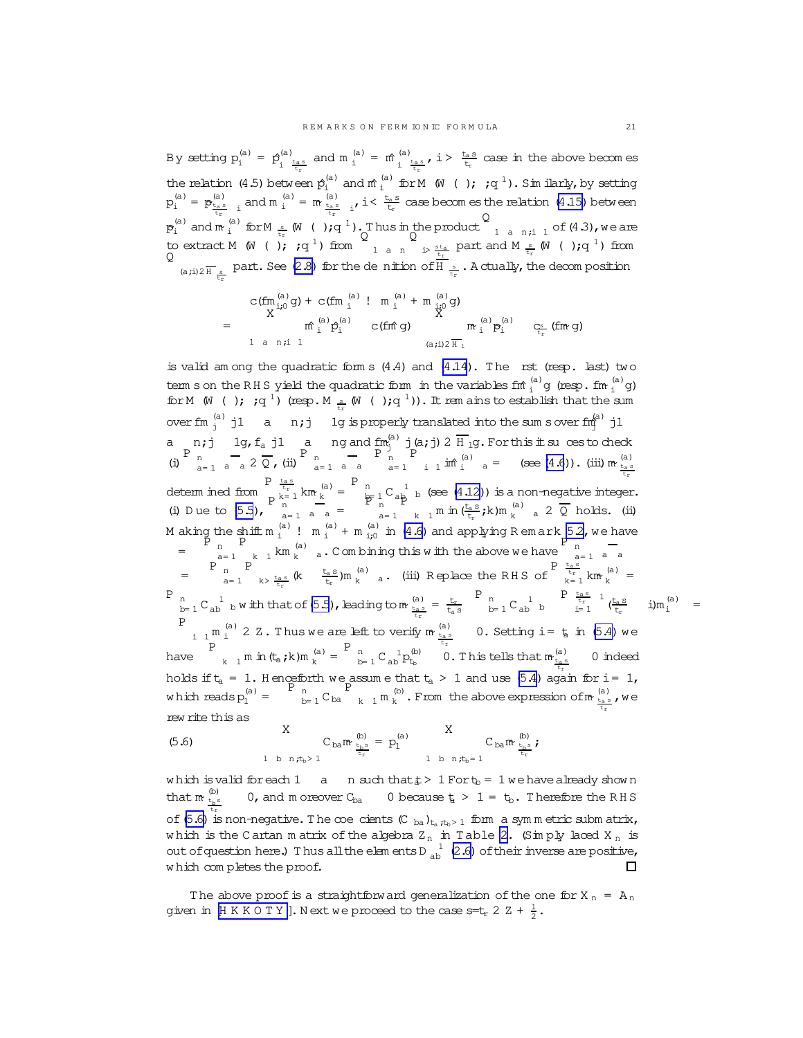By setting $p_i^{(a)} = \hat{p}^{(a)}_{i\frac{t_a s}{t_r}}$ and $m_i^{(a)} = \hat{m}^{(a)}_{i\frac{t_a s}{t_r}}$, $i > \frac{t_a s}{t_r}$ case in the above becomes the relation (4.5) between $\hat{p}_i^{(a)}$ and $\hat{m}_i^{(a)}$ for $M(W(\ );\ ;q^{-1})$. Similarly, by setting $p_i^{(a)} = \tilde{p}^{(a)}_{\frac{t_a s}{t_r} - i}$ and $m_i^{(a)} = \tilde{m}^{(a)}_{\frac{t_a s}{t_r} - i}$, $i < \frac{t_a s}{t_r}$ case becomes the relation (4.15) between $\tilde{p}_i^{(a)}$ and $\tilde{m}_i^{(a)}$ for $M_{\frac{s}{t_r}}(W(\ );q^{-1})$. Thus in the product $\prod_{1 \le a \le n; i \ge 1}$ of (4.3), we are to extract $M(W(\ );\ ;q^{-1})$ from $\prod_{1 \le a \le n}\prod_{i > \frac{s t_a}{t_r}}$ part and $M_{\frac{s}{t_r}}(W(\ );q^{-1})$ from $\prod_{(a;i) \in \overline{H}_{\frac{s}{t_r}}}$ part. See (2.8) for the definition of $\overline{H}_{\frac{s}{t_r}}$. Actually, the decomposition

$$
\begin{aligned}
&c(\{m_{i;0}^{(a)}\}) + c(\{m_i^{(a)} \to m_i^{(a)} + m_{i;0}^{(a)}\}) \\
&= \sum_{1 \le a \le n; i \ge 1} \hat{m}_i^{(a)} \hat{p}_i^{(a)} \quad c(\{\hat{m}\}) \quad \sum_{(a;i) \in \overline{H}_1} \tilde{m}_i^{(a)} \tilde{p}_i^{(a)} \quad \tilde{c}_{\frac{s}{t_r}}(\{\tilde{m}\})
\end{aligned}
$$

is valid among the quadratic forms (4.4) and (4.14). The first (resp. last) two terms on the RHS yield the quadratic form in the variables $\{\hat{m}_i^{(a)}\}$ (resp. $\{\tilde{m}_i^{(a)}\}$) for $M(W(\ );\ ;q^{-1})$ (resp. $M_{\frac{s}{t_r}}(W(\ );q^{-1})$). It remains to establish that the sum over $\{m_j^{(a)} \mid 1 \le a \le n; j \ge 1\}$ is properly translated into the sums over $\{\hat{m}_j^{(a)} \mid 1 \le a \le n; j \ge 1\}$, $\{{}_a \mid 1 \le a \le n\}$ and $\{\tilde{m}_j^{(a)} \mid (a;j) \in \overline{H}_1\}$. For this it suffices to check (i) $\sum_{a=1}^n {}_a \overline{{}_a} \in \overline{Q}$, (ii) $\sum_{a=1}^n {}_a \overline{{}_a} = \sum_{a=1}^n \sum_{i \ge 1} i\hat{m}_i^{(a)} {}_a = $ (see (4.6)). (iii) $\tilde{m}^{(a)}_{\frac{t_a s}{t_r}}$ determined from $\sum_{k=1}^{\frac{t_a s}{t_r}} k\tilde{m}_k^{(a)} = \sum_{b=1}^n C_{ab}^{-1}\ {}_b$ (see (4.12)) is a non-negative integer. (i) Due to (5.5), $\sum_{a=1}^n {}_a \overline{{}_a} = \sum_{a=1}^n \sum_{k \ge 1} \min(\frac{t_a s}{t_r};k) m_k^{(a)}\ {}_a \in \overline{Q}$ holds. (ii) Making the shift $m_i^{(a)} \to m_i^{(a)} + m_{i;0}^{(a)}$ in (4.6) and applying Remark 5.2, we have $= \sum_{a=1}^n \sum_{k \ge 1} k m_k^{(a)}\ {}_a$. Combining this with the above we have $\sum_{a=1}^n {}_a \overline{{}_a} = \sum_{a=1}^n \sum_{k > \frac{t_a s}{t_r}} (k - \frac{t_a s}{t_r}) m_k^{(a)}\ {}_a$. (iii) Replace the RHS of $\sum_{k=1}^{\frac{t_a s}{t_r}} k\tilde{m}_k^{(a)} = \sum_{b=1}^n C_{ab}^{-1}\ {}_b$ with that of (5.5), leading to $\tilde{m}^{(a)}_{\frac{t_a s}{t_r}} = \frac{t_r}{t_a s} \sum_{b=1}^n C_{ab}^{-1}\ {}_b \quad \sum_{i=1}^{\frac{t_a s}{t_r} - 1} (\frac{t_a s}{t_r} - i) m_i^{(a)} = \sum_{i \ge 1} m_i^{(a)} \in \mathbb{Z}$. Thus we are left to verify $\tilde{m}^{(a)}_{\frac{t_a s}{t_r}} \ge 0$. Setting $i = t_a$ in (5.4) we have $\sum_{k \ge 1} \min(t_a;k) m_k^{(a)} = \sum_{b=1}^n C_{ab}^{-1} p_{t_b}^{(b)} \ge 0$. This tells that $\tilde{m}^{(a)}_{\frac{t_a s}{t_r}} \ge 0$ indeed holds if $t_a = 1$. Henceforth we assume that $t_a > 1$ and use (5.4) again for $i = 1$, which reads $p_1^{(a)} = \sum_{b=1}^n C_{ba} \sum_{k \ge 1} m_k^{(b)}$. From the above expression of $\tilde{m}^{(a)}_{\frac{t_a s}{t_r}}$, we rewrite this as

$$
\sum_{1 \le b \le n; t_b > 1} C_{ba} \tilde{m}^{(b)}_{\frac{t_b s}{t_r}} = p_1^{(a)} \quad \sum_{1 \le b \le n; t_b = 1} C_{ba} \tilde{m}^{(b)}_{\frac{t_b s}{t_r}}; \tag{5.6}
$$

which is valid for each $1 \le a \le n$ such that $t_a > 1$. For $t_b = 1$ we have already shown that $\tilde{m}^{(b)}_{\frac{t_b s}{t_r}} \ge 0$, and moreover $C_{ba} \le 0$ because $t_a > 1 = t_b$. Therefore the RHS of (5.6) is non-negative. The coefficients $(C_{ba})_{t_a;t_b > 1}$ form a symmetric submatrix, which is the Cartan matrix of the algebra $Z_n$ in Table 2. (Simply laced $X_n$ is out of question here.) Thus all the elements $D_{ab}^{-1}$ (2.6) of their inverse are positive, which completes the proof. □

The above proof is a straightforward generalization of the one for $X_n = A_n$ given in [HKKOTY]. Next we proceed to the case $s/t_r \in \mathbb{Z} + \frac{1}{2}$.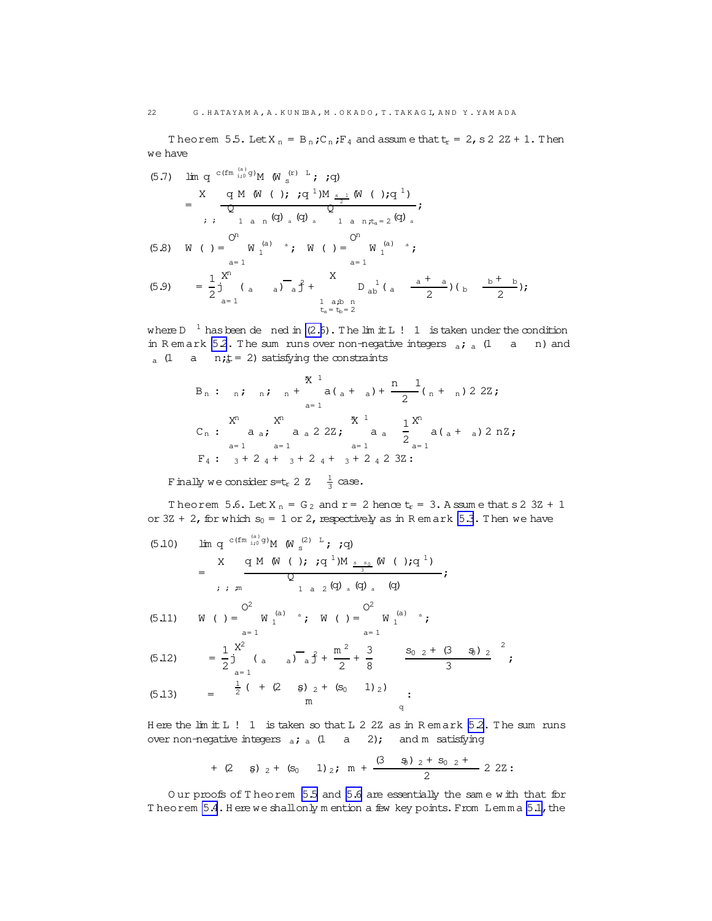**Theorem 5.5.** Let $X_n = B_n, C_n, F_4$ and assume that $t_r = 2$, $s \in 2\mathbb{Z}+1$. Then we have

$$
\begin{aligned}
(5.7)\quad & \lim q^{c(\{m_{i,0}^{(a)}\})} M(W_s^{(r)\otimes L}, \lambda, q) \\
&= \sum_{\alpha,\beta,\gamma} \frac{q^{\phi} M(W(\alpha), \lambda, q^{-1}) M_{\frac{s-1}{2}}(W(\gamma), q^{-1})}{\prod_{1\le a\le n}(q)_{\alpha_a}(q)_{\beta_a}\prod_{1\le a\le n, t_a=2}(q)_{\gamma_a}},
\end{aligned}
$$

$$
(5.8)\quad W(\alpha) = \bigotimes_{a=1}^{n} W_1^{(a)\otimes \alpha_a}, \quad W(\gamma) = \bigotimes_{a=1}^{n} W_1^{(a)\otimes \gamma_a},
$$

$$
(5.9)\quad \phi = \frac{1}{2}\sum_{a=1}^{n}|(\alpha_a - \beta_a)\overline{\omega}_a|^2 + \sum_{\substack{1\le a,b\le n\\ t_a=t_b=2}} D^{-1}_{ab}\left(\gamma_a - \frac{\alpha_a+\beta_a}{2}\right)\left(\gamma_b - \frac{\alpha_b+\beta_b}{2}\right),
$$

where $D^{-1}$ has been defined in (2.6). The limit $L \to \infty$ is taken under the condition in Remark 5.2. The sum runs over non-negative integers $\alpha_a, \beta_a$ $(1 \le a \le n)$ and $\gamma_a$ $(1 \le a \le n, t_a = 2)$ satisfying the constraints

$$
\begin{aligned}
B_n &: \ \alpha_n, \ \beta_n, \ \gamma_n + \sum_{a=1}^{n-1} a(\alpha_a+\beta_a) + \frac{n-1}{2}(\alpha_n+\beta_n) \in 2\mathbb{Z}; \\
C_n &: \ \sum_{a=1}^{n} a\alpha_a, \ \sum_{a=1}^{n} a\beta_a \in 2\mathbb{Z}; \ \sum_{a=1}^{n-1} a\gamma_a - \frac{1}{2}\sum_{a=1}^{n} a(\alpha_a+\beta_a) \in n\mathbb{Z}; \\
F_4 &: \ \alpha_3 + 2\alpha_4 + \beta_3 + 2\beta_4 + \gamma_3 + 2\gamma_4 \in 3\mathbb{Z}.
\end{aligned}
$$

Finally we consider $s/t_r \in \mathbb{Z} - \frac{1}{3}$ case.

**Theorem 5.6.** Let $X_n = G_2$ and $r = 2$ hence $t_r = 3$. Assume that $s \in 3\mathbb{Z}+1$ or $3\mathbb{Z}+2$, for which $s_0 = 1$ or $2$, respectively as in Remark 5.3. Then we have

$$
\begin{aligned}
(5.10)\quad & \lim q^{c(\{m_{i,0}^{(a)}\})} M(W_s^{(2)\otimes L}, \lambda, q) \\
&= \sum_{\alpha,\beta,\gamma,m} \frac{q^{\phi} M(W(\alpha), \lambda, q^{-1}) M_{\frac{s-s_0}{3}}(W(\gamma), q^{-1})}{\prod_{1\le a\le 2}(q)_{\alpha_a}(q)_{\beta_a}(q)_{\gamma}},
\end{aligned}
$$

$$
(5.11)\quad W(\alpha) = \bigotimes_{a=1}^{2} W_1^{(a)\otimes \alpha_a}, \quad W(\gamma) = \bigotimes_{a=1}^{2} W_1^{(a)\otimes \gamma_a},
$$

$$
(5.12)\quad \phi = \frac{1}{2}\sum_{a=1}^{2}|(\alpha_a-\beta_a)\overline{\omega}_a|^2 + \frac{m^2}{2} + \frac{3}{8}\left(\gamma - \frac{s_0\alpha_2 + (3-s_0)\beta_2}{3}\right)^2,
$$

$$
(5.13)\quad \psi = \begin{bmatrix} \frac{1}{2}(\gamma + (2-s_0)\alpha_2 + (s_0-1)\beta_2) \\ m \end{bmatrix}_q .
$$

Here the limit $L \to \infty$ is taken so that $L \in 2\mathbb{Z}$ as in Remark 5.2. The sum runs over non-negative integers $\alpha_a, \beta_a$ $(1 \le a \le 2)$, $\gamma$ and $m$ satisfying

$$
\gamma + (2-s_0)\alpha_2 + (s_0-1)\beta_2, \ m + \frac{(3-s_0)\alpha_2 + s_0\beta_2 + \gamma}{2} \in 2\mathbb{Z}.
$$

Our proofs of Theorem 5.5 and 5.6 are essentially the same with that for Theorem 5.4. Here we shall only mention a few key points. From Lemma 5.1, the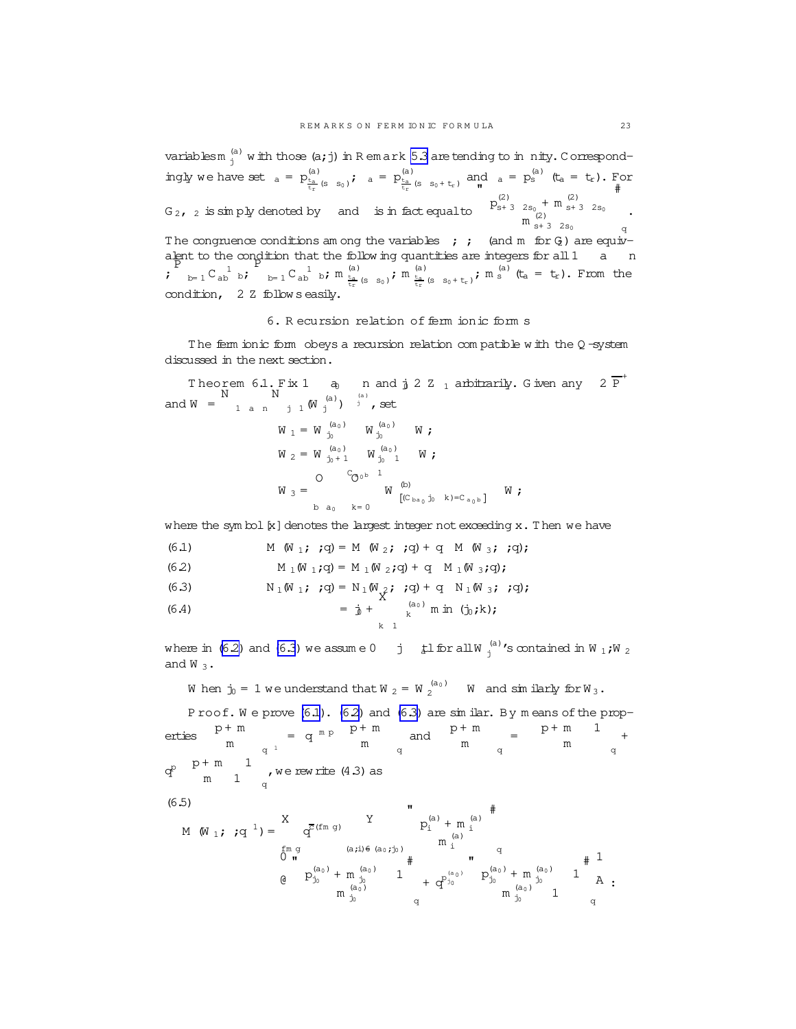variables $m^{(a)}_j$ with those $(a,j)$ in Remark 5.3 are tending to infinity. Correspondingly we have set $\alpha_a = p^{(a)}_{\frac{t_a}{t_r}(s-s_0)}$, $\beta_a = p^{(a)}_{\frac{t_a}{t_r}(s-s_0+t_r)}$ and $\gamma_a = p^{(a)}_s$ $(t_a = t_r)$. For $G_2$, $\gamma_2$ is simply denoted by $\gamma$ and $\delta$ is in fact equal to $\begin{bmatrix} p^{(2)}_{s+3-2s_0} + m^{(2)}_{s+3-2s_0} \\ m^{(2)}_{s+3-2s_0} \end{bmatrix}_q$.

The congruence conditions among the variables $\alpha, \beta, \gamma$ (and $m$ for $G_2$) are equivalent to the condition that the following quantities are integers for all $1 \le a \le n$; $\sum_{b=1}^{n} C^{-1}_{ab}\alpha_b$, $\sum_{b=1}^{n} C^{-1}_{ab}\beta_b$, $m^{(a)}_{\frac{t_a}{t_r}(s-s_0)}$, $m^{(a)}_{\frac{t_a}{t_r}(s-s_0+t_r)}$, $m^{(a)}_s$ $(t_a = t_r)$. From the condition, $\gamma \in 2\mathbb{Z}$ follows easily.

## 6. Recursion relation of fermionic forms

The fermionic form obeys a recursion relation compatible with the $Q$-system discussed in the next section.

**Theorem 6.1.** Fix $1 \le a_0 \le n$ and $j_0 \in \mathbb{Z}_{\ge 1}$ arbitrarily. Given any $\lambda \in \overline{P}^+$ and $W = \bigotimes_{1 \le a \le n} \bigotimes_{j \ge 1} (W^{(a)}_j)^{\otimes \nu^{(a)}_j}$, set

$$W_1 = W^{(a_0)}_{j_0} \otimes W^{(a_0)}_{j_0} \otimes W;$$

$$W_2 = W^{(a_0)}_{j_0+1} \otimes W^{(a_0)}_{j_0-1} \otimes W;$$

$$W_3 = \bigotimes_{b \sim a_0} \bigotimes_{k=0}^{-C_{a_0 b}-1} W^{(b)}_{[(-C_{ba_0}j_0-k)/(-C_{a_0 b})]} \otimes W;$$

where the symbol $[x]$ denotes the largest integer not exceeding $x$. Then we have

$$M(W_1,\lambda,q) = M(W_2,\lambda,q) + q^{\gamma} M(W_3,\lambda,q); \tag{6.1}$$

$$M_l(W_1,q) = M_l(W_2,q) + q^{\gamma} M_l(W_3,q); \tag{6.2}$$

$$N_l(W_1,\lambda,q) = N_l(W_2,\lambda,q) + q^{\gamma} N_l(W_3,\lambda,q); \tag{6.3}$$

$$\gamma = j_0 + \sum_{k \ge 1} \nu^{(a_0)}_k \min(j_0,k); \tag{6.4}$$

where in (6.2) and (6.3) we assume $0 \le j \le t_a l$ for all $W^{(a)}_j$'s contained in $W_1, W_2$ and $W_3$.

When $j_0 = 1$ we understand that $W_2 = W^{(a_0)}_2 \otimes W$ and similarly for $W_3$.

*Proof.* We prove (6.1). (6.2) and (6.3) are similar. By means of the properties $\begin{bmatrix} p+m \\ m \end{bmatrix}_{q^{-1}} = q^{-mp}\begin{bmatrix} p+m \\ m \end{bmatrix}_q$ and $\begin{bmatrix} p+m \\ m \end{bmatrix}_q = \begin{bmatrix} p+m-1 \\ m \end{bmatrix}_q + q^p \begin{bmatrix} p+m-1 \\ m-1 \end{bmatrix}_q$, we rewrite (4.3) as

$$M(W_1,\lambda,q^{-1}) = \sum_{\{m\}} q^{\overline{c}(\{m\})} \prod_{(a,i) \ne (a_0,j_0)} \begin{bmatrix} p^{(a)}_i + m^{(a)}_i \\ m^{(a)}_i \end{bmatrix}_q \left( \begin{bmatrix} p^{(a_0)}_{j_0} + m^{(a_0)}_{j_0} - 1 \\ m^{(a_0)}_{j_0} \end{bmatrix}_q + q^{p^{(a_0)}_{j_0}} \begin{bmatrix} p^{(a_0)}_{j_0} + m^{(a_0)}_{j_0} - 1 \\ m^{(a_0)}_{j_0} - 1 \end{bmatrix}_q \right). \tag{6.5}$$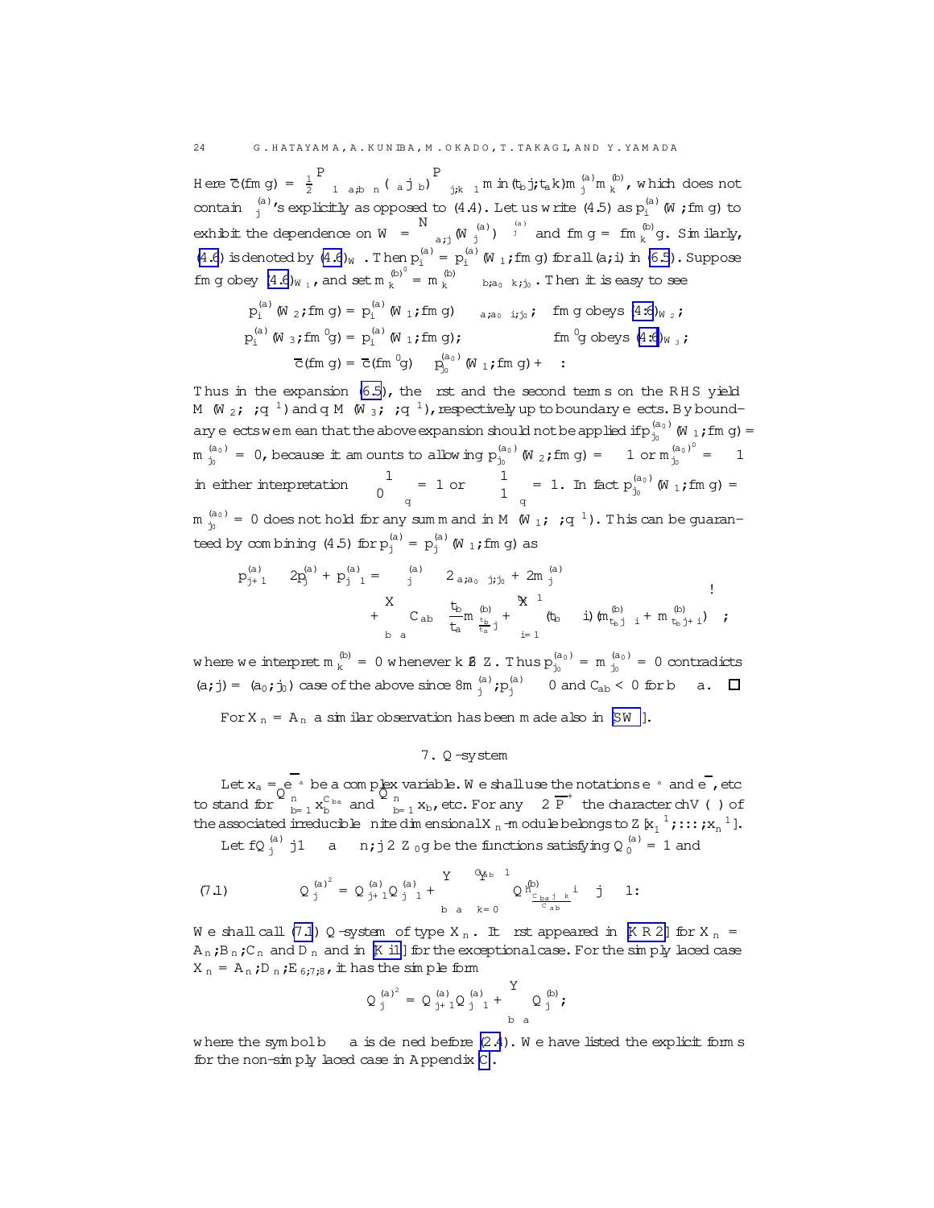Here $\overline{c}(\{m\}) = \frac{1}{2}\sum_{1\le a,b\le n}(\alpha_a|\alpha_b)\sum_{j,k\ge 1}\min(t_b j, t_a k) m_j^{(a)} m_k^{(b)}$, which does not contain $\nu_j^{(a)}$'s explicitly as opposed to (4.4). Let us write (4.5) as $p_i^{(a)}(W;\{m\})$ to exhibit the dependence on $W = \bigotimes_{a,j}(W_j^{(a)})^{\otimes \nu_j^{(a)}}$ and $\{m\} = \{m_k^{(b)}\}$. Similarly, (4.6) is denoted by (4.6)$_W$. Then $p_i^{(a)} = p_i^{(a)}(W_1;\{m\})$ for all $(a,i)$ in (6.5). Suppose $\{m\}$ obey (4.6)$_{W_1}$, and set $m_k^{(b)\prime} = m_k^{(b)} - \delta_{b,a_0}\delta_{k,j_0}$. Then it is easy to see

$$
\begin{aligned}
p_i^{(a)}(W_2;\{m\}) &= p_i^{(a)}(W_1;\{m\}) - \delta_{a,a_0}\delta_{i,j_0}; \quad &\{m\} \text{ obeys (4.6)}_{W_2};\\
p_i^{(a)}(W_3;\{m'\}) &= p_i^{(a)}(W_1;\{m\}); &\{m'\} \text{ obeys (4.6)}_{W_3};\\
\overline{c}(\{m\}) &= \overline{c}(\{m'\}) - p_{j_0}^{(a_0)}(W_1;\{m\}) + \cdots.
\end{aligned}
$$

Thus in the expansion (6.5), the first and the second terms on the RHS yield $M(W_2;\cdot;q^{-1})$ and $q^{\cdot}M(W_3;\cdot;q^{-1})$, respectively up to boundary effects. By boundary effects we mean that the above expansion should not be applied if $p_{j_0}^{(a_0)}(W_1;\{m\}) = m_{j_0}^{(a_0)} = 0$, because it amounts to allowing $p_{j_0}^{(a_0)}(W_2;\{m\}) = -1$ or $m_{j_0}^{(a_0)\prime} = -1$ in either interpretation $\begin{bmatrix} -1 \\ 0 \end{bmatrix}_q = 1$ or $\begin{bmatrix} -1 \\ -1 \end{bmatrix}_q = 1$. In fact $p_{j_0}^{(a_0)}(W_1;\{m\}) = m_{j_0}^{(a_0)} = 0$ does not hold for any sum $\sum_m$ and in $M(W_1;\cdot;q^{-1})$. This can be guaranteed by combining (4.5) for $p_j^{(a)} = p_j^{(a)}(W_1;\{m\})$ as

$$
\begin{aligned}
-p_{j+1}^{(a)} - 2p_j^{(a)} + p_{j-1}^{(a)} = &-\nu_j^{(a)} - 2\delta_{a,a_0}\delta_{j,j_0} + 2m_j^{(a)}\\
&+ \sum_{b\sim a} C_{ab}\left(\frac{t_b}{t_a}m^{(b)}_{\frac{t_b}{t_a}j} + \sum_{i=1}^{t_b-1}(t_b-i)(m^{(b)}_{t_b j-i} + m^{(b)}_{t_b j+i})\right),
\end{aligned}
$$

where we interpret $m_k^{(b)} = 0$ whenever $k \notin \mathbb{Z}$. Thus $p_{j_0}^{(a_0)} = m_{j_0}^{(a_0)} = 0$ contradicts $(a,j) = (a_0,j_0)$ case of the above since $\forall m_j^{(a)}, p_j^{(a)} \ge 0$ and $C_{ab} < 0$ for $b \sim a$. $\square$

For $X_n = A_n$ a similar observation has been made also in [SW].

## 7. Q-system

Let $x_a = e^{\overline{\Lambda}_a}$ be a complex variable. We shall use the notations $e^{\alpha_a}$ and $e^{\overline{\lambda}}$, etc to stand for $\prod_{b=1}^{n} x_b^{C_{ba}}$ and $\prod_{b=1}^{n} x_b$, etc. For any $\lambda \in \overline{P}^+$ the character $\mathrm{ch}V(\lambda)$ of the associated irreducible finite dimensional $X_n$-module belongs to $\mathbb{Z}[x_1^{\pm 1}, \ldots, x_n^{\pm 1}]$.

Let $\{Q_j^{(a)} \mid 1 \le a \le n, j \in \mathbb{Z}_{\ge 0}\}$ be the functions satisfying $Q_0^{(a)} = 1$ and

$$
Q_j^{(a)2} = Q_{j+1}^{(a)}Q_{j-1}^{(a)} + \prod_{b\sim a}\prod_{k=0}^{-C_{ab}-1} Q^{(b)}_{\left[\frac{C_{ba}j-k}{C_{ab}}\right]} \quad j \ge 1. \tag{7.1}
$$

We shall call (7.1) Q-system of type $X_n$. It first appeared in [KR2] for $X_n = A_n, B_n, C_n$ and $D_n$ and in [Ki1] for the exceptional case. For the simply laced case $X_n = A_n, D_n, E_{6,7,8}$, it has the simple form

$$
Q_j^{(a)2} = Q_{j+1}^{(a)}Q_{j-1}^{(a)} + \prod_{b\sim a} Q_j^{(b)},
$$

where the symbol $b \sim a$ is defined before (2.4). We have listed the explicit forms for the non-simply laced case in Appendix C.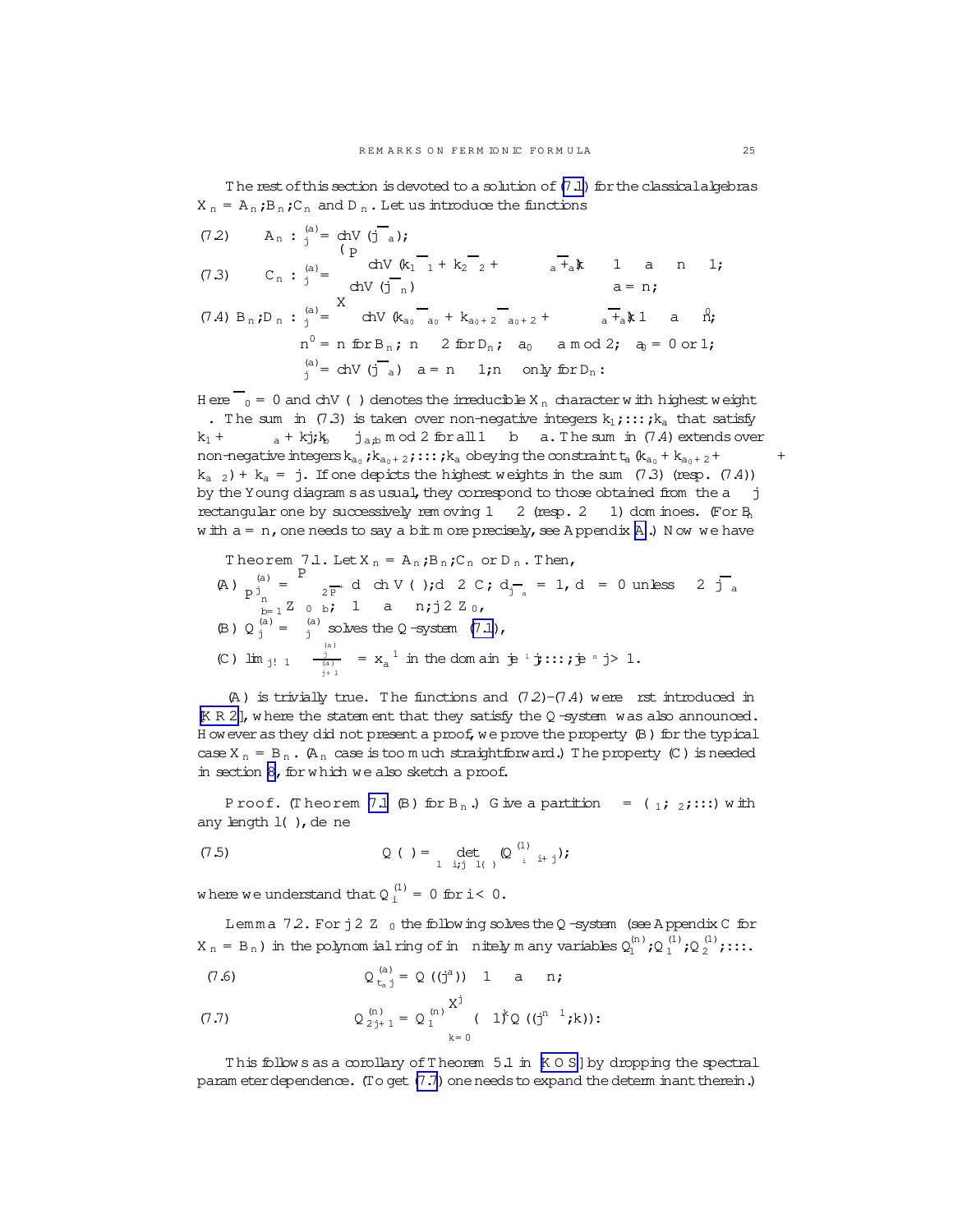The rest of this section is devoted to a solution of (7.1) for the classical algebras $X_n = A_n, B_n, C_n$ and $D_n$. Let us introduce the functions

$$(7.2) \qquad A_n : \chi^{(a)}_j = \mathrm{ch}V(j\overline{\Lambda}_a);$$

$$(7.3) \qquad C_n : \chi^{(a)}_j = \begin{cases} \sum \mathrm{ch}V(k_1\overline{\Lambda}_1 + k_2\overline{\Lambda}_2 + \cdots + k_a\overline{\Lambda}_a) & 1 \le a \le n-1; \\ \mathrm{ch}V(j\overline{\Lambda}_n) & a = n; \end{cases}$$

$$(7.4) \quad B_n, D_n : \chi^{(a)}_j = \sum \mathrm{ch}V(k_{a_0}\overline{\Lambda}_{a_0} + k_{a_0+2}\overline{\Lambda}_{a_0+2} + \cdots + k_a\overline{\Lambda}_a) \quad 1 \le a \le n';$$

$$n' = n \text{ for } B_n;\ n-2 \text{ for } D_n;\ a_0 \equiv a \bmod 2;\ a_0 = 0 \text{ or } 1;$$

$$\chi^{(a)}_j = \mathrm{ch}V(j\overline{\Lambda}_a) \quad a = n-1, n \quad \text{only for } D_n:$$

Here $\overline{\Lambda}_0 = 0$ and $\mathrm{ch}V(\lambda)$ denotes the irreducible $X_n$ character with highest weight $\lambda$. The sum in (7.3) is taken over non-negative integers $k_1, \ldots, k_a$ that satisfy $k_1 + \cdots + k_a + k \le j, k_b \equiv j\delta_{a,b} \bmod 2$ for all $1 \le b \le a$. The sum in (7.4) extends over non-negative integers $k_{a_0}, k_{a_0+2}, \ldots, k_a$ obeying the constraint $t_a(k_{a_0} + k_{a_0+2} + \cdots + k_{a-2}) + k_a = j$. If one depicts the highest weights in the sum (7.3) (resp. (7.4)) by the Young diagrams as usual, they correspond to those obtained from the $a \times j$ rectangular one by successively removing $1 \times 2$ (resp. $2 \times 1$) dominoes. (For $B_n$ with $a = n$, one needs to say a bit more precisely, see Appendix A.) Now we have

**Theorem 7.1.** Let $X_n = A_n, B_n, C_n$ or $D_n$. Then,

(A) $\chi^{(a)}_j = \sum_{\lambda \in 2P_+} d_\lambda \,\mathrm{ch}V(\lambda); d_\lambda \in \mathbb{C}; d_{j\overline{\Lambda}_a} = 1, d_\lambda = 0$ unless $\lambda \preceq j\overline{\Lambda}_a$ $P^j_n$ $\sum_{b=1} \mathbb{Z}_{\ge 0} \alpha_b;\ 1 \le a \le n; j \in \mathbb{Z}_{\ge 0}$,

(B) $Q^{(a)}_j = \chi^{(a)}_j$ solves the $Q$-system (7.1),

(C) $\lim_{j \to \infty} \dfrac{\chi^{(a)}_j}{\chi^{(a)}_{j+1}} = x_a^{-1}$ in the domain $|e^{-\alpha_1}|, \ldots, |e^{-\alpha_n}| > 1$.

(A) is trivially true. The functions and (7.2)–(7.4) were first introduced in [KR2], where the statement that they satisfy the $Q$-system was also announced. However as they did not present a proof, we prove the property (B) for the typical case $X_n = B_n$. ($A_n$ case is too much straightforward.) The property (C) is needed in section 8, for which we also sketch a proof.

*Proof.* (Theorem 7.1 (B) for $B_n$.) Give a partition $\lambda = (\lambda_1, \lambda_2, \ldots)$ with any length $l(\lambda)$, define

$$(7.5) \qquad Q(\lambda) = \det_{1 \le i,j \le l(\lambda)} (Q^{(1)}_{\lambda_i - i + j});$$

where we understand that $Q^{(1)}_i = 0$ for $i < 0$.

**Lemma 7.2.** For $j \in \mathbb{Z}_{\ge 0}$ the following solves the $Q$-system (see Appendix C for $X_n = B_n$) in the polynomial ring of infinitely many variables $Q^{(n)}_1, Q^{(1)}_1, Q^{(1)}_2, \ldots$.

$$(7.6) \qquad Q^{(a)}_{t_a j} = Q((j^a)) \quad 1 \le a \le n;$$

$$(7.7) \qquad Q^{(n)}_{2j+1} = Q^{(n)}_1 \sum_{k=0}^{j} (-1)^k Q((j^{n-1}, k)):$$

This follows as a corollary of Theorem 5.1 in [KOS] by dropping the spectral parameter dependence. (To get (7.7) one needs to expand the determinant therein.)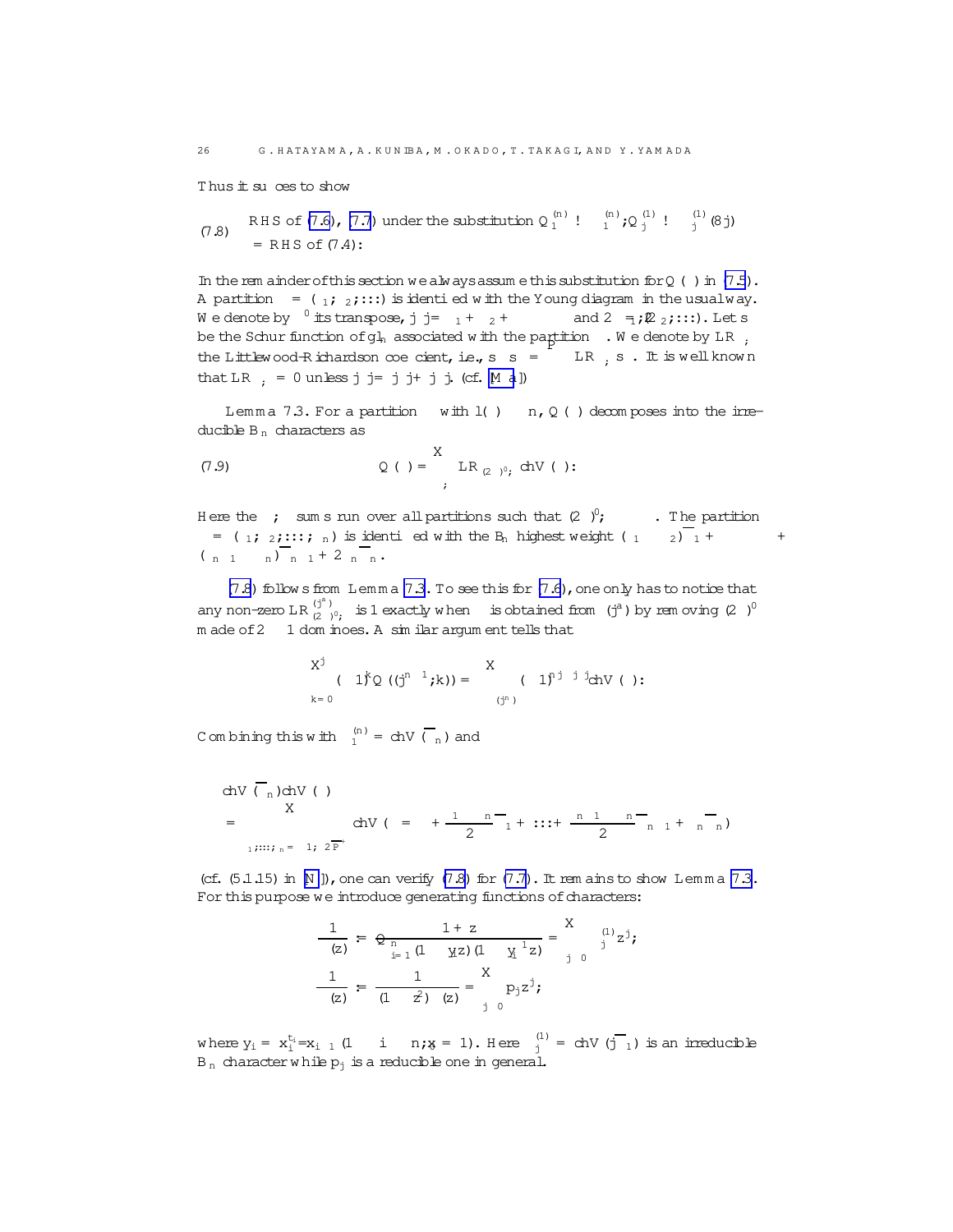Thus it suffices to show

$$(7.8)\quad \begin{aligned}&\text{RHS of (7.6), (7.7) under the substitution } Q^{(n)}_1 \to \chi^{(n)}_1, Q^{(1)}_j \to \chi^{(1)}_j\ (\forall j)\\ &= \text{RHS of (7.4)}.\end{aligned}$$

In the remainder of this section we always assume this substitution for $Q(\ )$ in (7.5). A partition $\lambda = (\lambda_1, \lambda_2, \ldots)$ is identified with the Young diagram $\lambda$ in the usual way. We denote by $\lambda'$ its transpose, $|\lambda| = \lambda_1 + \lambda_2 + \cdots$ and $2\lambda = (2\lambda_1, 2\lambda_2, \ldots)$. Let $s_\lambda$ be the Schur function of $gl_n$ associated with the partition $\lambda$. We denote by $LR^{\lambda}_{\mu,\nu}$ the Littlewood-Richardson coefficient, i.e., $s_\mu s_\nu = \sum_\lambda LR^{\lambda}_{\mu,\nu} s_\lambda$. It is well known that $LR^{\lambda}_{\mu,\nu} = 0$ unless $|\lambda| = |\mu| + |\nu|$. (cf. [Ma])

**Lemma 7.3.** *For a partition $\lambda$ with $l(\lambda) \le n$, $Q(\lambda)$ decomposes into the irreducible $B_n$ characters as*

$$(7.9)\qquad Q(\lambda) = \sum_{\mu,\nu} LR^{\lambda}_{(2\mu)',\nu}\, \mathrm{ch}V(\nu).$$

*Here the $\mu, \nu$ sums run over all partitions such that $(2\mu)', \nu \subseteq \lambda$. The partition $\nu = (\nu_1, \nu_2, \ldots, \nu_n)$ is identified with the $B_n$ highest weight $(\nu_1 - \nu_2)\overline{\Lambda}_1 + \cdots + (\nu_{n-1} - \nu_n)\overline{\Lambda}_{n-1} + 2\nu_n\overline{\Lambda}_n$.*

(7.8) follows from Lemma 7.3. To see this for (7.6), one only has to notice that any non-zero $LR^{(j^a)}_{(2\mu)',\nu}$ is 1 exactly when $\nu$ is obtained from $(j^a)$ by removing $(2\mu)'$ made of $2 \times 1$ dominoes. A similar argument tells that

$$\sum_{k=0}^{j} (-1)^k Q((j^{n-1}, k)) = \sum_{\nu \subseteq (j^n)} (-1)^{nj - |\nu|} \mathrm{ch}V(\nu).$$

Combining this with $\chi^{(n)}_1 = \mathrm{ch}V(\overline{\Lambda}_n)$ and

$$\begin{aligned}&\mathrm{ch}V(\overline{\Lambda}_n)\mathrm{ch}V(\lambda)\\ &= \sum_{\epsilon_1,\ldots,\epsilon_n = \pm 1;\ \lambda+\frac{\epsilon}{2} \in \mathcal{P}^+} \mathrm{ch}V\left(\lambda = \lambda + \frac{\epsilon_1 - \epsilon_n}{2}\overline{\Lambda}_1 + \cdots + \frac{\epsilon_{n-1} - \epsilon_n}{2}\overline{\Lambda}_{n-1} + \epsilon_n\overline{\Lambda}_n\right)\end{aligned}$$

(cf. (5.1.15) in [N]), one can verify (7.8) for (7.7). It remains to show Lemma 7.3. For this purpose we introduce generating functions of characters:

$$\frac{1}{\phi(z)} := \frac{1+z}{\prod_{i=1}^{n}(1 - y_i z)(1 - y_i^{-1} z)} = \sum_{j \ge 0} \chi^{(1)}_j z^j,$$

$$\frac{1}{\psi(z)} := \frac{1}{(1 - z^2)\phi(z)} = \sum_{j \ge 0} p_j z^j,$$

where $y_i = x_i^{t_i}/x_{i-1}$ $(1 \le i \le n; x_0 = 1)$. Here $\chi^{(1)}_j = \mathrm{ch}V(j\overline{\Lambda}_1)$ is an irreducible $B_n$ character while $p_j$ is a reducible one in general.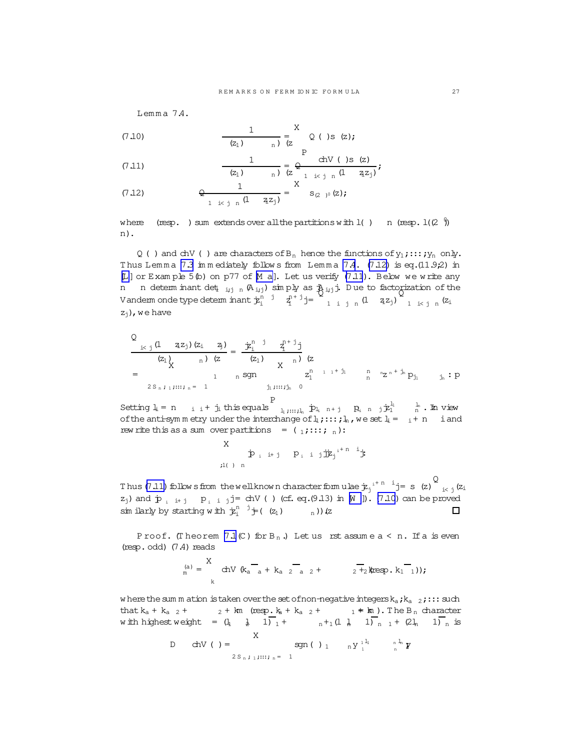**Lemma 7.4.**

$$\frac{1}{(z_1)_\infty\cdots(z_n)_\infty} = \sum_\lambda Q(\lambda)s_\lambda(z); \tag{7.10}$$

$$\frac{1}{(z_1)_\infty\cdots(z_n)_\infty} = \frac{\sum_\lambda \mathrm{ch}V(\lambda)s_\lambda(z)}{\prod_{1\le i<j\le n}(1-z_iz_j)}; \tag{7.11}$$

$$\frac{1}{\prod_{1\le i<j\le n}(1-z_iz_j)} = \sum_\lambda s_{(2\lambda)'}(z); \tag{7.12}$$

where $\sum_\lambda$ (resp. $\sum_\lambda$) sum extends over all the partitions with $l(\lambda)\le n$ (resp. $l((2\lambda)')\le n$).

$Q(\lambda)$ and $\mathrm{ch}V(\lambda)$ are characters of $B_n$ hence the functions of $y_1,\ldots,y_n$ only. Thus Lemma 7.3 immediately follows from Lemma 7.4. (7.12) is eq.(11.9;2) in [L] or Example 5(b) on p77 of [Ma]. Let us verify (7.11). Below we write any $n\times n$ determinant $\det_{1\le i,j\le n}(A_{i,j})$ simply as $|A_{i,j}|$. Due to factorization of the Vandermonde type determinant $|z_i^{n-j}-z_i^{n+j}| = \prod_{1\le i\le j\le n}(1-z_iz_j)\prod_{1\le i<j\le n}(z_i-z_j)$, we have

$$\frac{\prod_{i<j}(1-z_iz_j)(z_i-z_j)}{(z_1)_\infty\cdots(z_n)_\infty} = \frac{|z_i^{n-j}-z_i^{n+j}|}{(z_1)_\infty\cdots(z_n)_\infty}$$

$$= \sum_{\sigma\in S_n;\epsilon_1,\ldots,\epsilon_n=\pm1}\epsilon_1\cdots\epsilon_n\,\mathrm{sgn}\,\sigma\sum_{j_1,\ldots,j_n\ge 0} z_1^{n-\epsilon_1\sigma_1+j_1}\cdots z_n^{n-\epsilon_n\sigma_n+j_n}p_{j_1}\cdots p_{j_n}.$$

Setting $l_i = n-\epsilon_i\sigma_i+j_i$ this equals $\sum_{l_1,\ldots,l_n}|p_{l_i-n+j}-p_{l_i-n-j}|z_1^{l_1}\cdots z_n^{l_n}$. In view of the anti-symmetry under the interchange of $l_1,\ldots,l_n$, we set $l_i=\lambda_i+n-i$ and rewrite this as a sum over partitions $\lambda=(\lambda_1,\ldots,\lambda_n)$:

$$\sum_{\lambda,l(\lambda)\le n}|p_{\lambda_i-i+j}-p_{\lambda_i-i-j}||z_j^{\lambda_i+n-i}|.$$

Thus (7.11) follows from the well known character formulae $|z_j^{\lambda_i+n-i}| = s_\lambda(z)\prod_{i<j}(z_i-z_j)$ and $|p_{\lambda_i-i+j}-p_{\lambda_i-i-j}| = \mathrm{ch}V(\lambda)$ (cf. eq.(9.13) in [W1]). (7.10) can be proved similarly by starting with $|z_i^{n-j}|/((z_1)_\infty\cdots(z_n)_\infty)$. $\square$

*Proof.* (Theorem 7.1(C) for $B_n$.) Let us first assume $a<n$. If $a$ is even (resp. odd) (7.4) reads

$$\Omega_m^{(a)} = \sum_k \mathrm{ch}V(k_a\overline{\omega_a}+k_{a-2}\overline{\omega_{a-2}}+\cdots+k_2\overline{\omega_2}\ (\text{resp. } k_1\overline{\omega_1}));$$

where the summation is taken over the set of non-negative integers $k_a,k_{a-2},\ldots$ such that $k_a+k_{a-2}+\cdots+k_2+k_0=m$ (resp. $k_a+k_{a-2}+\cdots+k_1=m$). The $B_n$ character with highest weight $\lambda=(l_1-l_2-1)\overline{\omega_1}+\cdots+(l_{n-1}-l_n-1)\overline{\omega_{n-1}}+(2l_n-1)\overline{\omega_n}$ is

$$D\cdot\mathrm{ch}V(\lambda) = \sum_{\sigma\in S_n;\epsilon_1,\ldots,\epsilon_n=\pm1}\mathrm{sgn}(\sigma)\epsilon_1\cdots\epsilon_n y_{\sigma_1}^{\epsilon_1 l_1}\cdots y_{\sigma_n}^{\epsilon_n l_n}y$$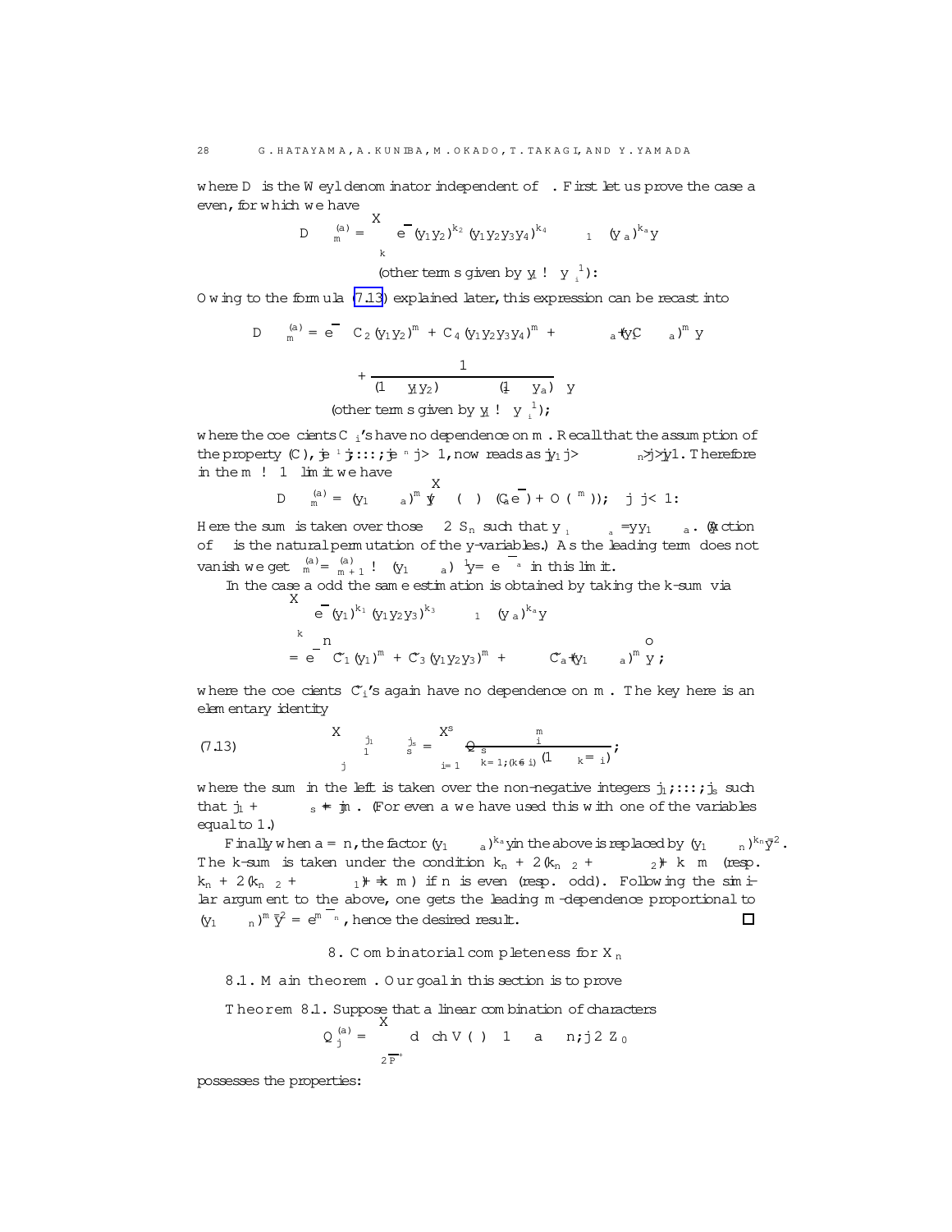where $D$ is the Weyl denominator independent of $\lambda$. First let us prove the case $a$ even, for which we have

$$D\,\chi_m^{(a)} = \sum_{k} e^{\overline{\lambda}} (y_1y_2)^{k_2} (y_1y_2y_3y_4)^{k_4} \cdots (y_1 \cdots y_a)^{k_a} y^{\rho}$$

$$+ (\text{other terms given by } y_i \to y_i^{-1}):$$

Owing to the formula (7.13) explained later, this expression can be recast into

$$D\,\chi_m^{(a)} = e^{\overline{\lambda}} \Big( C_2 (y_1y_2)^m + C_4 (y_1y_2y_3y_4)^m + \cdots + C_a (y_1 \cdots y_a)^m \Big) y^{\rho}$$

$$+ \frac{1}{(1-y_1y_2)\cdots(1-y_1\cdots y_a)}\, y^{\rho}$$

$$(\text{other terms given by } y_i \to y_i^{-1});$$

where the coefficients $C_i$'s have no dependence on $m$. Recall that the assumption of the property (C), $|e^{-\alpha_1}|,\ldots,|e^{-\alpha_n}| > 1$, now reads as $|y_1| > \cdots > |y_n| > 1$. Therefore in the $m \to \infty$ limit we have

$$D\,\chi_m^{(a)} = (y_1 \cdots y_a)^m \sum_{\sigma} y^{\sigma(\rho)} \left( \epsilon(\sigma)\, (C_a e^{\overline{\lambda}}) + O(\epsilon^m) \right); \quad |\epsilon| < 1:$$

Here the sum is taken over those $\sigma \in S_n$ such that $y_{\sigma(1)} \cdots y_{\sigma(a)} = y_1 \cdots y_a$. (Action of $\sigma$ is the natural permutation of the $y$-variables.) As the leading term does not vanish we get $\chi_m^{(a)}/\chi_{m+1}^{(a)} \to (y_1 \cdots y_a)^{-1} = e^{-\overline{\Lambda}_a}$ in this limit.

In the case $a$ odd the same estimation is obtained by taking the $k$-sum via

$$\sum_{k} e^{\overline{\lambda}} (y_1)^{k_1} (y_1y_2y_3)^{k_3} \cdots (y_1 \cdots y_a)^{k_a} y^{\rho}$$

$$= e^{\overline{\lambda}} \Big\{ \tilde{C}_1 (y_1)^m + \tilde{C}_3 (y_1y_2y_3)^m + \cdots + \tilde{C}_a (y_1 \cdots y_a)^m \Big\} y^{\rho};$$

where the coefficients $\tilde{C}_i$'s again have no dependence on $m$. The key here is an elementary identity

$$\sum_{j} z_1^{j_1} \cdots z_s^{j_s} = \sum_{i=1}^{s} \frac{z_i^m}{\prod_{k=1, (k \neq i)}^{s} (1 - z_k/z_i)}; \tag{7.13}$$

where the sum in the left is taken over the non-negative integers $j_1, \ldots, j_s$ such that $j_1 + \cdots + j_s = m$. (For even $a$ we have used this with one of the variables equal to 1.)

Finally when $a = n$, the factor $(y_1 \cdots y_a)^{k_a} y^{\rho}$ in the above is replaced by $(y_1 \cdots y_n)^{k_n} y^{\rho/2}$. The $k$-sum is taken under the condition $k_n + 2(k_{n-2} + \cdots + k_2) \le m$ (resp. $k_n + 2(k_{n-2} + \cdots + k_1) \le m$) if $n$ is even (resp. odd). Following the similar argument to the above, one gets the leading $m$-dependence proportional to $(y_1 \cdots y_n)^{m/2} = e^{m\overline{\Lambda}_n}$, hence the desired result. $\square$

## 8. Combinatorial completeness for $X_n$

**8.1. Main theorem.** Our goal in this section is to prove

**Theorem 8.1.** *Suppose that a linear combination of characters*

$$Q_j^{(a)} = \sum_{\lambda \in \overline{P}^+} d_\lambda\, \mathrm{ch}\, V(\lambda) \quad 1 \le a \le n; j \in \mathbb{Z}_{\ge 0}$$

*possesses the properties:*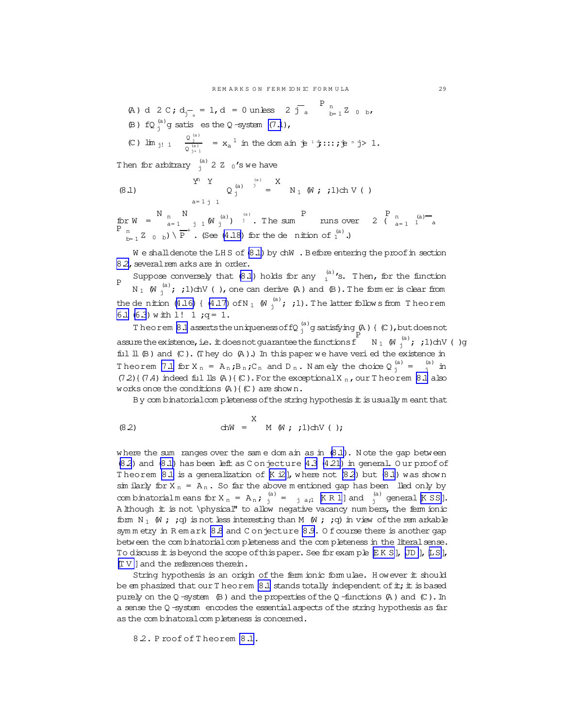(A) $d_\lambda \in \mathbb{C}$; $d_{\overline{\Lambda_a}} = 1$, $d_\lambda = 0$ unless $\lambda \in \overline{\Lambda_a} - \sum_{b=1}^{n} \mathbb{Z}_{\geq 0}\alpha_b$,

(B) $\{Q^{(a)}_j\}$ satisfies the Q-system (7.1),

(C) $\lim_{j\to\infty} \frac{Q^{(a)}_j}{Q^{(a)}_{j+1}} = x_a^{-1}$ in the domain $|e^{-\alpha_1}|, \ldots, |e^{-\alpha_n}| > 1$.

Then for arbitrary $\nu^{(a)}_j \in \mathbb{Z}_{\geq 0}$'s we have

$$\prod_{a=1}^{n}\prod_{j\geq 1} \left(Q^{(a)}_j\right)^{\nu^{(a)}_j} = \sum_\lambda N_1(W,\lambda;1)\,\mathrm{ch}\,V(\lambda) \tag{8.1}$$

for $W = \bigotimes_{a=1}^{n}\bigotimes_{j\geq 1}(W^{(a)}_j)^{\otimes\nu^{(a)}_j}$. The sum $\sum_\lambda$ runs over $\lambda \in (\sum_{a=1}^{n}\nu^{(a)}_1\overline{\Lambda_a} - \sum_{b=1}^{n}\mathbb{Z}_{\geq 0}\alpha_b) \cap \overline{P}^+$. (See (4.18) for the definition of $\nu^{(a)}_1$.)

We shall denote the LHS of (8.1) by $\mathrm{ch}W$. Before entering the proof in section 8.2, several remarks are in order.

Suppose conversely that (8.1) holds for any $\nu^{(a)}_i$'s. Then, for the function $\sum_\lambda N_1(W^{(a)}_j,\lambda;1)\mathrm{ch}V(\lambda)$, one can derive (A) and (B). The former is clear from the definition (4.16) – (4.17) of $N_1(W^{(a)}_j,\lambda;1)$. The latter follows from Theorem 6.1 (6.3) with $l\to\infty; q=1$.

Theorem 8.1 asserts the uniqueness of $\{Q^{(a)}_j\}$ satisfying (A) – (C), but does not assure the existence, i.e. it does not guarantee the functions $\{\sum_\lambda N_1(W^{(a)}_j,\lambda;1)\mathrm{ch}V(\lambda)\}$ fulfill (B) and (C). (They do (A).) In this paper we have verified the existence in Theorem 7.1 for $X_n = A_n, B_n, C_n$ and $D_n$. Namely the choice $Q^{(a)}_j = \chi^{(a)}_j$ in (7.2)–(7.4) indeed fulfills (A)–(C). For the exceptional $X_n$, our Theorem 8.1 also works once the conditions (A)–(C) are shown.

By combinatorial completeness of the string hypothesis it is usually meant that

$$\mathrm{ch}W = \sum_\lambda M(W,\lambda;1)\mathrm{ch}V(\lambda); \tag{8.2}$$

where the sum ranges over the same domain as in (8.1). Note the gap between (8.2) and (8.1) has been left as Conjecture 4.3 (4.21) in general. Our proof of Theorem 8.1 is a generalization of [Ki2], where not (8.2) but (8.1) was shown similarly for $X_n = A_n$. So far the above mentioned gap has been filled only by combinatorial means for $X_n = A_n$; $\nu^{(a)}_j = \delta_{j1}\delta_{a1}$ [KR1] and $\nu^{(a)}_j$ general [KSS]. Although it is not "physical" to allow negative vacancy numbers, the fermionic form $N_1(W,\lambda;q)$ is not less interesting than $M(W,\lambda;q)$ in view of the remarkable symmetry in Remark 8.8 and Conjecture 8.9. Of course there is another gap between the combinatorial completeness and the completeness in the literal sense. To discuss it is beyond the scope of this paper. See for example [EKS], [JD], [LS], [TV] and the references therein.

String hypothesis is an origin of the fermionic formulae. However it should be emphasized that our Theorem 8.1 stands totally independent of it; it is based purely on the Q-system (B) and the properties of the Q-functions (A) and (C). In a sense the Q-system encodes the essential aspects of the string hypothesis as far as the combinatoral completeness is concerned.

8.2. Proof of Theorem 8.1.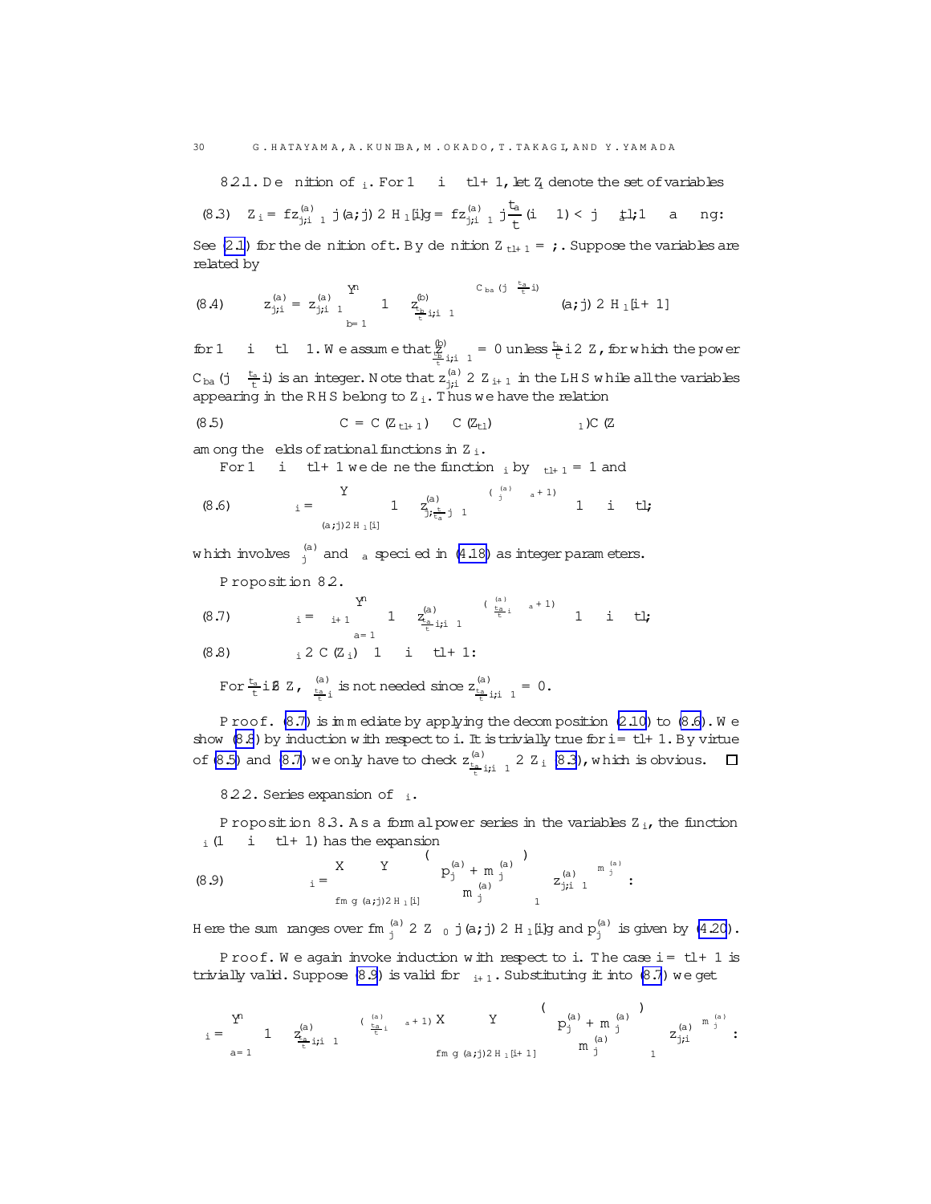8.2.1. Definition of $\Phi_i$. For $1 \le i \le t\ell+1$, let $Z_i$ denote the set of variables

$$(8.3) \quad Z_i = \{z^{(a)}_{j,i-1} \mid (a,j) \in H_{-1}[i]\} = \{z^{(a)}_{j,i-1} \mid \frac{t_a}{t}(i-1) < j \le t_a\ell, 1 \le a \le n\}.$$

See (2.1) for the definition of $t$. By definition $Z_{t\ell+1} = \emptyset$. Suppose the variables are related by

$$(8.4) \quad z^{(a)}_{j,i} = z^{(a)}_{j,i-1} \prod_{b=1}^{n} \left(1 - z^{(b)}_{\frac{t_b}{t}i,i-1}\right)^{C_{ba}(j - \frac{t_a}{t}i)} \qquad (a,j) \in H_{-1}[i+1]$$

for $1 \le i \le t\ell - 1$. We assume that $z^{(b)}_{\frac{t_b}{t}i,i-1} = 0$ unless $\frac{t_b}{t}i \in \mathbb{Z}$, for which the power $C_{ba}(j - \frac{t_a}{t}i)$ is an integer. Note that $z^{(a)}_{j,i} \in Z_{i+1}$ in the LHS while all the variables appearing in the RHS belong to $Z_i$. Thus we have the relation

$$(8.5) \qquad \mathbb{C} = \mathbb{C}(Z_{t\ell+1}) \subset \mathbb{C}(Z_{t\ell}) \subset \cdots \subset \mathbb{C}(Z_1)$$

among the fields of rational functions in $Z_i$.

For $1 \le i \le t\ell+1$ we define the function $\Phi_i$ by $\Phi_{t\ell+1} = 1$ and

$$(8.6) \qquad \Phi_i = \prod_{(a,j)\in H_{-1}[i]} \left(1 - z^{(a)}_{j,\frac{t}{t_a}j-1}\right)^{-(\alpha^{(a)}_j - \delta_a + 1)} \qquad 1 \le i \le t\ell,$$

which involves $\alpha^{(a)}_j$ and $\delta_a$ specified in (4.18) as integer parameters.

**Proposition 8.2.**

$$(8.7) \qquad \Phi_i = \Phi_{i+1} \prod_{a=1}^{n} \left(1 - z^{(a)}_{\frac{t_a}{t}i,i-1}\right)^{-(\alpha^{(a)}_{\frac{t_a}{t}i} - \delta_a + 1)} \qquad 1 \le i \le t\ell,$$

$$(8.8) \qquad \Phi_i \in \mathbb{C}(Z_i) \quad 1 \le i \le t\ell+1.$$

For $\frac{t_a}{t}i \notin \mathbb{Z}$, $\alpha^{(a)}_{\frac{t_a}{t}i}$ is not needed since $z^{(a)}_{\frac{t_a}{t}i,i-1} = 0$.

*Proof.* (8.7) is immediate by applying the decomposition (2.10) to (8.6). We show (8.8) by induction with respect to $i$. It is trivially true for $i = t\ell+1$. By virtue of (8.5) and (8.7) we only have to check $z^{(a)}_{\frac{t_a}{t}i,i-1} \in Z_i$ (8.3), which is obvious. $\square$

8.2.2. Series expansion of $\Phi_i$.

**Proposition 8.3.** As a formal power series in the variables $Z_i$, the function $\Phi_i$ $(1 \le i \le t\ell+1)$ has the expansion

$$(8.9) \qquad \Phi_i = \sum_{\{m\}} \prod_{(a,j)\in H_{-1}[i]} \binom{p^{(a)}_j + m^{(a)}_j}{m^{(a)}_j}_1 \left(z^{(a)}_{j,i-1}\right)^{m^{(a)}_j}.$$

Here the sum ranges over $\{m^{(a)}_j \in \mathbb{Z}_{\ge 0} \mid (a,j) \in H_{-1}[i]\}$ and $p^{(a)}_j$ is given by (4.20).

*Proof.* We again invoke induction with respect to $i$. The case $i = t\ell+1$ is trivially valid. Suppose (8.9) is valid for $\Phi_{i+1}$. Substituting it into (8.7) we get

$$\Phi_i = \prod_{a=1}^{n} \left(1 - z^{(a)}_{\frac{t_a}{t}i,i-1}\right)^{-(\alpha^{(a)}_{\frac{t_a}{t}i} - \delta_a + 1)} \sum_{\{m\}} \prod_{(a,j)\in H_{-1}[i+1]} \binom{p^{(a)}_j + m^{(a)}_j}{m^{(a)}_j}_1 \left(z^{(a)}_{j,i}\right)^{m^{(a)}_j}.$$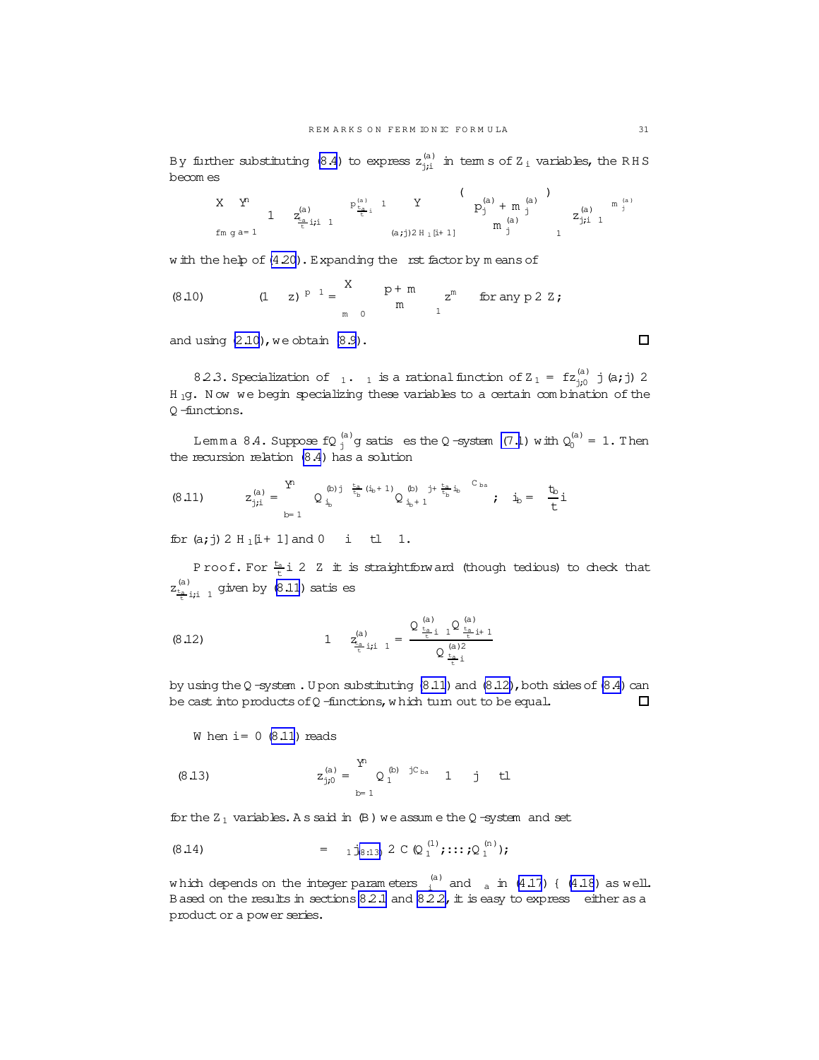By further substituting (8.4) to express $z^{(a)}_{j,i}$ in terms of $Z_i$ variables, the RHS becomes

$$\sum_{\{m\}} \prod_{a=1}^{n} \left(1 - z^{(a)}_{\frac{t_a}{t}i, i-1}\right)^{-p^{(a)}_{\frac{t_a}{t}i} - 1} \prod_{(a,j)\in H_1[i+1]} \left\{ \binom{p^{(a)}_j + m^{(a)}_j}{m^{(a)}_j} \right\}_1 z^{(a)\, m^{(a)}_j}_{j,i-1}$$

with the help of (4.20). Expanding the first factor by means of

$$(8.10) \qquad (1 - z)^{-p-1} = \sum_{m \geq 0} \binom{p+m}{m}_1 z^m \quad \text{for any } p \in \mathbb{Z},$$

and using (2.10), we obtain (8.9). $\square$

8.2.3. Specialization of $\phi_1$. $\phi_1$ is a rational function of $Z_1 = \{z^{(a)}_{j,0} \mid (a,j) \in H_1\}$. Now we begin specializing these variables to a certain combination of the $Q$-functions.

**Lemma 8.4.** Suppose $\{Q^{(a)}_j\}$ satisfies the $Q$-system (7.1) with $Q^{(a)}_0 = 1$. Then the recursion relation (8.4) has a solution

$$(8.11) \qquad z^{(a)}_{j,i} = \prod_{b=1}^{n} \left( Q^{(b)\, j - \frac{t_a}{t_b}(i_b+1)}_{i_b} \, Q^{(b)\, -j + \frac{t_a}{t_b} i_b}_{i_b+1} \right)^{C_{ba}}; \quad i_b = \frac{t_b}{t} i$$

for $(a,j) \in H_1[i+1]$ and $0 \leq i \leq tl - 1$.

*Proof.* For $\frac{t_a}{t} i \in \mathbb{Z}$ it is straightforward (though tedious) to check that $z^{(a)}_{\frac{t_a}{t}i, i-1}$ given by (8.11) satisfies

$$(8.12) \qquad 1 - z^{(a)}_{\frac{t_a}{t}i, i-1} = \frac{Q^{(a)}_{\frac{t_a}{t}i - 1} Q^{(a)}_{\frac{t_a}{t}i + 1}}{Q^{(a)2}_{\frac{t_a}{t}i}}$$

by using the $Q$-system. Upon substituting (8.11) and (8.12), both sides of (8.4) can be cast into products of $Q$-functions, which turn out to be equal. $\square$

When $i = 0$ (8.11) reads

$$(8.13) \qquad z^{(a)}_{j,0} = \prod_{b=1}^{n} Q^{(b)\, -jC_{ba}}_1 \quad 1 \leq j \leq tl$$

for the $Z_1$ variables. As said in (B) we assume the $Q$-system and set

$$(8.14) \qquad \phi = \phi_1|_{(8.13)} \in \mathbb{C}(Q^{(1)}_1, \ldots, Q^{(n)}_1),$$

which depends on the integer parameters $\nu^{(a)}_i$ and $\lambda_a$ in (4.17) – (4.18) as well. Based on the results in sections 8.2.1 and 8.2.2, it is easy to express $\phi$ either as a product or a power series.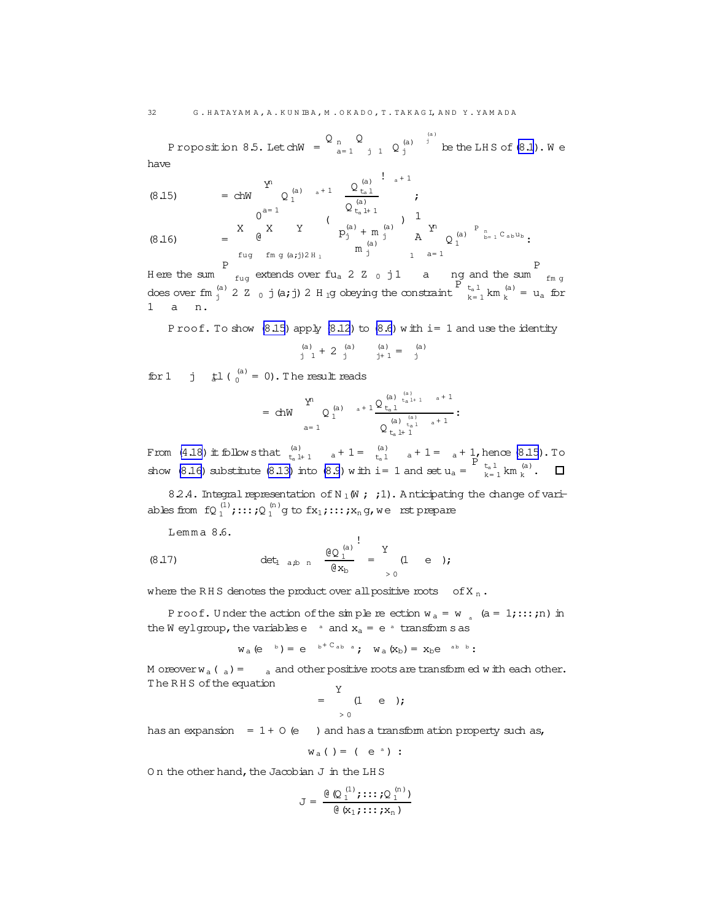**Proposition 8.5.** Let $\mathrm{ch}W = \prod_{a=1}^{n}\prod_{j\geq 1} Q_j^{(a)\,\nu_j^{(a)}}$ be the LHS of (8.1). We have

$$
(8.15)\qquad \Omega = \mathrm{ch}W \prod_{a=1}^{n}\left( Q_1^{(a)\,\lambda_a+1}\left(\frac{Q_{t_a l}^{(a)}}{Q_{t_a l+1}^{(a)}}\right)^{\lambda_a+1}\right);
$$

$$
(8.16)\qquad = \sum_{\{u\}}\left(\sum_{\{m\}}\prod_{(a;j)\in H_1}\binom{p_j^{(a)}+m_j^{(a)}}{m_j^{(a)}}\right)^{-1}\prod_{a=1}^{n} Q_1^{(a)\,-\sum_{b=1}^{n}C_{ab}u_b}.
$$

Here the sum $\sum_{\{u\}}$ extends over $\{u_a\in\mathbb{Z}_{\geq 0}\,|\,1\leq a\leq n\}$ and the sum $\sum_{\{m\}}$ does over $\{m_j^{(a)}\in\mathbb{Z}_{\geq 0}\,|\,(a;j)\in H_1\}$ obeying the constraint $\sum_{k=1}^{t_a l} k m_k^{(a)} = u_a$ for $1\leq a\leq n$.

*Proof.* To show (8.15) apply (8.12) to (8.6) with $i=1$ and use the identity

$$
\nu_{j-1}^{(a)} + 2\nu_j^{(a)} - \nu_{j+1}^{(a)} = \delta_j^{(a)}
$$

for $1\leq j\leq t_a l$ ($\nu_0^{(a)}=0$). The result reads

$$
\Omega = \mathrm{ch}W\prod_{a=1}^{n} Q_1^{(a)\,\lambda_a+1}\frac{Q_{t_a l}^{(a)\,\nu_{t_a l+1}^{(a)}-\lambda_a+1}}{Q_{t_a l+1}^{(a)\,\nu_{t_a l}^{(a)}-\lambda_a+1}}.
$$

From (4.18) it follows that $\nu_{t_a l+1}^{(a)} - \lambda_a + 1 = \nu_{t_a l}^{(a)} - \lambda_a + 1 = \lambda_a + 1$, hence (8.15). To show (8.16) substitute (8.13) into (8.9) with $i=1$ and set $u_a = \sum_{k=1}^{t_a l} k m_k^{(a)}$. $\square$

8.2.4. **Integral representation of $N_1(W;\lambda;1)$.** Anticipating the change of variables from $\{Q_1^{(1)},\ldots,Q_1^{(n)}\}$ to $\{x_1,\ldots,x_n\}$, we first prepare

**Lemma 8.6.**

$$
(8.17)\qquad \det_{1\leq a,b\leq n}\left(\frac{\partial Q_1^{(a)}}{\partial x_b}\right) = \prod_{\alpha>0}(1-e^{-\alpha});
$$

where the RHS denotes the product over all positive roots $\alpha$ of $X_n$.

*Proof.* Under the action of the simple reflection $w_a = w_{\alpha_a}$ $(a=1,\ldots,n)$ in the Weyl group, the variables $e^{-\alpha_a}$ and $x_a = e^{-\alpha_a}$ transforms as

$$
w_a(e^{-\alpha_b}) = e^{-\alpha_b + C_{ab}\alpha_a};\quad w_a(x_b) = x_b e^{-\delta_{ab}\alpha_b}.
$$

Moreover $w_a(\alpha_a) = -\alpha_a$ and other positive roots are transformed with each other. The RHS of the equation

$$
\Delta = \prod_{\alpha>0}(1-e^{-\alpha});
$$

has an expansion $\Delta = 1 + O(e^{-\alpha})$ and has a transformation property such as,

$$
w_a(\Delta) = (-e^{\alpha_a})\Delta.
$$

On the other hand, the Jacobian $J$ in the LHS

$$
J = \frac{\partial(Q_1^{(1)};\ldots;Q_1^{(n)})}{\partial(x_1;\ldots;x_n)}
$$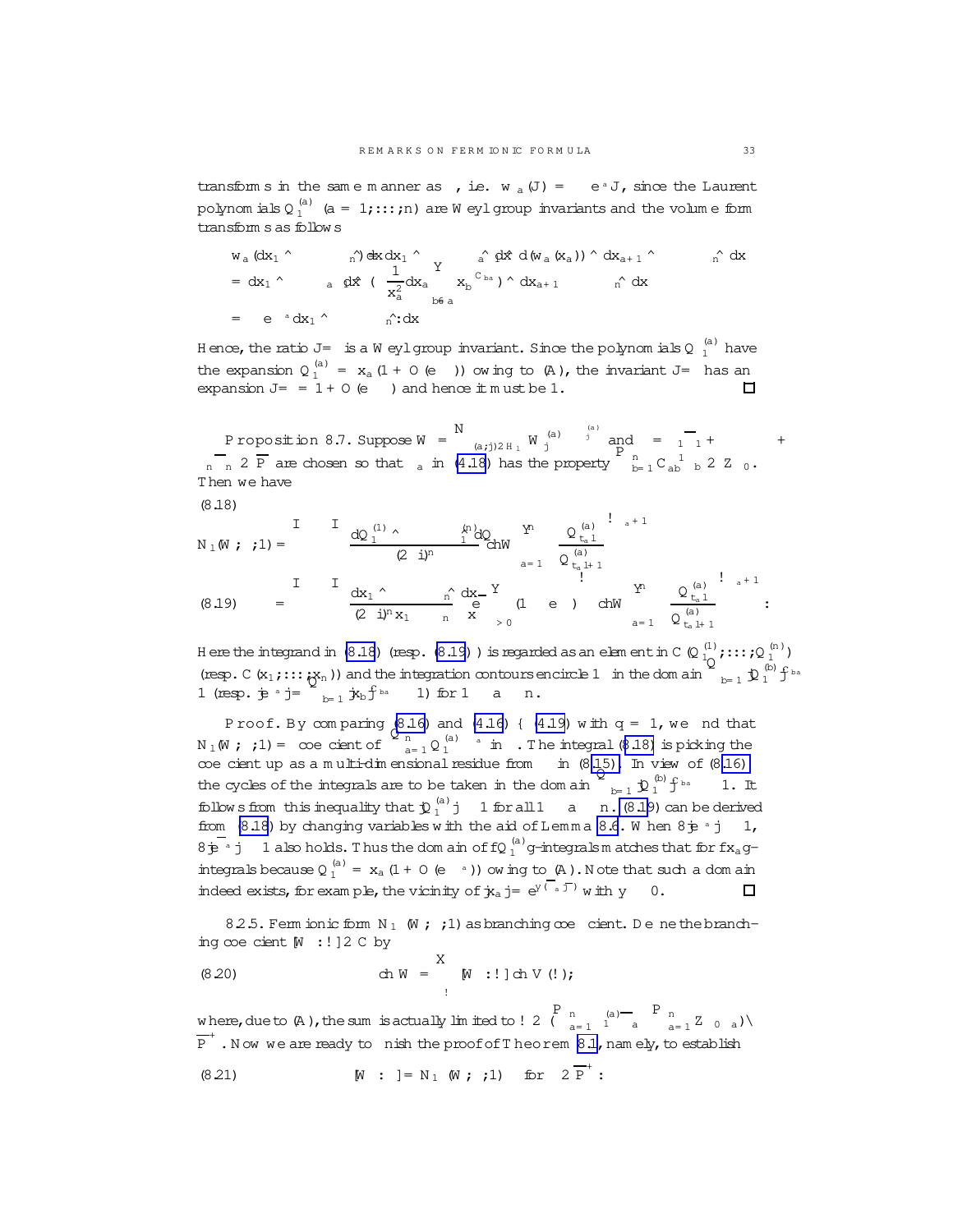transforms in the same manner as $\Omega$, i.e. $w_a(J) = -e^{-\alpha_a}J$, since the Laurent polynomials $Q_1^{(a)}$ $(a = 1, \dots, n)$ are Weyl group invariants and the volume form transforms as follows

$$
\begin{aligned}
& w_a(dx_1 \wedge \cdots \wedge \widehat{dx_n}) \\
&= dx_1 \wedge \cdots \wedge dx_{a-1} \wedge d(w_a(x_a)) \wedge dx_{a+1} \wedge \cdots \wedge dx_n \\
&= dx_1 \wedge \cdots \wedge dx_{a-1} \wedge \Big(-\frac{1}{x_a^2}dx_a \prod_{b \neq a} x_b^{-C_{ba}}\Big) \wedge dx_{a+1} \wedge \cdots \wedge dx_n \\
&= -e^{-\alpha_a} dx_1 \wedge \cdots \wedge dx_n.
\end{aligned}
$$

Hence, the ratio $J/\Omega$ is a Weyl group invariant. Since the polynomials $Q_1^{(a)}$ have the expansion $Q_1^{(a)} = x_a(1 + O(e^{-\alpha}))$ owing to (A), the invariant $J/\Omega$ has an expansion $J/\Omega = 1 + O(e^{-\alpha})$ and hence it must be 1. $\square$

**Proposition 8.7.** Suppose $W = \bigotimes_{(a,j) \in H_1} W_j^{(a)\otimes \nu_j^{(a)}}$ and $\lambda = \overline{\Lambda_1}\lambda_1 + \cdots + \overline{\Lambda_n}\lambda_n \in \overline{P}$ are chosen so that $\gamma_a$ in (4.18) has the property $\sum_{b=1}^{n} C_{ab}^{-1}\gamma_b \in \mathbb{Z}_{\geq 0}$. Then we have

$$
(8.18) \quad N_1(W, \lambda; 1) = \oint \cdots \oint \frac{dQ_1^{(1)} \wedge \cdots \wedge dQ_1^{(n)}}{(2\pi i)^n} \operatorname{ch} W \prod_{a=1}^{n} \left( \frac{Q_{t_a \ell}^{(a)}}{Q_{t_a \ell+1}^{(a)}} \right)^{\gamma_a+1}
$$

$$
(8.19) \quad = \oint \cdots \oint \frac{dx_1 \wedge \cdots \wedge dx_n}{(2\pi i)^n x_1 \cdots x_n} \frac{e^{\overline{\lambda}}}{x^{\overline{\lambda}}} \prod_{\alpha > 0} (1 - e^{-\alpha}) \operatorname{ch} W \prod_{a=1}^{n} \left( \frac{Q_{t_a \ell}^{(a)}}{Q_{t_a \ell+1}^{(a)}} \right)^{\gamma_a+1}.
$$

Here the integrand in (8.18) (resp. (8.19)) is regarded as an element in $\mathbb{C}(Q_1^{(1)}, \dots, Q_1^{(n)})$ (resp. $\mathbb{C}(x_1, \dots, x_n)$) and the integration contours encircle $\infty$ in the domain $\prod_{b=1}^{n} |Q_1^{(b)}|^{C_{ba}^{-1}} \gg 1$ (resp. $|e^{\Lambda_a}| = \prod_{b=1}^{n} |x_b|^{C_{ba}^{-1}} \gg 1$) for $1 \le a \le n$.

*Proof.* By comparing (8.16) and (4.16) – (4.19) with $q = 1$, we find that $N_1(W, \lambda; 1) =$ coefficient of $\prod_{a=1}^{n} Q_1^{(a)\,\gamma_a}$ in $\Omega$. The integral (8.18) is picking the coefficient up as a multi-dimensional residue from $\Omega$ in (8.15). In view of (8.16), the cycles of the integrals are to be taken in the domain $\prod_{b=1}^{n} |Q_1^{(b)}|^{C_{ba}^{-1}} \gg 1$. It follows from this inequality that $|Q_1^{(a)}| \gg 1$ for all $1 \le a \le n$. (8.19) can be derived from (8.18) by changing variables with the aid of Lemma 8.6. When $\forall |e^{\Lambda_a}| \gg 1$, $\forall |e^{\overline{\Lambda_a}}| \gg 1$ also holds. Thus the domain of $\{Q_1^{(a)}\}$-integrals matches that for $\{x_a\}$-integrals because $Q_1^{(a)} = x_a(1 + O(e^{-\alpha_a}))$ owing to (A). Note that such a domain indeed exists, for example, the vicinity of $|x_a| = e^{y(\overline{\Lambda_a}|\overline{\rho})}$ with $y \gg 0$. $\square$

8.2.5. **Fermionic form $N_1(W, \lambda; 1)$ as branching coefficient.** Define the branching coefficient $[W : \omega] \in \mathbb{C}$ by

$$
(8.20) \qquad \operatorname{ch} W = \sum_{\omega} [W : \omega] \operatorname{ch} V(\omega);
$$

where, due to (A), the sum is actually limited to $\omega \in (\sum_{a=1}^{n} \nu_1^{(a)} \overline{\Lambda_a} - \sum_{a=1}^{n} \mathbb{Z}_{\geq 0}\alpha_a) \cap \overline{P}^+$. Now we are ready to finish the proof of Theorem 8.1, namely, to establish

$$
(8.21) \qquad [W : \lambda] = N_1(W, \lambda; 1) \quad \text{for } \lambda \in \overline{P}^+:
$$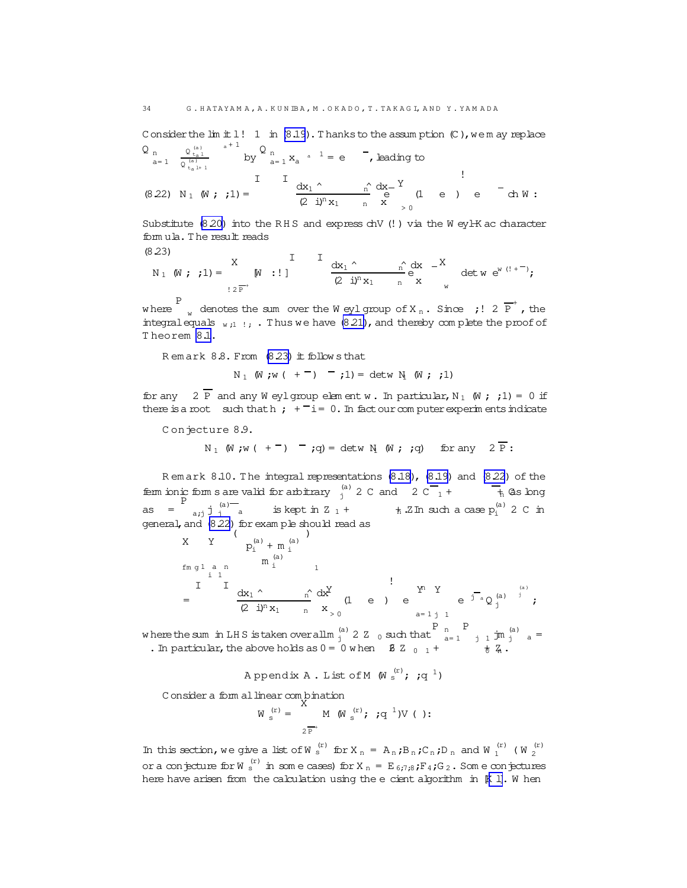Consider the limit $l \to \infty$ in (8.19). Thanks to the assumption (C), we may replace $\prod_{a=1}^{n} \left( \frac{Q^{(a)}_{t_a l}}{Q^{(a)}_{t_a l+1}} \right)^{\nu_a + 1}$ by $\prod_{a=1}^{n} x_a^{\nu_a + 1} = e^{\nu + \overline{\rho}}$, leading to

$$(8.22)\quad N_\infty(W;\lambda;1) = \oint \cdots \oint \frac{dx_1}{(2\pi i)^n x_1} \wedge \cdots \wedge \frac{dx_n}{x_n} e^{-\overline{\lambda}} \left( \prod_{\alpha > 0} (1 - e^{-\alpha}) \right) e^{\nu + \overline{\rho}} \, \mathrm{ch}\, W.$$

Substitute (8.20) into the RHS and express $\mathrm{ch}\, V(\omega)$ via the Weyl-Kac character formula. The result reads

(8.23)

$$N_\infty(W;\lambda;1) = \sum_{\omega \in \overline{P}^+} [W:\omega] \oint \cdots \oint \frac{dx_1}{(2\pi i)^n x_1} \wedge \cdots \wedge \frac{dx_n}{x_n} e^{-\overline{\lambda}} \sum_{w} \det w \, e^{w(\omega + \overline{\rho})},$$

where $\sum_w$ denotes the sum over the Weyl group of $X_n$. Since $\lambda, \omega \in \overline{P}^+$, the integral equals $\delta_{\lambda,\omega}$. Thus we have (8.21), and thereby complete the proof of Theorem 8.1.

**Remark 8.8.** From (8.23) it follows that

$$N_\infty(W; w(\lambda + \overline{\rho}) - \overline{\rho}; 1) = \det w \, N_\infty(W;\lambda;1)$$

for any $\lambda \in \overline{P}$ and any Weyl group element $w$. In particular, $N_\infty(W;\lambda;1) = 0$ if there is a root $\alpha$ such that $\langle \alpha, \lambda + \overline{\rho} \rangle = 0$. In fact our computer experiments indicate

**Conjecture 8.9.**

$$N_\infty(W; w(\lambda + \overline{\rho}) - \overline{\rho}; q) = \det w \, N_\infty(W;\lambda;q) \quad \text{for any } \lambda \in \overline{P}.$$

**Remark 8.10.** The integral representations (8.18), (8.19) and (8.22) of the fermionic forms are valid for arbitrary $\nu_j^{(a)} \in \mathbb{C}$ and $\lambda \in \mathbb{C}\overline{\Lambda}_1 + \cdots + \mathbb{C}\overline{\Lambda}_n$ as long as $\nu = \sum_{a,j} j\nu_j^{(a)} \overline{\Lambda}_a$ is kept in $\mathbb{Z}\overline{\Lambda}_1 + \cdots + \mathbb{Z}\overline{\Lambda}_n$. In such a case $p_i^{(a)} \in \mathbb{C}$ in general, and (8.22) for example should read as

$$\sum_{\{m\}} \prod_{\substack{1 \le a \le n \\ i \ge 1}} \binom{p_i^{(a)} + m_i^{(a)}}{m_i^{(a)}}_1$$

$$= \oint \cdots \oint \frac{dx_1}{(2\pi i)^n x_1} \wedge \cdots \wedge \frac{dx_n}{x_n} \left( \prod_{\alpha > 0} (1 - e^{-\alpha}) \right) e^{\overline{\rho}} \prod_{a=1}^{n} \prod_{j \ge 1} \left( e^{j \overline{\Lambda}_a} Q_j^{(a)} \right)^{\nu_j^{(a)}},$$

where the sum in LHS is taken over all $m_j^{(a)} \in \mathbb{Z}_{\ge 0}$ such that $\sum_{a=1}^{n} \sum_{j \ge 1} j m_j^{(a)} \alpha_a = \nu - \lambda$. In particular, the above holds as $0 = 0$ when $\lambda \notin \mathbb{Z}\overline{\Lambda}_1 + \cdots + \mathbb{Z}\overline{\Lambda}_n$.

## Appendix A. List of $M(W_s^{(r)};\lambda;q^{-1})$

Consider a formal linear combination

$$\mathcal{W}_s^{(r)} = \sum_{\lambda \in \overline{P}^+} M(W_s^{(r)};\lambda;q^{-1}) V(\lambda).$$

In this section, we give a list of $\mathcal{W}_s^{(r)}$ for $X_n = A_n, B_n, C_n, D_n$ and $\mathcal{W}_1^{(r)}$ ($\mathcal{W}_2^{(r)}$ or a conjecture for $\mathcal{W}_s^{(r)}$ in some cases) for $X_n = E_{6,7,8}, F_4, G_2$. Some conjectures here have arisen from the calculation using the efficient algorithm in [K1]. When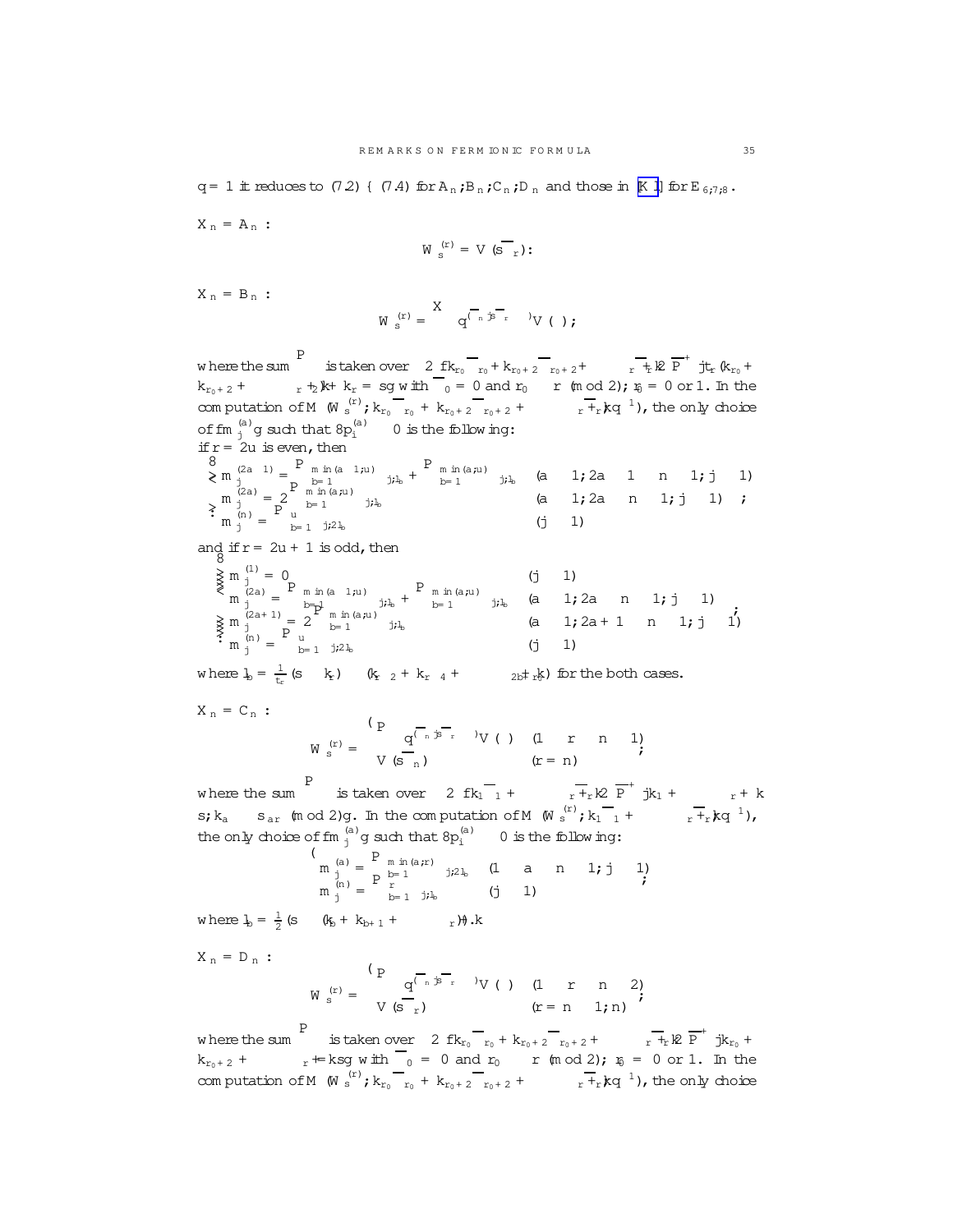$q = 1$ it reduces to (7.2) – (7.4) for $A_n, B_n, C_n, D_n$ and those in [K1] for $E_{6,7,8}$.

$X_n = A_n$ :

$$W_s^{(r)} = V(s\overline{\Lambda}_r).$$

$X_n = B_n$ :

$$W_s^{(r)} = \sum q^{(\overline{\Lambda}_n|s\overline{\Lambda}_r - \lambda)} V(\lambda);$$

where the sum $\sum$ is taken over $\lambda \in 2\{k_{r_0}\overline{\Lambda}_{r_0} + k_{r_0+2}\overline{\Lambda}_{r_0+2} + \cdots + k_r\overline{\Lambda}_r\} \cap \overline{P}^+ \mid t_r(k_{r_0} + k_{r_0+2} + \cdots + k_{r-2}) + k_r = s\}$ with $\overline{\Lambda}_0 = 0$ and $r_0 \equiv r \pmod 2$; $r_0 = 0$ or $1$. In the computation of $M(W_s^{(r)}, k_{r_0}\overline{\Lambda}_{r_0} + k_{r_0+2}\overline{\Lambda}_{r_0+2} + \cdots + k_r\overline{\Lambda}_r, q^{-1})$, the only choice of $\{m_j^{(a)}\}$ such that $\forall p_i^{(a)} \geq 0$ is the following:
if $r = 2u$ is even, then

$$\begin{cases} m_j^{(2a-1)} = \sum_{b=1}^{\min(a-1,u)} \delta_{j,l_b} + \sum_{b=1}^{\min(a,u)} \delta_{j,l_b} & (a \geq 1, 2a-1 \leq n-1, j \geq 1) \\ m_j^{(2a)} = 2\sum_{b=1}^{\min(a,u)} \delta_{j,l_b} & (a \geq 1, 2a \leq n-1, j \geq 1) \\ m_j^{(n)} = \sum_{b=1}^{u} \delta_{j,2l_b} & (j \geq 1) \end{cases};$$

and if $r = 2u+1$ is odd, then

$$\begin{cases} m_j^{(1)} = 0 & (j \geq 1) \\ m_j^{(2a)} = \sum_{b=1}^{\min(a-1,u)} \delta_{j,l_b} + \sum_{b=1}^{\min(a,u)} \delta_{j,l_b} & (a \geq 1, 2a \leq n-1, j \geq 1) \\ m_j^{(2a+1)} = 2\sum_{b=1}^{\min(a,u)} \delta_{j,l_b} & (a \geq 1, 2a+1 \leq n-1, j \geq 1) \\ m_j^{(n)} = \sum_{b=1}^{u} \delta_{j,2l_b} & (j \geq 1) \end{cases};$$

where $l_b = \frac{1}{t_r}(s - k_r) - (k_{r-2} + k_{r-4} + \cdots + k_{2b+r_0})$ for the both cases.

$X_n = C_n$ :

$$W_s^{(r)} = \begin{cases} \sum q^{(\overline{\Lambda}_n|s\overline{\Lambda}_r - \lambda)} V(\lambda) & (1 \leq r \leq n-1) \\ V(s\overline{\Lambda}_n) & (r = n) \end{cases};$$

where the sum $\sum$ is taken over $\lambda \in 2\{k_1\overline{\Lambda}_1 + \cdots + k_r\overline{\Lambda}_r\} \cap \overline{P}^+ \mid k_1 + \cdots + k_r = s, k_a \equiv s\delta_{ar} \pmod 2\}$. In the computation of $M(W_s^{(r)}, k_1\overline{\Lambda}_1 + \cdots + k_r\overline{\Lambda}_r, q^{-1})$, the only choice of $\{m_j^{(a)}\}$ such that $\forall p_i^{(a)} \geq 0$ is the following:

$$\begin{cases} m_j^{(a)} = \sum_{b=1}^{\min(a,r)} \delta_{j,2l_b} & (1 \leq a \leq n-1, j \geq 1) \\ m_j^{(n)} = \sum_{b=1}^{r} \delta_{j,l_b} & (j \geq 1) \end{cases};$$

where $l_b = \frac{1}{2}(s - (k_b + k_{b+1} + \cdots + k_r)) + k_r$.

$X_n = D_n$ :

$$W_s^{(r)} = \begin{cases} \sum q^{(\overline{\Lambda}_n|s\overline{\Lambda}_r - \lambda)} V(\lambda) & (1 \leq r \leq n-2) \\ V(s\overline{\Lambda}_r) & (r = n-1, n) \end{cases};$$

where the sum $\sum$ is taken over $\lambda \in 2\{k_{r_0}\overline{\Lambda}_{r_0} + k_{r_0+2}\overline{\Lambda}_{r_0+2} + \cdots + k_r\overline{\Lambda}_r\} \cap \overline{P}^+ \mid k_{r_0} + k_{r_0+2} + \cdots + k_r = s\}$ with $\overline{\Lambda}_0 = 0$ and $r_0 \equiv r \pmod 2$; $r_0 = 0$ or $1$. In the computation of $M(W_s^{(r)}, k_{r_0}\overline{\Lambda}_{r_0} + k_{r_0+2}\overline{\Lambda}_{r_0+2} + \cdots + k_r\overline{\Lambda}_r, q^{-1})$, the only choice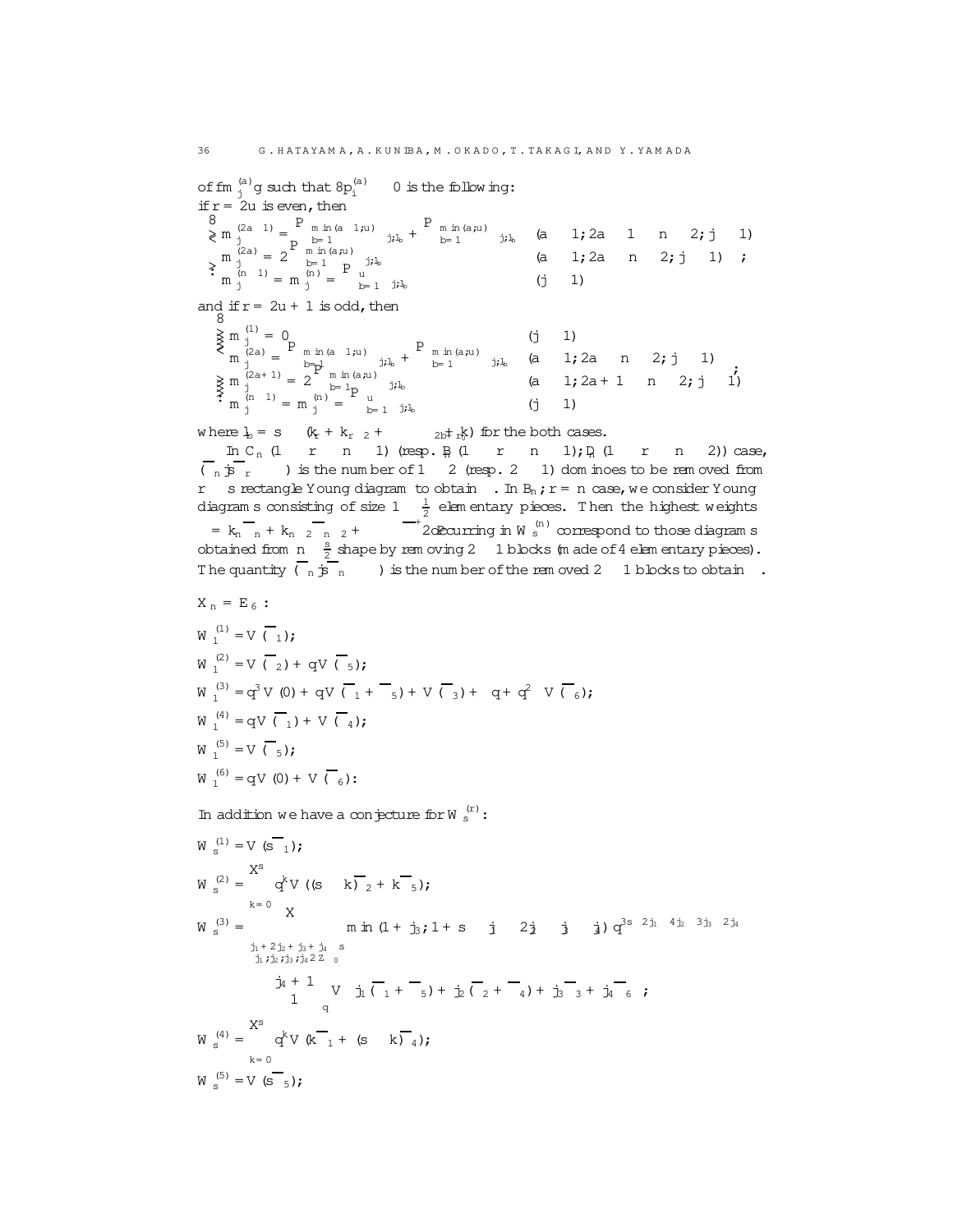of $\{m_j^{(a)}\}$ such that $\forall p_i^{(a)} \geq 0$ is the following:
if $r = 2u$ is even, then

$$
\begin{cases}
m_j^{(2a-1)} = \sum_{b=1}^{\min(a-1,u)} \delta_{j,l_b} + \sum_{b=1}^{\min(a,u)} \delta_{j,l_b} & (a \geq 1; 2a-1 \leq n-2; j \geq 1) \\
m_j^{(2a)} = 2\sum_{b=1}^{\min(a,u)} \delta_{j,l_b} & (a \geq 1; 2a \leq n-2; j \geq 1) \\
m_j^{(n-1)} = m_j^{(n)} = \sum_{b=1}^{u} \delta_{j,l_b} & (j \geq 1)
\end{cases};
$$

and if $r = 2u+1$ is odd, then

$$
\begin{cases}
m_j^{(1)} = 0 & (j \geq 1) \\
m_j^{(2a)} = \sum_{b=1}^{\min(a-1,u)} \delta_{j,l_b} + \sum_{b=1}^{\min(a,u)} \delta_{j,l_b} & (a \geq 1; 2a \leq n-2; j \geq 1) \\
m_j^{(2a+1)} = 2\sum_{b=1}^{\min(a,u)} \delta_{j,l_b} & (a \geq 1; 2a+1 \leq n-2; j \geq 1) \\
m_j^{(n-1)} = m_j^{(n)} = \sum_{b=1}^{u} \delta_{j,l_b} & (j \geq 1)
\end{cases};
$$

where $l_b = s - (k_r + k_{r-2} + \cdots + k_{r-2b+2})$ for the both cases.

In $C_n$ $(1 \leq r \leq n-1)$ (resp. $B_n$ $(1 \leq r \leq n-1)$; $D_n$ $(1 \leq r \leq n-2)$) case, $(\overline{\Lambda}_n | s\overline{\Lambda}_r - \lambda)$ is the number of $1 \times 2$ (resp. $2 \times 1$) dominoes to be removed from $r \times s$ rectangle Young diagram to obtain $\lambda$. In $B_n$; $r = n$ case, we consider Young diagrams consisting of size $1 \times \frac{1}{2}$ elementary pieces. Then the highest weights $\lambda = k_n\overline{\Lambda}_n + k_{n-2}\overline{\Lambda}_{n-2} + \cdots + \overline{\Lambda}_{n-2\ell}$ occurring in $W_s^{(n)}$ correspond to those diagrams obtained from $n \times \frac{s}{2}$ shape by removing $2 \times 1$ blocks (made of 4 elementary pieces). The quantity $(\overline{\Lambda}_n | s\overline{\Lambda}_n - \lambda)$ is the number of the removed $2 \times 1$ blocks to obtain $\lambda$.

$X_n = E_6$ :

$W_1^{(1)} = V(\overline{\Lambda}_1)$;

$W_1^{(2)} = V(\overline{\Lambda}_2) + qV(\overline{\Lambda}_5)$;

$W_1^{(3)} = q^3V(0) + qV(\overline{\Lambda}_1 + \overline{\Lambda}_5) + V(\overline{\Lambda}_3) + \left(q + q^2\right)V(\overline{\Lambda}_6)$;

$W_1^{(4)} = qV(\overline{\Lambda}_1) + V(\overline{\Lambda}_4)$;

$W_1^{(5)} = V(\overline{\Lambda}_5)$;

$W_1^{(6)} = qV(0) + V(\overline{\Lambda}_6)$:

In addition we have a conjecture for $W_s^{(r)}$:

$W_s^{(1)} = V(s\overline{\Lambda}_1)$;

$$W_s^{(2)} = \sum_{k=0}^{s} q^k V((s-k)\overline{\Lambda}_2 + k\overline{\Lambda}_5);$$

$$W_s^{(3)} = \sum_{\substack{j_1+2j_2+j_3+j_4 \leq s \\ j_1,j_2,j_3,j_4 \in \mathbb{Z}_{\geq 0}}} \min(1+j_3, 1+s-j_1-2j_2-j_3-j_4)\, q^{3s-2j_1-4j_2-3j_3-2j_4}$$

$$\times \begin{bmatrix} j_4+1 \\ 1 \end{bmatrix}_q V\left(j_1(\overline{\Lambda}_1+\overline{\Lambda}_5) + j_2(\overline{\Lambda}_2+\overline{\Lambda}_4) + j_3\overline{\Lambda}_3 + j_4\overline{\Lambda}_6\right);$$

$$W_s^{(4)} = \sum_{k=0}^{s} q^k V(k\overline{\Lambda}_1 + (s-k)\overline{\Lambda}_4);$$

$W_s^{(5)} = V(s\overline{\Lambda}_5)$;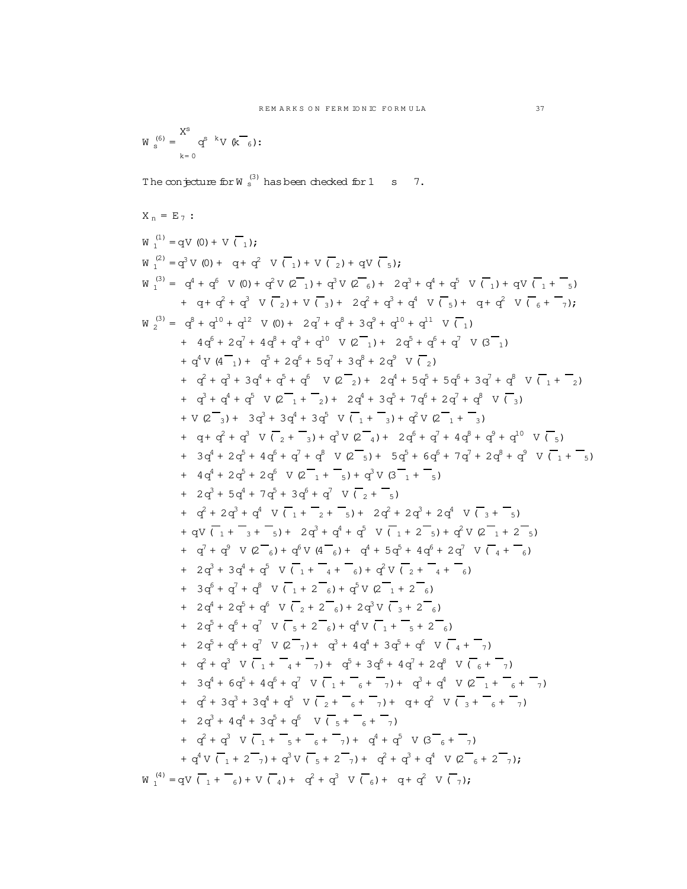$$W_s^{(6)} = \sum_{k=0}^{s} q^{s-k} V(k\overline{\omega}_6):$$

The conjecture for $W_s^{(3)}$ has been checked for $1 \le s \le 7$.

$X_n = E_7$:

$$W_1^{(1)} = qV(0) + V(\overline{\omega}_1);$$

$$W_1^{(2)} = q^3 V(0) + (q + q^2) V(\overline{\omega}_1) + V(\overline{\omega}_2) + qV(\overline{\omega}_5);$$

$$\begin{aligned}
W_1^{(3)} = {} & (q^4 + q^6) V(0) + q^2 V(2\overline{\omega}_1) + q^3 V(2\overline{\omega}_6) + (2q^3 + q^4 + q^5) V(\overline{\omega}_1) + qV(\overline{\omega}_1 + \overline{\omega}_5) \\
& + (q + q^2 + q^3) V(\overline{\omega}_2) + V(\overline{\omega}_3) + (2q^2 + q^3 + q^4) V(\overline{\omega}_5) + (q + q^2) V(\overline{\omega}_6 + \overline{\omega}_7);
\end{aligned}$$

$$\begin{aligned}
W_2^{(3)} = {} & (q^8 + q^{10} + q^{12}) V(0) + (2q^7 + q^8 + 3q^9 + q^{10} + q^{11}) V(\overline{\omega}_1) \\
& + (4q^6 + 2q^7 + 4q^8 + q^9 + q^{10}) V(2\overline{\omega}_1) + (2q^5 + q^6 + q^7) V(3\overline{\omega}_1) \\
& + q^4 V(4\overline{\omega}_1) + (q^5 + 2q^6 + 5q^7 + 3q^8 + 2q^9) V(\overline{\omega}_2) \\
& + (q^2 + q^3 + 3q^4 + q^5 + q^6) V(2\overline{\omega}_2) + (2q^4 + 5q^5 + 5q^6 + 3q^7 + q^8) V(\overline{\omega}_1 + \overline{\omega}_2) \\
& + (q^3 + q^4 + q^5) V(2\overline{\omega}_1 + \overline{\omega}_2) + (2q^4 + 3q^5 + 7q^6 + 2q^7 + q^8) V(\overline{\omega}_3) \\
& + V(2\overline{\omega}_3) + (3q^3 + 3q^4 + 3q^5) V(\overline{\omega}_1 + \overline{\omega}_3) + q^2 V(2\overline{\omega}_1 + \overline{\omega}_3) \\
& + (q + q^2 + q^3) V(\overline{\omega}_2 + \overline{\omega}_3) + q^3 V(2\overline{\omega}_4) + (2q^6 + q^7 + 4q^8 + q^9 + q^{10}) V(\overline{\omega}_5) \\
& + (3q^4 + 2q^5 + 4q^6 + q^7 + q^8) V(2\overline{\omega}_5) + (5q^5 + 6q^6 + 7q^7 + 2q^8 + q^9) V(\overline{\omega}_1 + \overline{\omega}_5) \\
& + (4q^4 + 2q^5 + 2q^6) V(2\overline{\omega}_1 + \overline{\omega}_5) + q^3 V(3\overline{\omega}_1 + \overline{\omega}_5) \\
& + (2q^3 + 5q^4 + 7q^5 + 3q^6 + q^7) V(\overline{\omega}_2 + \overline{\omega}_5) \\
& + (q^2 + 2q^3 + q^4) V(\overline{\omega}_1 + \overline{\omega}_2 + \overline{\omega}_5) + (2q^2 + 2q^3 + 2q^4) V(\overline{\omega}_3 + \overline{\omega}_5) \\
& + qV(\overline{\omega}_1 + \overline{\omega}_3 + \overline{\omega}_5) + (2q^3 + q^4 + q^5) V(\overline{\omega}_1 + 2\overline{\omega}_5) + q^2 V(2\overline{\omega}_1 + 2\overline{\omega}_5) \\
& + (q^7 + q^9) V(2\overline{\omega}_6) + q^6 V(4\overline{\omega}_6) + (q^4 + 5q^5 + 4q^6 + 2q^7) V(\overline{\omega}_4 + \overline{\omega}_6) \\
& + (2q^3 + 3q^4 + q^5) V(\overline{\omega}_1 + \overline{\omega}_4 + \overline{\omega}_6) + q^2 V(\overline{\omega}_2 + \overline{\omega}_4 + \overline{\omega}_6) \\
& + (3q^6 + q^7 + q^8) V(\overline{\omega}_1 + 2\overline{\omega}_6) + q^5 V(2\overline{\omega}_1 + 2\overline{\omega}_6) \\
& + (2q^4 + 2q^5 + q^6) V(\overline{\omega}_2 + 2\overline{\omega}_6) + 2q^3 V(\overline{\omega}_3 + 2\overline{\omega}_6) \\
& + (2q^5 + q^6 + q^7) V(\overline{\omega}_5 + 2\overline{\omega}_6) + q^4 V(\overline{\omega}_1 + \overline{\omega}_5 + 2\overline{\omega}_6) \\
& + (2q^5 + q^6 + q^7) V(2\overline{\omega}_7) + (q^3 + 4q^4 + 3q^5 + q^6) V(\overline{\omega}_4 + \overline{\omega}_7) \\
& + (q^2 + q^3) V(\overline{\omega}_1 + \overline{\omega}_4 + \overline{\omega}_7) + (q^5 + 3q^6 + 4q^7 + 2q^8) V(\overline{\omega}_6 + \overline{\omega}_7) \\
& + (3q^4 + 6q^5 + 4q^6 + q^7) V(\overline{\omega}_1 + \overline{\omega}_6 + \overline{\omega}_7) + (q^3 + q^4) V(2\overline{\omega}_1 + \overline{\omega}_6 + \overline{\omega}_7) \\
& + (q^2 + 3q^3 + 3q^4 + q^5) V(\overline{\omega}_2 + \overline{\omega}_6 + \overline{\omega}_7) + (q + q^2) V(\overline{\omega}_3 + \overline{\omega}_6 + \overline{\omega}_7) \\
& + (2q^3 + 4q^4 + 3q^5 + q^6) V(\overline{\omega}_5 + \overline{\omega}_6 + \overline{\omega}_7) \\
& + (q^2 + q^3) V(\overline{\omega}_1 + \overline{\omega}_5 + \overline{\omega}_6 + \overline{\omega}_7) + (q^4 + q^5) V(3\overline{\omega}_6 + \overline{\omega}_7) \\
& + q^4 V(\overline{\omega}_1 + 2\overline{\omega}_7) + q^3 V(\overline{\omega}_5 + 2\overline{\omega}_7) + (q^2 + q^3 + q^4) V(2\overline{\omega}_6 + 2\overline{\omega}_7);
\end{aligned}$$

$$W_1^{(4)} = qV(\overline{\omega}_1 + \overline{\omega}_6) + V(\overline{\omega}_4) + (q^2 + q^3) V(\overline{\omega}_6) + (q + q^2) V(\overline{\omega}_7);$$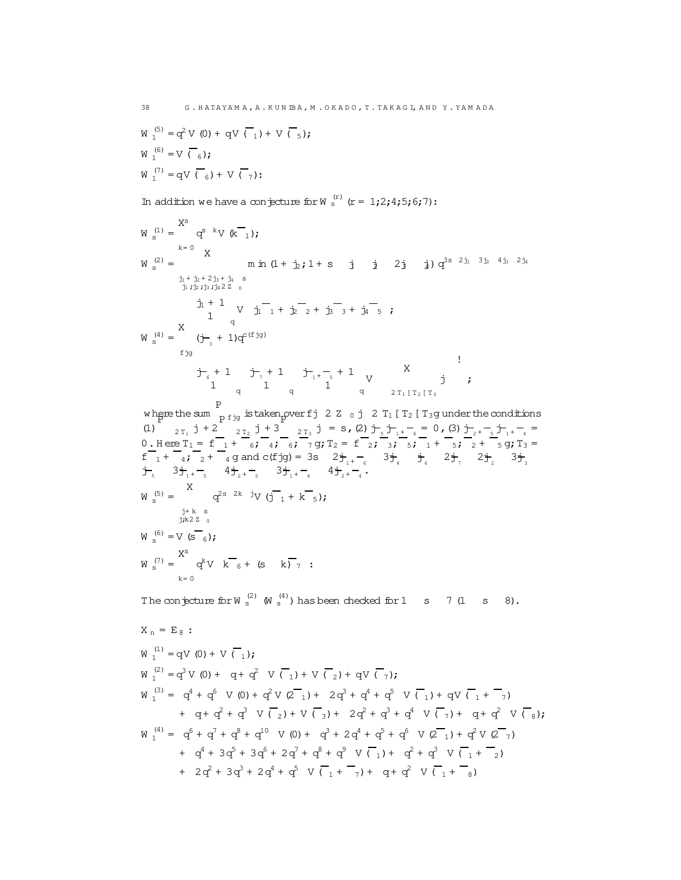$$W_1^{(5)} = q^2 V(0) + qV(\overline{\omega}_1) + V(\overline{\omega}_5);$$

$$W_1^{(6)} = V(\overline{\omega}_6);$$

$$W_1^{(7)} = qV(\overline{\omega}_6) + V(\overline{\omega}_7):$$

In addition we have a conjecture for $W_s^{(r)}$ $(r = 1,2,4,5,6,7)$:

$$W_s^{(1)} = \sum_{k=0}^{s} q^{s-k} V(k\overline{\omega}_1);$$

$$W_s^{(2)} = \sum_{\substack{j_1+j_2+2j_3+j_4 \le s \\ j_1,j_2,j_3,j_4 \in \mathbb{Z}_{\ge 0}}} \min(1+j_2, 1+s-j_1-j_2-2j_3-j_4)\, q^{3s-2j_1-3j_2-4j_3-2j_4} \begin{bmatrix} j_1+1 \\ 1 \end{bmatrix}_q V\left(j_1\overline{\omega}_1 + j_2\overline{\omega}_2 + j_3\overline{\omega}_3 + j_4\overline{\omega}_5\right);$$

$$W_s^{(4)} = \sum_{\{j\}} (j_{\overline{\omega}_3}+1) q^{c(\{j\})} \begin{bmatrix} j_{\overline{\omega}_6}+1 \\ 1 \end{bmatrix}_q \begin{bmatrix} j_{\overline{\omega}_7}+1 \\ 1 \end{bmatrix}_q \begin{bmatrix} j_{\overline{\omega}_1+\overline{\omega}_5}+1 \\ 1 \end{bmatrix}_q V\left(\sum_{\omega \in T_1 \cup T_2 \cup T_3} j_\omega \omega\right);$$

where the sum $\sum_{\{j\}}$ is taken over $\{j_\omega \in \mathbb{Z}_{\ge 0} \mid \omega \in T_1 \cup T_2 \cup T_3\}$ under the conditions (1) $\sum_{\omega \in T_1} j_\omega + 2\sum_{\omega \in T_2} j_\omega + 3\sum_{\omega \in T_3} j_\omega = s$, (2) $j_{\overline{\omega}_5} j_{\overline{\omega}_1+\overline{\omega}_6} = 0$, (3) $j_{\overline{\omega}_2+\overline{\omega}_5} j_{\overline{\omega}_1+\overline{\omega}_4} = 0$. Here $T_1 = \{\overline{\omega}_1+\overline{\omega}_6, \overline{\omega}_4, \overline{\omega}_6, \overline{\omega}_7\}$, $T_2 = \{\overline{\omega}_2, \overline{\omega}_3, \overline{\omega}_5, \overline{\omega}_1+\overline{\omega}_5, \overline{\omega}_2+\overline{\omega}_5\}$, $T_3 = \{\overline{\omega}_1+\overline{\omega}_4, \overline{\omega}_2+\overline{\omega}_4\}$ and $c(\{j\}) = 3s - 2j_{\overline{\omega}_1+\overline{\omega}_6} - 3j_{\overline{\omega}_4} - j_{\overline{\omega}_6} - 2j_{\overline{\omega}_7} - 2j_{\overline{\omega}_2} - 3j_{\overline{\omega}_3} - j_{\overline{\omega}_5} - 3j_{\overline{\omega}_1+\overline{\omega}_5} - 4j_{\overline{\omega}_2+\overline{\omega}_5} - 3j_{\overline{\omega}_1+\overline{\omega}_4} - 4j_{\overline{\omega}_2+\overline{\omega}_4}$.

$$W_s^{(5)} = \sum_{\substack{j+k \le s \\ j,k \in \mathbb{Z}_{\ge 0}}} q^{2s-2k-j} V(j\overline{\omega}_1 + k\overline{\omega}_5);$$

$$W_s^{(6)} = V(s\overline{\omega}_6);$$

$$W_s^{(7)} = \sum_{k=0}^{s} q^k V\left(k\overline{\omega}_6 + (s-k)\overline{\omega}_7\right):$$

The conjecture for $W_s^{(2)}$ ($W_s^{(4)}$) has been checked for $1 \le s \le 7$ ($1 \le s \le 8$).

$X_n = E_8$ :

$$W_1^{(1)} = qV(0) + V(\overline{\omega}_1);$$

$$W_1^{(2)} = q^3 V(0) + \left(q + q^2\right) V(\overline{\omega}_1) + V(\overline{\omega}_2) + qV(\overline{\omega}_7);$$

$$\begin{aligned} W_1^{(3)} = {} & \left(q^4 + q^6\right) V(0) + q^2 V(2\overline{\omega}_1) + \left(2q^3 + q^4 + q^5\right) V(\overline{\omega}_1) + qV(\overline{\omega}_1 + \overline{\omega}_7) \\ & + \left(q + q^2 + q^3\right) V(\overline{\omega}_2) + V(\overline{\omega}_3) + \left(2q^2 + q^3 + q^4\right) V(\overline{\omega}_7) + \left(q + q^2\right) V(\overline{\omega}_8); \end{aligned}$$

$$\begin{aligned} W_1^{(4)} = {} & \left(q^6 + q^7 + q^8 + q^{10}\right) V(0) + \left(q^3 + 2q^4 + q^5 + q^6\right) V(2\overline{\omega}_1) + q^2 V(2\overline{\omega}_7) \\ & + \left(q^4 + 3q^5 + 3q^6 + 2q^7 + q^8 + q^9\right) V(\overline{\omega}_1) + \left(q^2 + q^3\right) V(\overline{\omega}_1 + \overline{\omega}_2) \\ & + \left(2q^2 + 3q^3 + 2q^4 + q^5\right) V(\overline{\omega}_1 + \overline{\omega}_7) + \left(q + q^2\right) V(\overline{\omega}_1 + \overline{\omega}_8) \end{aligned}$$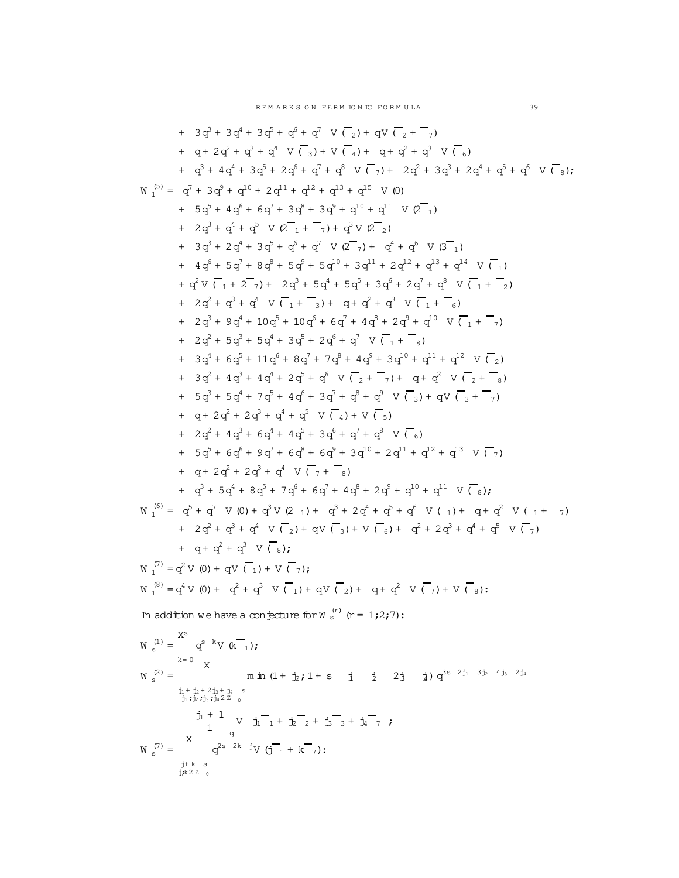$$+ \left(3q^3 + 3q^4 + 3q^5 + q^6 + q^7\right) V(\overline{\omega}_2) + qV(\overline{\omega}_2 + \overline{\omega}_7)$$
$$+ \left(q + 2q^2 + q^3 + q^4\right) V(\overline{\omega}_3) + V(\overline{\omega}_4) + \left(q + q^2 + q^3\right) V(\overline{\omega}_6)$$
$$+ \left(q^3 + 4q^4 + 3q^5 + 2q^6 + q^7 + q^8\right) V(\overline{\omega}_7) + \left(2q^2 + 3q^3 + 2q^4 + q^5 + q^6\right) V(\overline{\omega}_8);$$

$$W_1^{(5)} = \left(q^7 + 3q^9 + q^{10} + 2q^{11} + q^{12} + q^{13} + q^{15}\right) V(0)$$
$$+ \left(5q^5 + 4q^6 + 6q^7 + 3q^8 + 3q^9 + q^{10} + q^{11}\right) V(2\overline{\omega}_1)$$
$$+ \left(2q^3 + q^4 + q^5\right) V(2\overline{\omega}_1 + \overline{\omega}_7) + q^3 V(2\overline{\omega}_2)$$
$$+ \left(3q^3 + 2q^4 + 3q^5 + q^6 + q^7\right) V(2\overline{\omega}_7) + \left(q^4 + q^6\right) V(3\overline{\omega}_1)$$
$$+ \left(4q^6 + 5q^7 + 8q^8 + 5q^9 + 5q^{10} + 3q^{11} + 2q^{12} + q^{13} + q^{14}\right) V(\overline{\omega}_1)$$
$$+ q^2 V(\overline{\omega}_1 + 2\overline{\omega}_7) + \left(2q^3 + 5q^4 + 5q^5 + 3q^6 + 2q^7 + q^8\right) V(\overline{\omega}_1 + \overline{\omega}_2)$$
$$+ \left(2q^2 + q^3 + q^4\right) V(\overline{\omega}_1 + \overline{\omega}_3) + \left(q + q^2 + q^3\right) V(\overline{\omega}_1 + \overline{\omega}_6)$$
$$+ \left(2q^3 + 9q^4 + 10q^5 + 10q^6 + 6q^7 + 4q^8 + 2q^9 + q^{10}\right) V(\overline{\omega}_1 + \overline{\omega}_7)$$
$$+ \left(2q^2 + 5q^3 + 5q^4 + 3q^5 + 2q^6 + q^7\right) V(\overline{\omega}_1 + \overline{\omega}_8)$$
$$+ \left(3q^4 + 6q^5 + 11q^6 + 8q^7 + 7q^8 + 4q^9 + 3q^{10} + q^{11} + q^{12}\right) V(\overline{\omega}_2)$$
$$+ \left(3q^2 + 4q^3 + 4q^4 + 2q^5 + q^6\right) V(\overline{\omega}_2 + \overline{\omega}_7) + \left(q + q^2\right) V(\overline{\omega}_2 + \overline{\omega}_8)$$
$$+ \left(5q^3 + 5q^4 + 7q^5 + 4q^6 + 3q^7 + q^8 + q^9\right) V(\overline{\omega}_3) + qV(\overline{\omega}_3 + \overline{\omega}_7)$$
$$+ \left(q + 2q^2 + 2q^3 + q^4 + q^5\right) V(\overline{\omega}_4) + V(\overline{\omega}_5)$$
$$+ \left(2q^2 + 4q^3 + 6q^4 + 4q^5 + 3q^6 + q^7 + q^8\right) V(\overline{\omega}_6)$$
$$+ \left(5q^5 + 6q^6 + 9q^7 + 6q^8 + 6q^9 + 3q^{10} + 2q^{11} + q^{12} + q^{13}\right) V(\overline{\omega}_7)$$
$$+ \left(q + 2q^2 + 2q^3 + q^4\right) V(\overline{\omega}_7 + \overline{\omega}_8)$$
$$+ \left(q^3 + 5q^4 + 8q^5 + 7q^6 + 6q^7 + 4q^8 + 2q^9 + q^{10} + q^{11}\right) V(\overline{\omega}_8);$$

$$W_1^{(6)} = \left(q^5 + q^7\right) V(0) + q^3 V(2\overline{\omega}_1) + \left(q^3 + 2q^4 + q^5 + q^6\right) V(\overline{\omega}_1) + \left(q + q^2\right) V(\overline{\omega}_1 + \overline{\omega}_7)$$
$$+ \left(2q^2 + q^3 + q^4\right) V(\overline{\omega}_2) + qV(\overline{\omega}_3) + V(\overline{\omega}_6) + \left(q^2 + 2q^3 + q^4 + q^5\right) V(\overline{\omega}_7)$$
$$+ \left(q + q^2 + q^3\right) V(\overline{\omega}_8);$$

$$W_1^{(7)} = q^2 V(0) + qV(\overline{\omega}_1) + V(\overline{\omega}_7);$$

$$W_1^{(8)} = q^4 V(0) + \left(q^2 + q^3\right) V(\overline{\omega}_1) + qV(\overline{\omega}_2) + \left(q + q^2\right) V(\overline{\omega}_7) + V(\overline{\omega}_8):$$

In addition we have a conjecture for $W_s^{(r)}$ $(r = 1,2,7)$:

$$W_s^{(1)} = \sum_{k=0}^{s} q^{s-k} V(k\overline{\omega}_1);$$

$$W_s^{(2)} = \sum_{\substack{j_1 + j_2 + 2j_3 + j_4 \le s \\ j_1, j_2, j_3, j_4 \in \mathbb{Z}_{\ge 0}}} \min(1 + j_2, 1 + s - j_1 - j_2 - 2j_3 - j_4)\, q^{3s - 2j_1 - 3j_2 - 4j_3 - 2j_4}$$
$$\left[\begin{matrix} j_1 + 1 \\ 1 \end{matrix}\right]_q V\left(j_1\overline{\omega}_1 + j_2\overline{\omega}_2 + j_3\overline{\omega}_3 + j_4\overline{\omega}_7\right);$$

$$W_s^{(7)} = \sum_{\substack{j + k \le s \\ j,k \in \mathbb{Z}_{\ge 0}}} q^{2s - 2k - j} V(j\overline{\omega}_1 + k\overline{\omega}_7):$$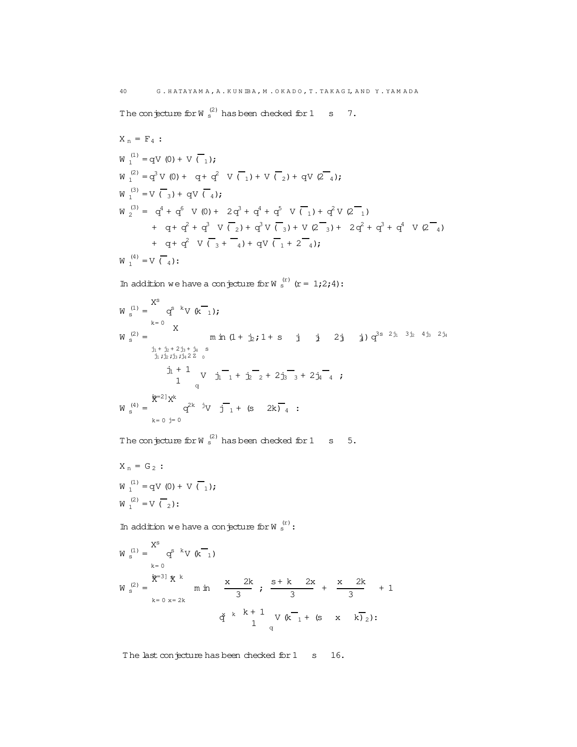The conjecture for $W^{(2)}_s$ has been checked for $1 \le s \le 7$.

$X_n = F_4$:

$$W^{(1)}_1 = qV(0) + V(\overline{\Lambda}_1);$$

$$W^{(2)}_1 = q^3 V(0) + \left(q + q^2\right) V(\overline{\Lambda}_1) + V(\overline{\Lambda}_2) + qV(2\overline{\Lambda}_4);$$

$$W^{(3)}_1 = V(\overline{\Lambda}_3) + qV(\overline{\Lambda}_4);$$

$$\begin{aligned} W^{(3)}_2 = &\left(q^4 + q^6\right) V(0) + \left(2q^3 + q^4 + q^5\right) V(\overline{\Lambda}_1) + q^2 V(2\overline{\Lambda}_1) \\ &+ \left(q + q^2 + q^3\right) V(\overline{\Lambda}_2) + q^3 V(\overline{\Lambda}_3) + V(2\overline{\Lambda}_3) + \left(2q^2 + q^3 + q^4\right) V(2\overline{\Lambda}_4) \\ &+ \left(q + q^2\right) V(\overline{\Lambda}_3 + \overline{\Lambda}_4) + qV(\overline{\Lambda}_1 + 2\overline{\Lambda}_4); \end{aligned}$$

$$W^{(4)}_1 = V(\overline{\Lambda}_4).$$

In addition we have a conjecture for $W^{(r)}_s$ $(r = 1, 2, 4)$:

$$W^{(1)}_s = \sum_{k=0}^{s} q^{s-k} V(k\overline{\Lambda}_1);$$

$$\begin{aligned} W^{(2)}_s = \sum_{\substack{j_1+j_2+2j_3+j_4 \le s \\ j_1,j_2,j_3,j_4 \in \mathbb{Z}_{\ge 0}}} &\min(1 + j_2, 1 + s - j_1 - j_2 - 2j_3 - j_4)\, q^{3s-2j_1-3j_2-4j_3-2j_4} \\ &\times \begin{bmatrix} j_1 + 1 \\ 1 \end{bmatrix}_q V\left(j_1\overline{\Lambda}_1 + j_2\overline{\Lambda}_2 + 2j_3\overline{\Lambda}_3 + 2j_4\overline{\Lambda}_4\right); \end{aligned}$$

$$W^{(4)}_s = \sum_{k=0}^{[s/2]} \sum_{j=0}^{k} q^{2k-j} V\left(j\overline{\Lambda}_1 + (s - 2k)\overline{\Lambda}_4\right).$$

The conjecture for $W^{(2)}_s$ has been checked for $1 \le s \le 5$.

$X_n = G_2$:

$$W^{(1)}_1 = qV(0) + V(\overline{\Lambda}_1);$$

$$W^{(2)}_1 = V(\overline{\Lambda}_2).$$

In addition we have a conjecture for $W^{(r)}_s$:

$$W^{(1)}_s = \sum_{k=0}^{s} q^{s-k} V(k\overline{\Lambda}_1)$$

$$\begin{aligned} W^{(2)}_s = \sum_{k=0}^{[s/3]} \sum_{x=2k}^{s-k} &\min\left( \left[\frac{x-2k}{3}\right], \left[\frac{s+k-2x}{3}\right] + \left[\frac{x-2k}{3}\right] + 1 \right) \\ &\times q^{x-k} \begin{bmatrix} k+1 \\ 1 \end{bmatrix}_q V(k\overline{\Lambda}_1 + (s - x - k)\overline{\Lambda}_2). \end{aligned}$$

The last conjecture has been checked for $1 \le s \le 16$.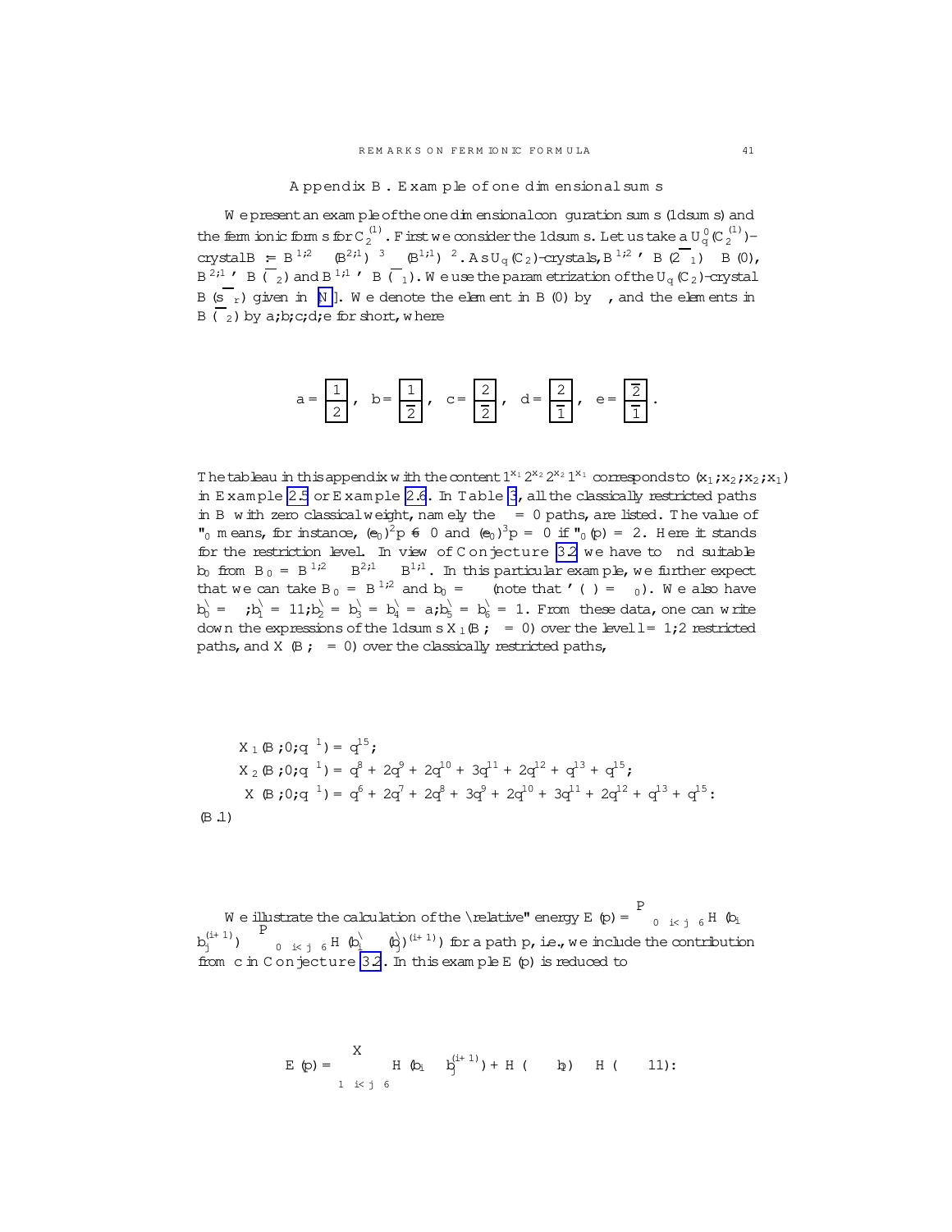## Appendix B. Example of one dimensional sums

We present an example of the one dimensional configuration sums (1dsums) and the fermionic forms for $C_2^{(1)}$. First we consider the 1dsums. Let us take a $U_q'(C_2^{(1)})$-crystal $B = B^{1,2} \otimes (B^{2,1})^{\otimes 3} \otimes (B^{1,1})^{\otimes 2}$. As $U_q(C_2)$-crystals, $B^{1,2} \simeq B(2\overline{\Lambda}_1) \oplus B(0)$, $B^{2,1} \simeq B(\overline{\Lambda}_2)$ and $B^{1,1} \simeq B(\overline{\Lambda}_1)$. We use the parametrization of the $U_q(C_2)$-crystal $B(s\overline{\Lambda}_r)$ given in [N]. We denote the element in $B(0)$ by $\phi$, and the elements in $B(\overline{\Lambda}_2)$ by $a, b, c, d, e$ for short, where

$$a = \boxed{\begin{matrix}1\\2\end{matrix}}, \quad b = \boxed{\begin{matrix}1\\\overline{2}\end{matrix}}, \quad c = \boxed{\begin{matrix}2\\\overline{2}\end{matrix}}, \quad d = \boxed{\begin{matrix}2\\\overline{1}\end{matrix}}, \quad e = \boxed{\begin{matrix}\overline{2}\\\overline{1}\end{matrix}}.$$

The tableau in this appendix with the content $1^{x_1}2^{x_2}\overline{2}^{x_{\overline{2}}}\overline{1}^{x_{\overline{1}}}$ corresponds to $(x_1, x_2, x_{\overline{2}}, x_{\overline{1}})$ in Example 2.5 or Example 2.6. In Table 3, all the classically restricted paths in $B$ with zero classical weight, namely the $\lambda = 0$ paths, are listed. The value of $\varepsilon_0$ means, for instance, $(\tilde{e}_0)^2 p \neq 0$ and $(\tilde{e}_0)^3 p = 0$ if $\varepsilon_0(p) = 2$. Here it stands for the restriction level. In view of Conjecture 3.2 we have to find suitable $b_0$ from $B_0 = B^{1,2} \otimes B^{2,1} \otimes B^{1,1}$. In this particular example, we further expect that we can take $B_0 = B^{1,2}$ and $b_0 = \phi$ (note that $\varphi(\phi) = \Lambda_0$). We also have $b_0^\natural = \phi, b_1^\natural = 11, b_2^\natural = b_3^\natural = b_4^\natural = a, b_5^\natural = b_6^\natural = 1$. From these data, one can write down the expressions of the 1dsums $X_l(B, \lambda = 0)$ over the level $l = 1, 2$ restricted paths, and $X(B, \lambda = 0)$ over the classically restricted paths,

$$
\begin{aligned}
&X_1(B, 0, q^{-1}) = q^{15},\\
&X_2(B, 0, q^{-1}) = q^8 + 2q^9 + 2q^{10} + 3q^{11} + 2q^{12} + q^{13} + q^{15},\\
&X(B, 0, q^{-1}) = q^6 + 2q^7 + 2q^8 + 3q^9 + 2q^{10} + 3q^{11} + 2q^{12} + q^{13} + q^{15}.
\end{aligned}
\tag{B.1}
$$

We illustrate the calculation of the "relative" energy $E(p) = \sum_{0 \le i < j \le 6} H(b_i \otimes b_j^{(i+1)}) - \sum_{0 \le i < j \le 6} H(b_i^\natural \otimes (b_j^\natural)^{(i+1)})$ for a path $p$, i.e., we include the contribution from $c$ in Conjecture 3.2. In this example $E(p)$ is reduced to

$$E(p) = \sum_{1 \le i < j \le 6} H(b_i \otimes b_j^{(i+1)}) + H(\phi \otimes b_1) - H(\phi \otimes 11).$$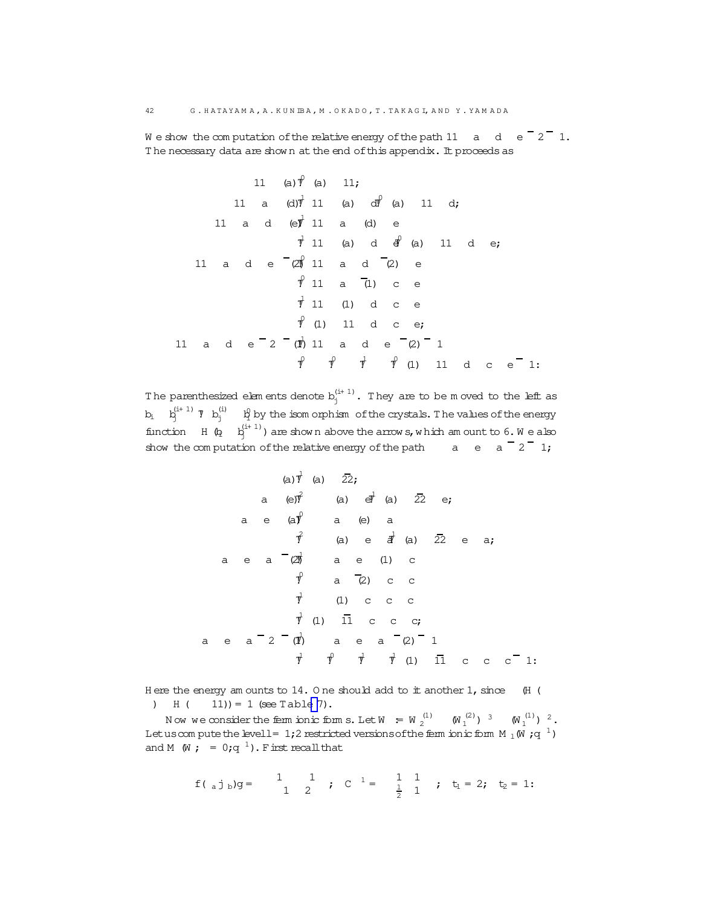We show the computation of the relative energy of the path $11 \otimes a \otimes d \otimes e \otimes \bar{2} \otimes \bar{1}$. The necessary data are shown at the end of this appendix. It proceeds as

$$
\begin{aligned}
11 \otimes (a) &\overset{0}{\mapsto} (a) \otimes 11; \\
11 \otimes a \otimes (d) &\overset{1}{\mapsto} 11 \otimes (a) \otimes d \overset{0}{\mapsto} (a) \otimes 11 \otimes d; \\
11 \otimes a \otimes d \otimes (e) &\overset{1}{\mapsto} 11 \otimes a \otimes (d) \otimes e \\
&\overset{1}{\mapsto} 11 \otimes (a) \otimes d \otimes e \overset{0}{\mapsto} (a) \otimes 11 \otimes d \otimes e; \\
11 \otimes a \otimes d \otimes e \otimes (\bar{2}) &\overset{0}{\mapsto} 11 \otimes a \otimes d \otimes (\bar{2}) \otimes e \\
&\overset{0}{\mapsto} 11 \otimes a \otimes (\bar{1}) \otimes c \otimes e \\
&\overset{1}{\mapsto} 11 \otimes (1) \otimes d \otimes c \otimes e \\
&\overset{0}{\mapsto} (1) \otimes 11 \otimes d \otimes c \otimes e; \\
11 \otimes a \otimes d \otimes e \otimes \bar{2} \otimes (\bar{1}) &\overset{1}{\mapsto} 11 \otimes a \otimes d \otimes e \otimes (\bar{2}) \otimes \bar{1} \\
&\overset{0}{\mapsto} \overset{0}{\mapsto} \overset{1}{\mapsto} \overset{0}{\mapsto} (1) \otimes 11 \otimes d \otimes c \otimes e \otimes \bar{1}.
\end{aligned}
$$

The parenthesized elements denote $b_j^{(i+1)}$. They are to be moved to the left as $b_i \otimes b_j^{(i+1)} \mapsto b_j^{(i)} \otimes b_i^{0}$ by the isomorphism of the crystals. The values of the energy function $-H(b_i \otimes b_j^{(i+1)})$ are shown above the arrows, which amount to 6. We also show the computation of the relative energy of the path $\emptyset \otimes a \otimes e \otimes a \otimes \bar{2} \otimes \bar{1}$;

$$
\begin{aligned}
\emptyset \otimes (a) &\overset{1}{\mapsto} (a) \otimes \bar{2}\bar{2}; \\
\emptyset \otimes a \otimes (e) &\overset{2}{\mapsto} \emptyset \otimes (a) \otimes e \overset{1}{\mapsto} (a) \otimes \bar{2}\bar{2} \otimes e; \\
\emptyset \otimes a \otimes e \otimes (a) &\overset{0}{\mapsto} \emptyset \otimes a \otimes (e) \otimes a \\
&\overset{2}{\mapsto} \emptyset \otimes (a) \otimes e \otimes a \overset{1}{\mapsto} (a) \otimes \bar{2}\bar{2} \otimes e \otimes a; \\
\emptyset \otimes a \otimes e \otimes a \otimes (\bar{2}) &\overset{1}{\mapsto} \emptyset \otimes a \otimes e \otimes (1) \otimes c \\
&\overset{0}{\mapsto} \emptyset \otimes a \otimes (\bar{2}) \otimes c \otimes c \\
&\overset{1}{\mapsto} \emptyset \otimes (1) \otimes c \otimes c \otimes c \\
&\overset{1}{\mapsto} (1) \otimes \bar{1}\bar{1} \otimes c \otimes c \otimes c; \\
\emptyset \otimes a \otimes e \otimes a \otimes \bar{2} \otimes (\bar{1}) &\overset{1}{\mapsto} \emptyset \otimes a \otimes e \otimes a \otimes (\bar{2}) \otimes \bar{1} \\
&\overset{1}{\mapsto} \overset{0}{\mapsto} \overset{1}{\mapsto} \overset{1}{\mapsto} (1) \otimes \bar{1}\bar{1} \otimes c \otimes c \otimes c \otimes \bar{1}.
\end{aligned}
$$

Here the energy amounts to 14. One should add to it another 1, since $-(H(\emptyset \otimes \emptyset) - H(\emptyset \otimes 11)) = 1$ (see Table 7).

Now we consider the fermionic forms. Let $W := W_2^{(1)} \otimes (W_1^{(2)})^{\otimes 3} \otimes (W_1^{(1)})^{\otimes 2}$. Let us compute the level $l = 1, 2$ restricted versions of the fermionic form $M_1(W, \lambda; q^{-1})$ and $M(W, \lambda = 0; q^{-1})$. First recall that

$$
f(\alpha_a | \alpha_b) g = \begin{pmatrix} 1 & -1 \\ -1 & 2 \end{pmatrix}; \quad C^{-1} = \begin{pmatrix} 1 & 1 \\ \frac{1}{2} & 1 \end{pmatrix}; \quad t_1 = 2; \; t_2 = 1.
$$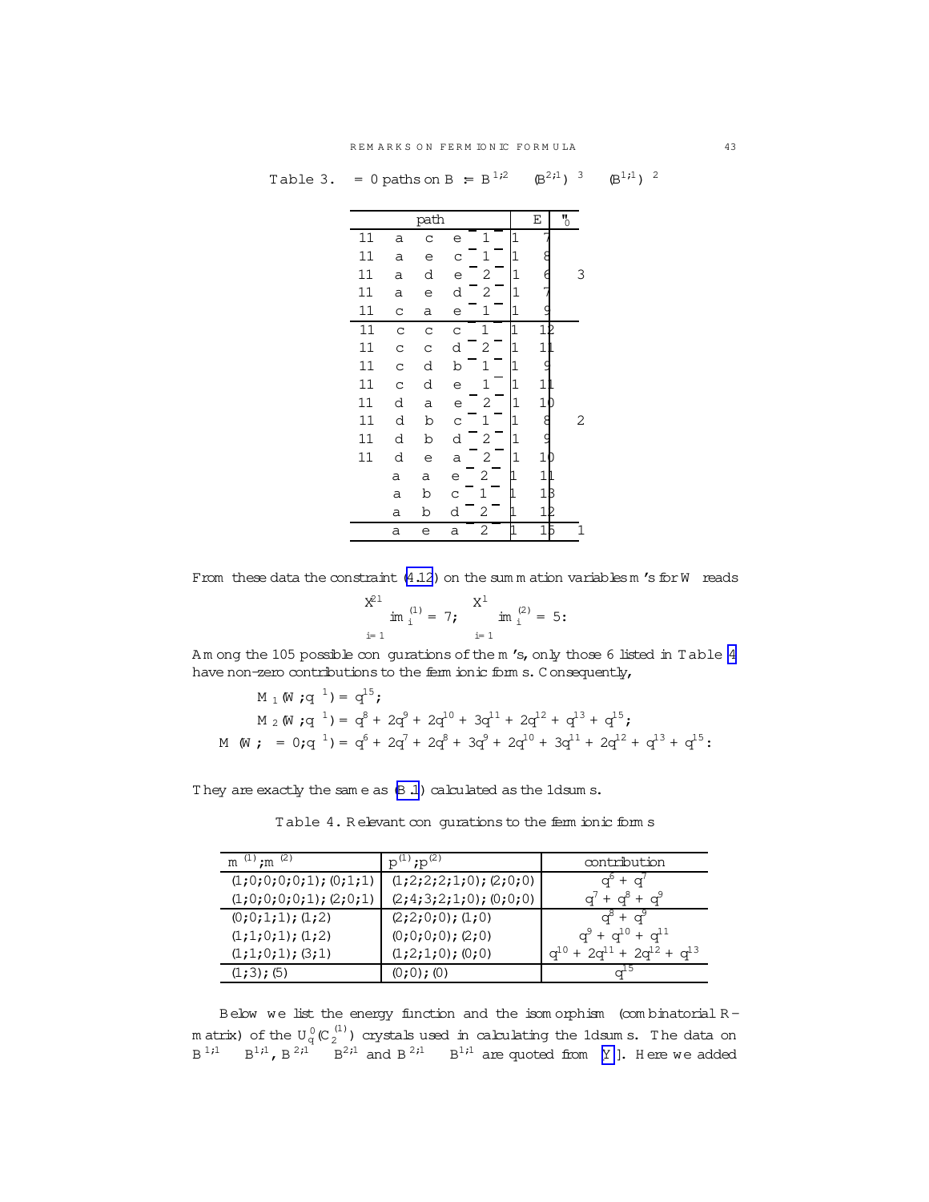Table 3. $\lambda = 0$ paths on $B = B^{1,2} \otimes (B^{2,1})^{\otimes 3} \otimes (B^{1,1})^{\otimes 2}$

| path | | | | | | E | $\nu_0$ |
|---|---|---|---|---|---|---|---|
| 11 | a | c | e | $\bar{1}$ | 1 | 7 | |
| 11 | a | e | c | $\bar{1}$ | 1 | 8 | |
| 11 | a | d | e | $\bar{2}$ | 1 | 6 | 3 |
| 11 | a | e | d | $\bar{2}$ | 1 | 7 | |
| 11 | c | a | e | $\bar{1}$ | 1 | 9 | |
| 11 | c | c | c | $\bar{1}$ | 1 | 12 | |
| 11 | c | c | d | $\bar{2}$ | 1 | 11 | |
| 11 | c | d | b | $\bar{1}$ | 1 | 9 | |
| 11 | c | d | e | $\bar{1}$ | 1 | 11 | |
| 11 | d | a | e | $\bar{2}$ | 1 | 10 | |
| 11 | d | b | c | $\bar{1}$ | 1 | 8 | 2 |
| 11 | d | b | d | $\bar{2}$ | 1 | 9 | |
| 11 | d | e | a | $\bar{2}$ | 1 | 10 | |
| $1\bar{1}$ | a | a | e | $\bar{2}$ | $\bar{1}$ | 11 | |
| $1\bar{1}$ | a | b | c | $\bar{1}$ | $\bar{1}$ | 13 | |
| $1\bar{1}$ | a | b | d | $\bar{2}$ | $\bar{1}$ | 12 | |
| $1\bar{1}$ | a | e | a | $\bar{2}$ | $\bar{1}$ | 15 | 1 |

From these data the constraint (4.12) on the summation variables $m$'s for $W$ reads

$$\sum_{i=1}^{2} i m_i^{(1)} = 7; \qquad \sum_{i=1}^{1} i m_i^{(2)} = 5:$$

Among the 105 possible configurations of the $m$'s, only those 6 listed in Table 4 have non-zero contributions to the fermionic forms. Consequently,

$$\begin{aligned}
M_1(W;q^{-1}) &= q^{15};\\
M_2(W;q^{-1}) &= q^8 + 2q^9 + 2q^{10} + 3q^{11} + 2q^{12} + q^{13} + q^{15};\\
M(W;\lambda = 0;q^{-1}) &= q^6 + 2q^7 + 2q^8 + 3q^9 + 2q^{10} + 3q^{11} + 2q^{12} + q^{13} + q^{15}:
\end{aligned}$$

They are exactly the same as (B.1) calculated as the 1dsums.

Table 4. Relevant configurations to the fermionic forms

| $m^{(1)};m^{(2)}$ | $p^{(1)};p^{(2)}$ | contribution |
|---|---|---|
| (1;0;0;0;0;1); (0;1;1) | (1;2;2;2;1;0); (2;0;0) | $q^6 + q^7$ |
| (1;0;0;0;0;1); (2;0;1) | (2;4;3;2;1;0); (0;0;0) | $q^7 + q^8 + q^9$ |
| (0;0;1;1); (1;2) | (2;2;0;0); (1;0) | $q^8 + q^9$ |
| (1;1;0;1); (1;2) | (0;0;0;0); (2;0) | $q^9 + q^{10} + q^{11}$ |
| (1;1;0;1); (3;1) | (1;2;1;0); (0;0) | $q^{10} + 2q^{11} + 2q^{12} + q^{13}$ |
| (1;3); (5) | (0;0); (0) | $q^{15}$ |

Below we list the energy function and the isomorphism (combinatorial R-matrix) of the $U_q^0(C_2^{(1)})$ crystals used in calculating the 1dsums. The data on $B^{1,1} \otimes B^{1,1}$, $B^{2,1} \otimes B^{2,1}$ and $B^{2,1} \otimes B^{1,1}$ are quoted from [Y]. Here we added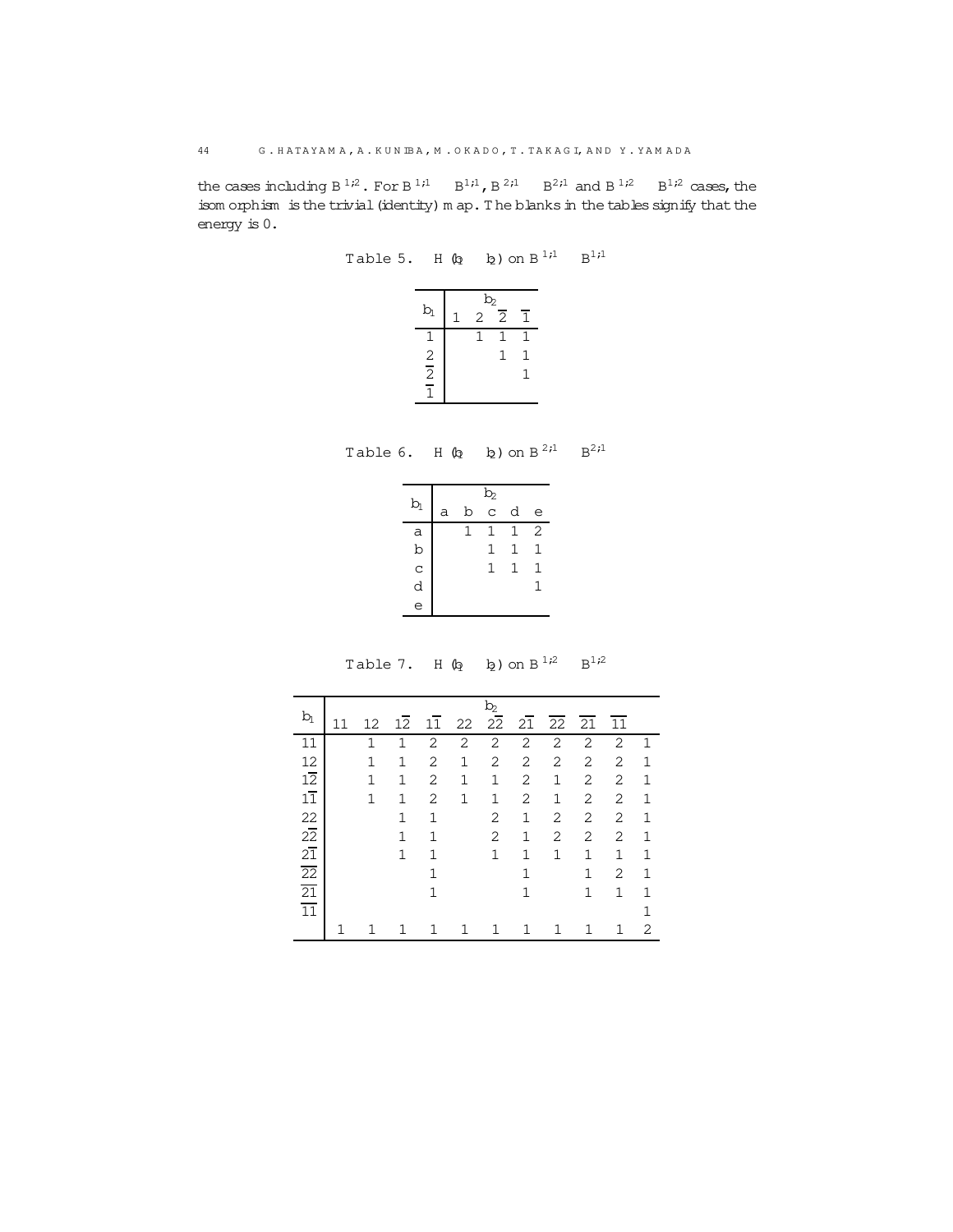the cases including $B^{1,2}$. For $B^{1,1} \otimes B^{1,1}$, $B^{2,1} \otimes B^{2,1}$ and $B^{1,2} \otimes B^{1,2}$ cases, the isomorphism is the trivial (identity) map. The blanks in the tables signify that the energy is 0.

Table 5. $H(b_1 \otimes b_2)$ on $B^{1,1} \otimes B^{1,1}$

| $b_1$ \ $b_2$ | $1$ | $2$ | $\overline{2}$ | $\overline{1}$ |
|---|---|---|---|---|
| $1$ | | 1 | 1 | 1 |
| $2$ | | | 1 | 1 |
| $\overline{2}$ | | | | 1 |
| $\overline{1}$ | | | | |

Table 6. $H(b_1 \otimes b_2)$ on $B^{2,1} \otimes B^{2,1}$

| $b_1$ \ $b_2$ | a | b | c | d | e |
|---|---|---|---|---|---|
| a | | 1 | 1 | 1 | 2 |
| b | | | 1 | 1 | 1 |
| c | | | 1 | 1 | 1 |
| d | | | | | 1 |
| e | | | | | |

Table 7. $H(b_1 \otimes b_2)$ on $B^{1,2} \otimes B^{1,2}$

| $b_1$ \ $b_2$ | $11$ | $12$ | $1\overline{2}$ | $1\overline{1}$ | $22$ | $2\overline{2}$ | $2\overline{1}$ | $\overline{2}\overline{2}$ | $\overline{2}\overline{1}$ | $\overline{1}\overline{1}$ | |
|---|---|---|---|---|---|---|---|---|---|---|---|
| $11$ | | 1 | 1 | 2 | 2 | 2 | 2 | 2 | 2 | 2 | 1 |
| $12$ | | 1 | 1 | 2 | 1 | 2 | 2 | 2 | 2 | 2 | 1 |
| $1\overline{2}$ | | 1 | 1 | 2 | 1 | 1 | 2 | 1 | 2 | 2 | 1 |
| $1\overline{1}$ | | 1 | 1 | 2 | 1 | 1 | 2 | 1 | 2 | 2 | 1 |
| $22$ | | | 1 | 1 | | 2 | 1 | 2 | 2 | 2 | 1 |
| $2\overline{2}$ | | | 1 | 1 | | 2 | 1 | 2 | 2 | 2 | 1 |
| $2\overline{1}$ | | | 1 | 1 | | 1 | 1 | 1 | 1 | 1 | 1 |
| $\overline{2}\overline{2}$ | | | | 1 | | | 1 | | 1 | 2 | 1 |
| $\overline{2}\overline{1}$ | | | | 1 | | | 1 | | 1 | 1 | 1 |
| $\overline{1}\overline{1}$ | | | | | | | | | | | 1 |
| | 1 | 1 | 1 | 1 | 1 | 1 | 1 | 1 | 1 | 1 | 2 |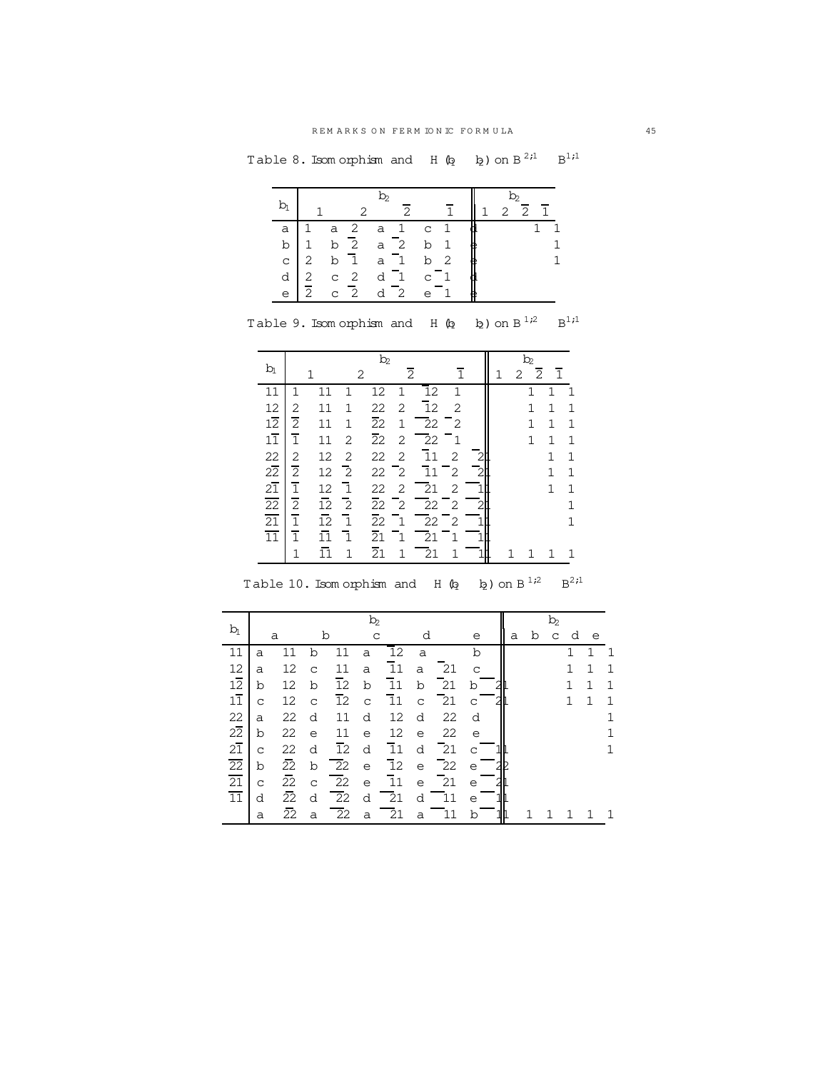Table 8. Isomorphism and $H(b_1 \otimes b_2)$ on $B^{2,1} \otimes B^{1,1}$

| $b_1$ | $b_2$ | | | | $b_2$ | | | |
|---|---|---|---|---|---|---|---|---|
| | 1 | 2 | $\bar{2}$ | $\bar{1}$ | 1 | 2 | $\bar{2}$ | $\bar{1}$ |
| a | 1 a | 2 a | 1 c | 1 d | | | 1 | 1 |
| b | 1 b | $\bar{2}$ a | $\bar{2}$ b | 1 e | | | | 1 |
| c | 2 b | $\bar{1}$ a | $\bar{1}$ b | 2 e | | | | 1 |
| d | 2 c | 2 d | $\bar{1}$ c | $\bar{1}$ d | | | | |
| e | $\bar{2}$ c | $\bar{2}$ d | $\bar{2}$ e | $\bar{1}$ e | | | | |

Table 9. Isomorphism and $H(b_1 \otimes b_2)$ on $B^{1,2} \otimes B^{1,1}$

| $b_1$ | $b_2$ | | | | $b_2$ | | | |
|---|---|---|---|---|---|---|---|---|
| | 1 | 2 | $\bar{2}$ | $\bar{1}$ | 1 | 2 | $\bar{2}$ | $\bar{1}$ |
| 11 | 1 11 | 1 12 | 1 $1\bar{2}$ | 1 | | 1 | 1 | 1 |
| 12 | 2 11 | 1 22 | 2 $1\bar{2}$ | 2 | | 1 | 1 | 1 |
| $1\bar{2}$ | $\bar{2}$ 11 | 1 $2\bar{2}$ | 1 $\bar{2}\bar{2}$ | $\bar{2}$ | | 1 | 1 | 1 |
| $1\bar{1}$ | $\bar{1}$ 11 | 2 $2\bar{2}$ | 2 $\bar{2}\bar{2}$ | $\bar{1}$ | | 1 | 1 | 1 |
| 22 | 2 12 | 2 22 | 2 $1\bar{1}$ | 2 $2\bar{1}$ | | | 1 | 1 |
| $2\bar{2}$ | $\bar{2}$ 12 | $\bar{2}$ 22 | $\bar{2}$ $1\bar{1}$ | $\bar{2}$ $2\bar{1}$ | | | 1 | 1 |
| $2\bar{1}$ | $\bar{1}$ 12 | $\bar{1}$ 22 | 2 $\bar{2}\bar{1}$ | 2 $\bar{1}\bar{1}$ | | | 1 | 1 |
| $\bar{2}\bar{2}$ | $\bar{2}$ $1\bar{2}$ | $\bar{2}$ $2\bar{2}$ | $\bar{2}$ $\bar{2}\bar{2}$ | $\bar{2}$ $\bar{2}\bar{1}$ | | | | 1 |
| $\bar{2}\bar{1}$ | $\bar{1}$ $1\bar{2}$ | $\bar{1}$ $2\bar{2}$ | $\bar{1}$ $\bar{2}\bar{2}$ | $\bar{2}$ $\bar{1}\bar{1}$ | | | | 1 |
| $\bar{1}\bar{1}$ | $\bar{1}$ $1\bar{1}$ | $\bar{1}$ $2\bar{1}$ | $\bar{1}$ $\bar{2}\bar{1}$ | $\bar{1}$ $\bar{1}\bar{1}$ | | | | |
| | 1 $1\bar{1}$ | 1 $2\bar{1}$ | 1 $\bar{2}\bar{1}$ | 1 $\bar{1}\bar{1}$ | 1 | 1 | 1 | 1 |

Table 10. Isomorphism and $H(b_1 \otimes b_2)$ on $B^{1,2} \otimes B^{2,1}$

| $b_1$ | $b_2$ | | | | | $b_2$ | | | | |
|---|---|---|---|---|---|---|---|---|---|---|
| | a | b | c | d | e | a | b | c | d | e |
| 11 | a 11 | b 11 | a $1\bar{2}$ | a | b | | | 1 | 1 | 1 |
| 12 | a 12 | c 11 | a $1\bar{1}$ | a $2\bar{1}$ | c | | | 1 | 1 | 1 |
| $1\bar{2}$ | b 12 | b $1\bar{2}$ | b $1\bar{1}$ | b $2\bar{1}$ | b $\bar{2}\bar{1}$ | | | 1 | 1 | 1 |
| $1\bar{1}$ | c 12 | c $1\bar{2}$ | c $1\bar{1}$ | c $2\bar{1}$ | c $\bar{2}\bar{1}$ | | | 1 | 1 | 1 |
| 22 | a 22 | d 11 | d 12 | d 22 | d | | | | | 1 |
| $2\bar{2}$ | b 22 | e 11 | e 12 | e 22 | e | | | | | 1 |
| $2\bar{1}$ | c 22 | d $1\bar{2}$ | d $1\bar{1}$ | d $2\bar{1}$ | c $\bar{1}\bar{1}$ | | | | | 1 |
| $\bar{2}\bar{2}$ | b $2\bar{2}$ | b $\bar{2}\bar{2}$ | e $1\bar{2}$ | e $2\bar{2}$ | e $\bar{2}\bar{2}$ | | | | | |
| $\bar{2}\bar{1}$ | c $2\bar{2}$ | c $\bar{2}\bar{2}$ | e $1\bar{1}$ | e $2\bar{1}$ | e $\bar{2}\bar{1}$ | | | | | |
| $\bar{1}\bar{1}$ | d $2\bar{2}$ | d $\bar{2}\bar{2}$ | d $\bar{2}\bar{1}$ | d $\bar{1}\bar{1}$ | e $\bar{1}\bar{1}$ | | | | | |
| | a $2\bar{2}$ | a $\bar{2}\bar{2}$ | a $\bar{2}\bar{1}$ | a $\bar{1}\bar{1}$ | b $\bar{1}\bar{1}$ | 1 | 1 | 1 | 1 | 1 |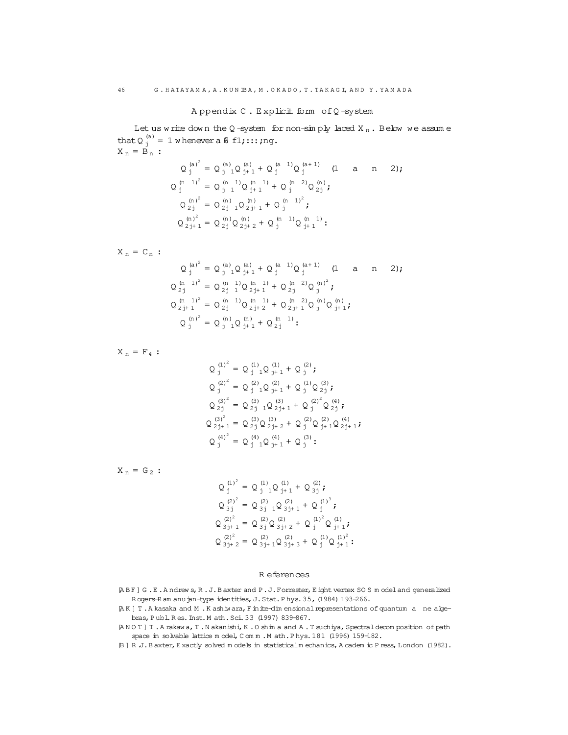## Appendix C. Explicit form of Q-system

Let us write down the Q-system for non-simply laced $X_n$. Below we assume that $Q^{(a)}_j = 1$ whenever $a \notin \{1, \ldots, n\}$.

$X_n = B_n$ :

$$
\begin{aligned}
Q^{(a)2}_j &= Q^{(a)}_{j-1} Q^{(a)}_{j+1} + Q^{(a-1)}_j Q^{(a+1)}_j \quad (1 \le a \le n-2);\\
Q^{(n-1)2}_j &= Q^{(n-1)}_{j-1} Q^{(n-1)}_{j+1} + Q^{(n-2)}_j Q^{(n)}_{2j};\\
Q^{(n)2}_{2j} &= Q^{(n)}_{2j-1} Q^{(n)}_{2j+1} + Q^{(n-1)2}_j;\\
Q^{(n)2}_{2j+1} &= Q^{(n)}_{2j} Q^{(n)}_{2j+2} + Q^{(n-1)}_j Q^{(n-1)}_{j+1}.
\end{aligned}
$$

$X_n = C_n$ :

$$
\begin{aligned}
Q^{(a)2}_j &= Q^{(a)}_{j-1} Q^{(a)}_{j+1} + Q^{(a-1)}_j Q^{(a+1)}_j \quad (1 \le a \le n-2);\\
Q^{(n-1)2}_{2j} &= Q^{(n-1)}_{2j-1} Q^{(n-1)}_{2j+1} + Q^{(n-2)}_{2j} Q^{(n)2}_j;\\
Q^{(n-1)2}_{2j+1} &= Q^{(n-1)}_{2j} Q^{(n-1)}_{2j+2} + Q^{(n-2)}_{2j+1} Q^{(n)}_j Q^{(n)}_{j+1};\\
Q^{(n)2}_j &= Q^{(n)}_{j-1} Q^{(n)}_{j+1} + Q^{(n-1)}_{2j}.
\end{aligned}
$$

$X_n = F_4$ :

$$
\begin{aligned}
Q^{(1)2}_j &= Q^{(1)}_{j-1} Q^{(1)}_{j+1} + Q^{(2)}_j;\\
Q^{(2)2}_j &= Q^{(2)}_{j-1} Q^{(2)}_{j+1} + Q^{(1)}_j Q^{(3)}_{2j};\\
Q^{(3)2}_{2j} &= Q^{(3)}_{2j-1} Q^{(3)}_{2j+1} + Q^{(2)2}_j Q^{(4)}_{2j};\\
Q^{(3)2}_{2j+1} &= Q^{(3)}_{2j} Q^{(3)}_{2j+2} + Q^{(2)}_j Q^{(2)}_{j+1} Q^{(4)}_{2j+1};\\
Q^{(4)2}_j &= Q^{(4)}_{j-1} Q^{(4)}_{j+1} + Q^{(3)}_j.
\end{aligned}
$$

$X_n = G_2$ :

$$
\begin{aligned}
Q^{(1)2}_j &= Q^{(1)}_{j-1} Q^{(1)}_{j+1} + Q^{(2)}_{3j};\\
Q^{(2)2}_{3j} &= Q^{(2)}_{3j-1} Q^{(2)}_{3j+1} + Q^{(1)3}_j;\\
Q^{(2)2}_{3j+1} &= Q^{(2)}_{3j} Q^{(2)}_{3j+2} + Q^{(1)2}_j Q^{(1)}_{j+1};\\
Q^{(2)2}_{3j+2} &= Q^{(2)}_{3j+1} Q^{(2)}_{3j+3} + Q^{(1)}_j Q^{(1)2}_{j+1}.
\end{aligned}
$$

## References

[ABF] G. E. Andrews, R. J. Baxter and P. J. Forrester, Eight vertex SOS model and generalized Rogers-Ramanujan-type identities, J. Stat. Phys. 35, (1984) 193–266.

[AK] T. Akasaka and M. Kashiwara, Finite-dimensional representations of quantum affine algebras, Publ. Res. Inst. Math. Sci. 33 (1997) 839–867.

[ANOT] T. Arakawa, T. Nakanishi, K. Oshima and A. Tsuchiya, Spectral decomposition of path space in solvable lattice model, Comm. Math. Phys. 181 (1996) 159–182.

[B] R. J. Baxter, Exactly solved models in statistical mechanics, Academic Press, London (1982).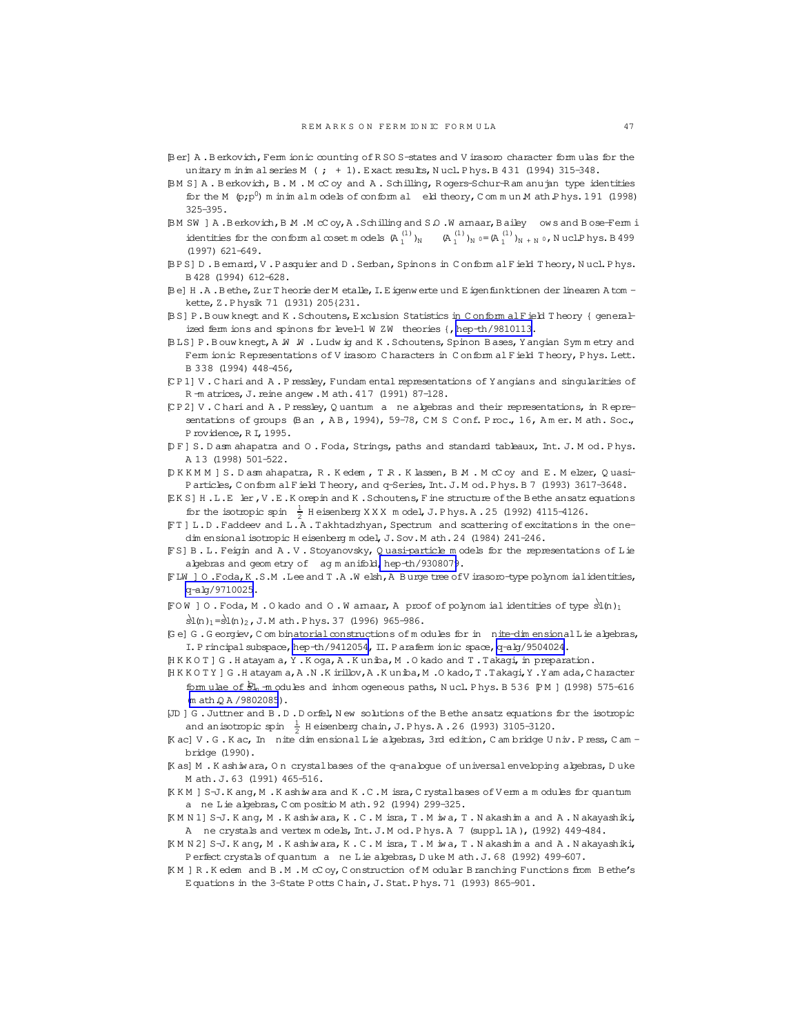[Ber] A. Berkovich, Fermionic counting of RSOS-states and Virasoro character formulas for the unitary minimal series $M(\nu;\nu+1)$. Exact results, Nucl. Phys. B 431 (1994) 315–348.

[BMS] A. Berkovich, B. M. McCoy and A. Schilling, Rogers-Schur-Ramanujan type identities for the $M(p,p')$ minimal models of conformal field theory, Commun. Math. Phys. 191 (1998) 325–395.

[BMSW] A. Berkovich, B. M. McCoy, A. Schilling and S. O. Warnaar, Bailey flows and Bose-Fermi identities for the conformal coset models $(A_1^{(1)})_N \times (A_1^{(1)})_{N'}/(A_1^{(1)})_{N+N'}$, Nucl. Phys. B 499 (1997) 621–649.

[BPS] D. Bernard, V. Pasquier and D. Serban, Spinons in Conformal Field Theory, Nucl. Phys. B 428 (1994) 612–628.

[Be] H. A. Bethe, Zur Theorie der Metalle, I. Eigenwerte und Eigenfunktionen der linearen Atom-kette, Z. Physik 71 (1931) 205–231.

[BS] P. Bouwknegt and K. Schoutens, Exclusion Statistics in Conformal Field Theory – generalized fermions and spinons for level-1 WZW theories –, hep-th/9810113.

[BLS] P. Bouwknegt, A. W. W. Ludwig and K. Schoutens, Spinon Bases, Yangian Symmetry and Fermionic Representations of Virasoro Characters in Conformal Field Theory, Phys. Lett. B 338 (1994) 448–456,

[CP1] V. Chari and A. Pressley, Fundamental representations of Yangians and singularities of R-matrices, J. reine angew. Math. 417 (1991) 87–128.

[CP2] V. Chari and A. Pressley, Quantum affine algebras and their representations, in Representations of groups (Banff, AB, 1994), 59–78, CMS Conf. Proc., 16, Amer. Math. Soc., Providence, RI, 1995.

[DF] S. Dasmahapatra and O. Foda, Strings, paths and standard tableaux, Int. J. Mod. Phys. A 13 (1998) 501–522.

[DKKMM] S. Dasmahapatra, R. Kedem, T. R. Klassen, B. M. McCoy and E. Melzer, Quasi-Particles, Conformal Field Theory, and q-Series, Int. J. Mod. Phys. B 7 (1993) 3617–3648.

[EKS] H. L. Eßler, V. E. Korepin and K. Schoutens, Fine structure of the Bethe ansatz equations for the isotropic spin $\frac{1}{2}$ Heisenberg XXX model, J. Phys. A. 25 (1992) 4115–4126.

[FT] L. D. Faddeev and L. A. Takhtadzhyan, Spectrum and scattering of excitations in the one-dimensional isotropic Heisenberg model, J. Sov. Math. 24 (1984) 241–246.

[FS] B. L. Feigin and A. V. Stoyanovsky, Quasi-particle models for the representations of Lie algebras and geometry of flag manifold, hep-th/9308079.

[FLW] O. Foda, K. S. M. Lee and T. A. Welsh, A Burge tree of Virasoro-type polynomial identities, q-alg/9710025.

[FOW] O. Foda, M. Okado and O. Warnaar, A proof of polynomial identities of type $\widehat{sl}(n)_1 \otimes \widehat{sl}(n)_1/\widehat{sl}(n)_2$, J. Math. Phys. 37 (1996) 965–986.

[Ge] G. Georgiev, Combinatorial constructions of modules for infinite-dimensional Lie algebras, I. Principal subspace, hep-th/9412054, II. Parafermionic space, q-alg/9504024.

[HKKOT] G. Hatayama, Y. Koga, A. Kuniba, M. Okado and T. Takagi, in preparation.

[HKKOTY] G. Hatayama, A. N. Kirillov, A. Kuniba, M. Okado, T. Takagi, Y. Yamada, Character formulae of $\widehat{sl}_n$-modules and inhomogeneous paths, Nucl. Phys. B 536 [PM] (1998) 575–616 (math.QA/9802085).

[JD] G. Juttner and B. D. Dorfel, New solutions of the Bethe ansatz equations for the isotropic and anisotropic spin $\frac{1}{2}$ Heisenberg chain, J. Phys. A. 26 (1993) 3105–3120.

[Kac] V. G. Kac, Infinite dimensional Lie algebras, 3rd edition, Cambridge Univ. Press, Cambridge (1990).

[Kas] M. Kashiwara, On crystal bases of the q-analogue of universal enveloping algebras, Duke Math. J. 63 (1991) 465–516.

[KKM] S-J. Kang, M. Kashiwara and K. C. Misra, Crystal bases of Verma modules for quantum affine Lie algebras, Compositio Math. 92 (1994) 299–325.

[KMN1] S-J. Kang, M. Kashiwara, K. C. Misra, T. Miwa, T. Nakashima and A. Nakayashiki, Affine crystals and vertex models, Int. J. Mod. Phys. A 7 (suppl. 1A), (1992) 449–484.

[KMN2] S-J. Kang, M. Kashiwara, K. C. Misra, T. Miwa, T. Nakashima and A. Nakayashiki, Perfect crystals of quantum affine Lie algebras, Duke Math. J. 68 (1992) 499–607.

[KM] R. Kedem and B. M. McCoy, Construction of Modular Branching Functions from Bethe's Equations in the 3-State Potts Chain, J. Stat. Phys. 71 (1993) 865–901.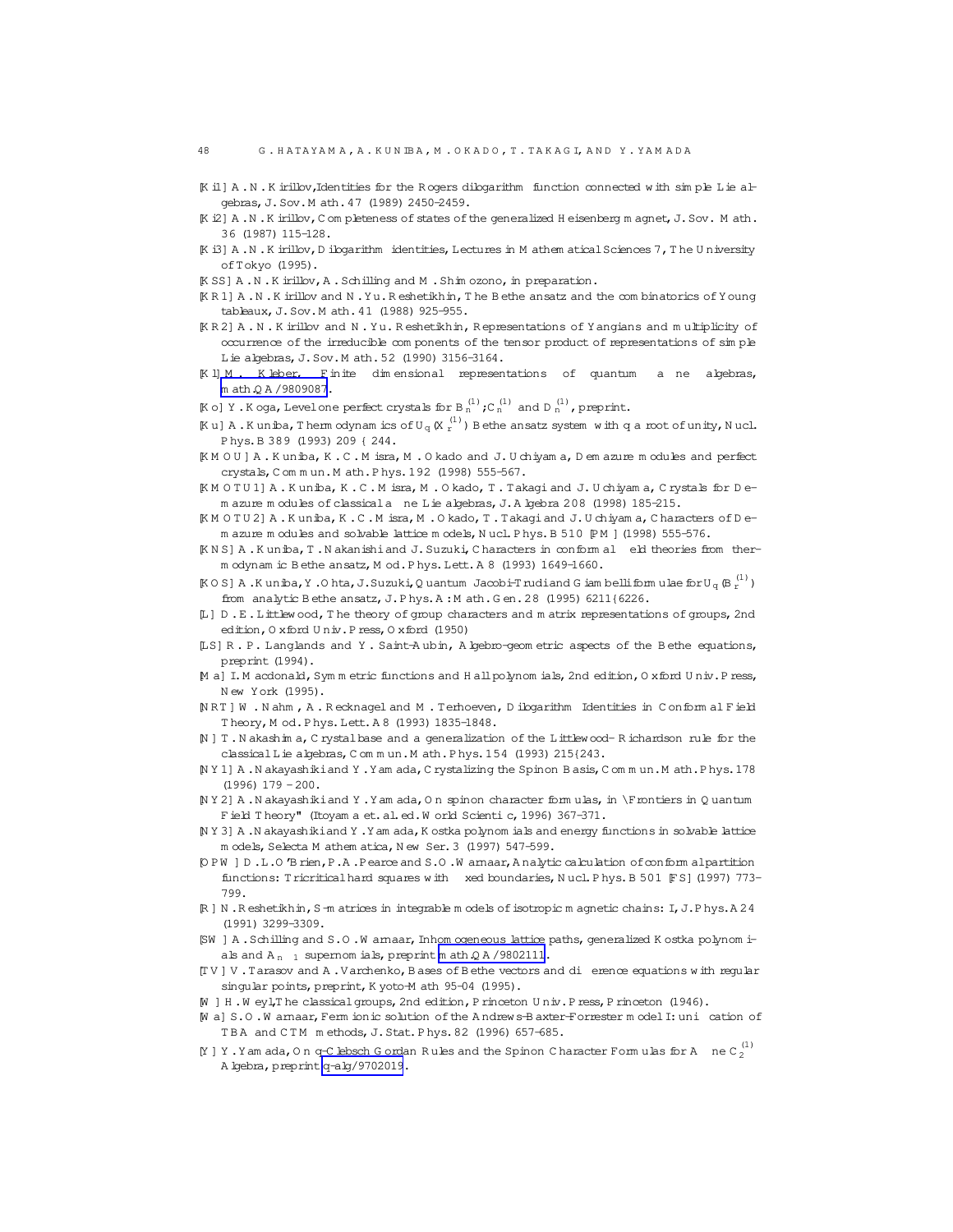[Ki1] A. N. Kirillov, Identities for the Rogers dilogarithm function connected with simple Lie algebras, J. Sov. Math. 47 (1989) 2450–2459.

[Ki2] A. N. Kirillov, Completeness of states of the generalized Heisenberg magnet, J. Sov. Math. 36 (1987) 115–128.

[Ki3] A. N. Kirillov, Dilogarithm identities, Lectures in Mathematical Sciences 7, The University of Tokyo (1995).

[KSS] A. N. Kirillov, A. Schilling and M. Shimozono, in preparation.

[KR1] A. N. Kirillov and N. Yu. Reshetikhin, The Bethe ansatz and the combinatorics of Young tableaux, J. Sov. Math. 41 (1988) 925–955.

[KR2] A. N. Kirillov and N. Yu. Reshetikhin, Representations of Yangians and multiplicity of occurrence of the irreducible components of the tensor product of representations of simple Lie algebras, J. Sov. Math. 52 (1990) 3156–3164.

[Kl] M. Kleber, Finite dimensional representations of quantum affine algebras, math.QA/9809087.

[Ko] Y. Koga, Level one perfect crystals for $B_n^{(1)}, C_n^{(1)}$ and $D_n^{(1)}$, preprint.

[Ku] A. Kuniba, Thermodynamics of $U_q(X_r^{(1)})$ Bethe ansatz system with $q$ a root of unity, Nucl. Phys. B 389 (1993) 209–244.

[KMOU] A. Kuniba, K. C. Misra, M. Okado and J. Uchiyama, Demazure modules and perfect crystals, Commun. Math. Phys. 192 (1998) 555–567.

[KMOTU1] A. Kuniba, K. C. Misra, M. Okado, T. Takagi and J. Uchiyama, Crystals for Demazure modules of classical affine Lie algebras, J. Algebra 208 (1998) 185–215.

[KMOTU2] A. Kuniba, K. C. Misra, M. Okado, T. Takagi and J. Uchiyama, Characters of Demazure modules and solvable lattice models, Nucl. Phys. B 510 [PM] (1998) 555–576.

[KNS] A. Kuniba, T. Nakanishi and J. Suzuki, Characters in conformal field theories from thermodynamic Bethe ansatz, Mod. Phys. Lett. A 8 (1993) 1649–1660.

[KOS] A. Kuniba, Y. Ohta, J. Suzuki, Quantum Jacobi-Trudi and Giambelli formulae for $U_q(B_r^{(1)})$ from analytic Bethe ansatz, J. Phys. A: Math. Gen. 28 (1995) 6211–6226.

[L] D. E. Littlewood, The theory of group characters and matrix representations of groups, 2nd edition, Oxford Univ. Press, Oxford (1950)

[LS] R. P. Langlands and Y. Saint-Aubin, Algebro-geometric aspects of the Bethe equations, preprint (1994).

[Ma] I. Macdonald, Symmetric functions and Hall polynomials, 2nd edition, Oxford Univ. Press, New York (1995).

[NRT] W. Nahm, A. Recknagel and M. Terhoeven, Dilogarithm Identities in Conformal Field Theory, Mod. Phys. Lett. A 8 (1993) 1835–1848.

[N] T. Nakashima, Crystal base and a generalization of the Littlewood-Richardson rule for the classical Lie algebras, Commun. Math. Phys. 154 (1993) 215–243.

[NY1] A. Nakayashiki and Y. Yamada, Crystalizing the Spinon Basis, Commun. Math. Phys. 178 (1996) 179 – 200.

[NY2] A. Nakayashiki and Y. Yamada, On spinon character formulas, in "Frontiers in Quantum Field Theory" (Itoyama et. al. ed. World Scientific, 1996) 367–371.

[NY3] A. Nakayashiki and Y. Yamada, Kostka polynomials and energy functions in solvable lattice models, Selecta Mathematica, New Ser. 3 (1997) 547–599.

[OPW] D. L. O'Brien, P. A. Pearce and S. O. Warnaar, Analytic calculation of conformal partition functions: Tricritical hard squares with fixed boundaries, Nucl. Phys. B 501 [FS] (1997) 773–799.

[R] N. Reshetikhin, S-matrices in integrable models of isotropic magnetic chains: I, J. Phys. A 24 (1991) 3299–3309.

[SW] A. Schilling and S. O. Warnaar, Inhomogeneous lattice paths, generalized Kostka polynomials and $A_{n-1}$ supernomials, preprint math.QA/9802111.

[TV] V. Tarasov and A. Varchenko, Bases of Bethe vectors and difference equations with regular singular points, preprint, Kyoto-Math 95-04 (1995).

[W] H. Weyl, The classical groups, 2nd edition, Princeton Univ. Press, Princeton (1946).

[Wa] S. O. Warnaar, Fermionic solution of the Andrews-Baxter-Forrester model I: unification of TBA and CTM methods, J. Stat. Phys. 82 (1996) 657–685.

[Y] Y. Yamada, On q-Clebsch Gordan Rules and the Spinon Character Formulas for Affine $C_2^{(1)}$ Algebra, preprint q-alg/9702019.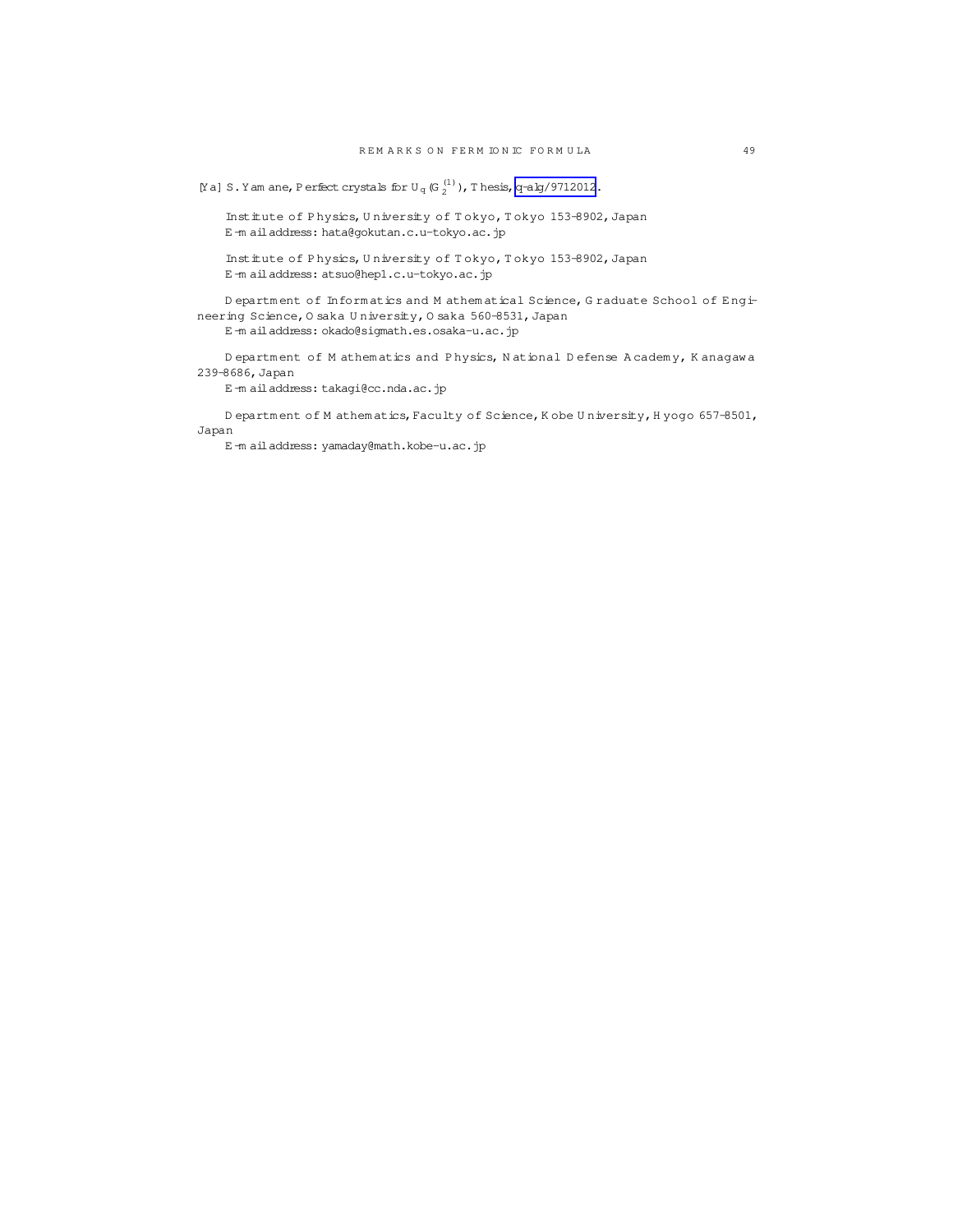[Ya] S. Yamane, Perfect crystals for $U_q(G_2^{(1)})$, Thesis, q-alg/9712012.

Institute of Physics, University of Tokyo, Tokyo 153-8902, Japan
E-mail address: hata@gokutan.c.u-tokyo.ac.jp

Institute of Physics, University of Tokyo, Tokyo 153-8902, Japan
E-mail address: atsuo@hep1.c.u-tokyo.ac.jp

Department of Informatics and Mathematical Science, Graduate School of Engineering Science, Osaka University, Osaka 560-8531, Japan
E-mail address: okado@sigmath.es.osaka-u.ac.jp

Department of Mathematics and Physics, National Defense Academy, Kanagawa 239-8686, Japan
E-mail address: takagi@cc.nda.ac.jp

Department of Mathematics, Faculty of Science, Kobe University, Hyogo 657-8501, Japan
E-mail address: yamaday@math.kobe-u.ac.jp